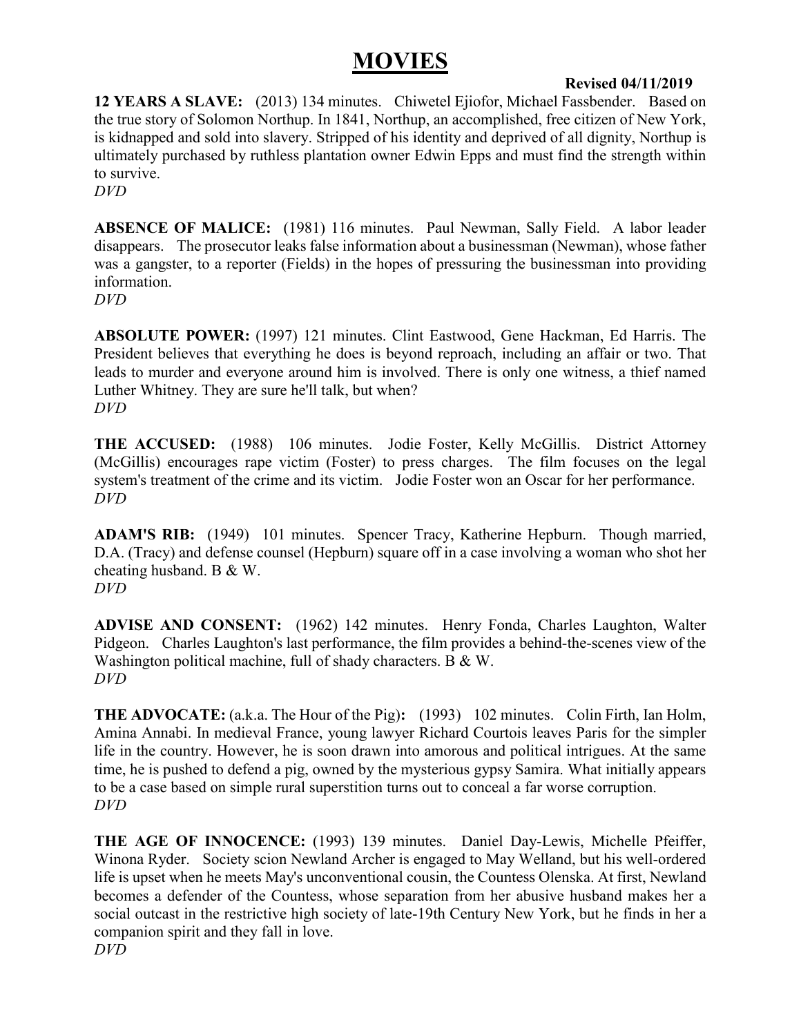# MOVIES

**Revised 04/11/2019**

**12 YEARS A SLAVE:** (2013) 134 minutes. Chiwetel Ejiofor, Michael Fassbender. Based on the true story of Solomon Northup. In 1841, Northup, an accomplished, free citizen of New York, is kidnapped and sold into slavery. Stripped of his identity and deprived of all dignity, Northup is ultimately purchased by ruthless plantation owner Edwin Epps and must find the strength within to survive.
*DVD*

**ABSENCE OF MALICE:** (1981) 116 minutes. Paul Newman, Sally Field. A labor leader disappears. The prosecutor leaks false information about a businessman (Newman), whose father was a gangster, to a reporter (Fields) in the hopes of pressuring the businessman into providing information.
*DVD*

**ABSOLUTE POWER:** (1997) 121 minutes. Clint Eastwood, Gene Hackman, Ed Harris. The President believes that everything he does is beyond reproach, including an affair or two. That leads to murder and everyone around him is involved. There is only one witness, a thief named Luther Whitney. They are sure he'll talk, but when?
*DVD*

**THE ACCUSED:** (1988) 106 minutes. Jodie Foster, Kelly McGillis. District Attorney (McGillis) encourages rape victim (Foster) to press charges. The film focuses on the legal system's treatment of the crime and its victim. Jodie Foster won an Oscar for her performance.
*DVD*

**ADAM'S RIB:** (1949) 101 minutes. Spencer Tracy, Katherine Hepburn. Though married, D.A. (Tracy) and defense counsel (Hepburn) square off in a case involving a woman who shot her cheating husband. B & W.
*DVD*

**ADVISE AND CONSENT:** (1962) 142 minutes. Henry Fonda, Charles Laughton, Walter Pidgeon. Charles Laughton's last performance, the film provides a behind-the-scenes view of the Washington political machine, full of shady characters. B & W.
*DVD*

**THE ADVOCATE:** (a.k.a. The Hour of the Pig)**:** (1993) 102 minutes. Colin Firth, Ian Holm, Amina Annabi. In medieval France, young lawyer Richard Courtois leaves Paris for the simpler life in the country. However, he is soon drawn into amorous and political intrigues. At the same time, he is pushed to defend a pig, owned by the mysterious gypsy Samira. What initially appears to be a case based on simple rural superstition turns out to conceal a far worse corruption.
*DVD*

**THE AGE OF INNOCENCE:** (1993) 139 minutes. Daniel Day-Lewis, Michelle Pfeiffer, Winona Ryder. Society scion Newland Archer is engaged to May Welland, but his well-ordered life is upset when he meets May's unconventional cousin, the Countess Olenska. At first, Newland becomes a defender of the Countess, whose separation from her abusive husband makes her a social outcast in the restrictive high society of late-19th Century New York, but he finds in her a companion spirit and they fall in love.
*DVD*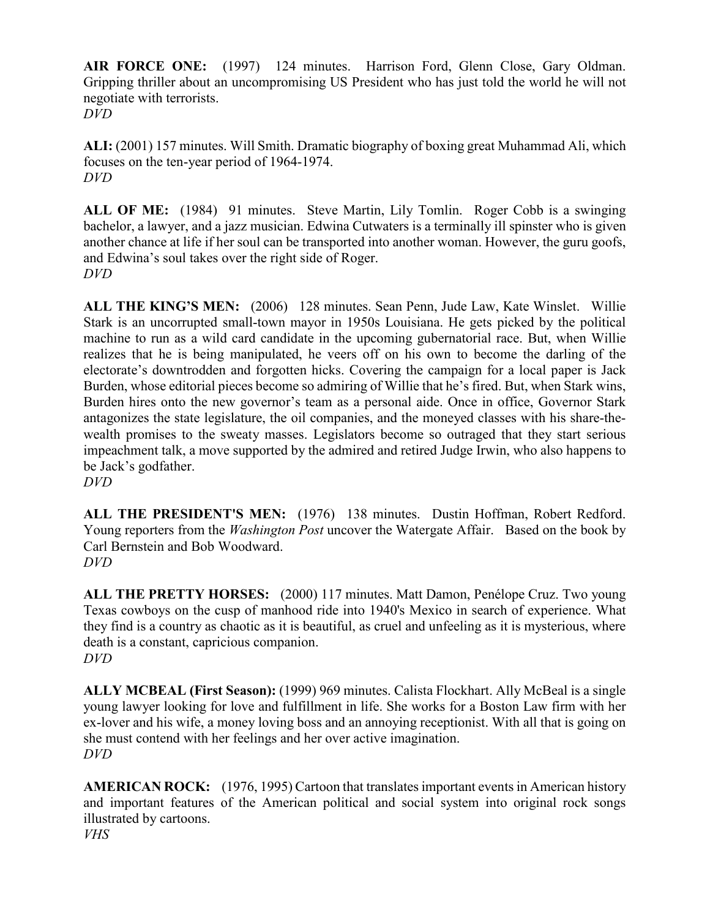**AIR FORCE ONE:** (1997) 124 minutes. Harrison Ford, Glenn Close, Gary Oldman. Gripping thriller about an uncompromising US President who has just told the world he will not negotiate with terrorists.
*DVD*

**ALI:** (2001) 157 minutes. Will Smith. Dramatic biography of boxing great Muhammad Ali, which focuses on the ten-year period of 1964-1974.
*DVD*

**ALL OF ME:** (1984) 91 minutes. Steve Martin, Lily Tomlin. Roger Cobb is a swinging bachelor, a lawyer, and a jazz musician. Edwina Cutwaters is a terminally ill spinster who is given another chance at life if her soul can be transported into another woman. However, the guru goofs, and Edwina's soul takes over the right side of Roger.
*DVD*

**ALL THE KING'S MEN:** (2006) 128 minutes. Sean Penn, Jude Law, Kate Winslet. Willie Stark is an uncorrupted small-town mayor in 1950s Louisiana. He gets picked by the political machine to run as a wild card candidate in the upcoming gubernatorial race. But, when Willie realizes that he is being manipulated, he veers off on his own to become the darling of the electorate's downtrodden and forgotten hicks. Covering the campaign for a local paper is Jack Burden, whose editorial pieces become so admiring of Willie that he's fired. But, when Stark wins, Burden hires onto the new governor's team as a personal aide. Once in office, Governor Stark antagonizes the state legislature, the oil companies, and the moneyed classes with his share-the-wealth promises to the sweaty masses. Legislators become so outraged that they start serious impeachment talk, a move supported by the admired and retired Judge Irwin, who also happens to be Jack's godfather.
*DVD*

**ALL THE PRESIDENT'S MEN:** (1976) 138 minutes. Dustin Hoffman, Robert Redford. Young reporters from the *Washington Post* uncover the Watergate Affair. Based on the book by Carl Bernstein and Bob Woodward.
*DVD*

**ALL THE PRETTY HORSES:** (2000) 117 minutes. Matt Damon, Penélope Cruz. Two young Texas cowboys on the cusp of manhood ride into 1940's Mexico in search of experience. What they find is a country as chaotic as it is beautiful, as cruel and unfeeling as it is mysterious, where death is a constant, capricious companion.
*DVD*

**ALLY MCBEAL (First Season):** (1999) 969 minutes. Calista Flockhart. Ally McBeal is a single young lawyer looking for love and fulfillment in life. She works for a Boston Law firm with her ex-lover and his wife, a money loving boss and an annoying receptionist. With all that is going on she must contend with her feelings and her over active imagination.
*DVD*

**AMERICAN ROCK:** (1976, 1995) Cartoon that translates important events in American history and important features of the American political and social system into original rock songs illustrated by cartoons.
*VHS*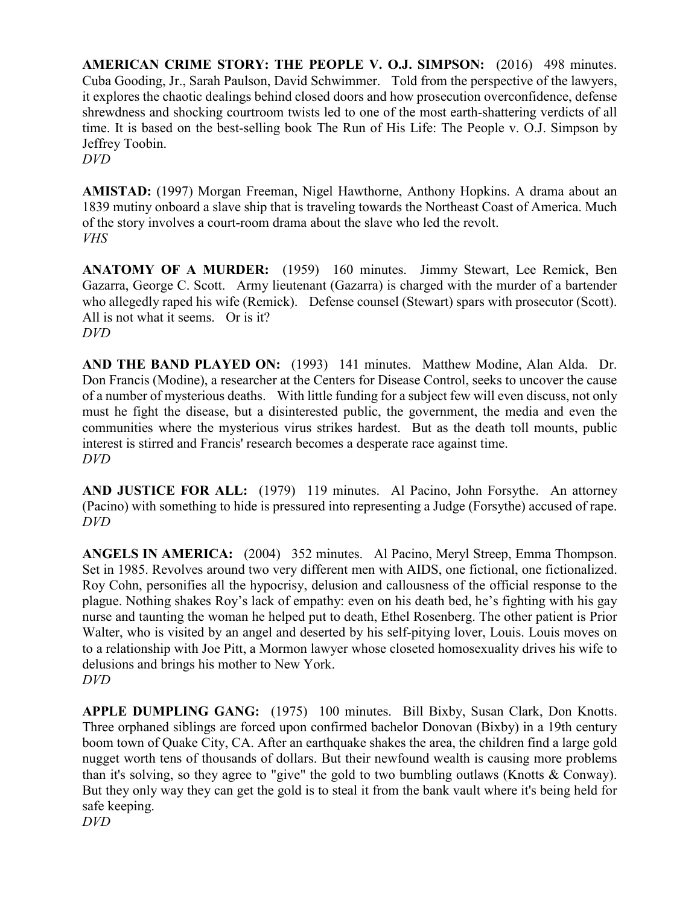**AMERICAN CRIME STORY: THE PEOPLE V. O.J. SIMPSON:** (2016) 498 minutes. Cuba Gooding, Jr., Sarah Paulson, David Schwimmer. Told from the perspective of the lawyers, it explores the chaotic dealings behind closed doors and how prosecution overconfidence, defense shrewdness and shocking courtroom twists led to one of the most earth-shattering verdicts of all time. It is based on the best-selling book The Run of His Life: The People v. O.J. Simpson by Jeffrey Toobin.
*DVD*

**AMISTAD:** (1997) Morgan Freeman, Nigel Hawthorne, Anthony Hopkins. A drama about an 1839 mutiny onboard a slave ship that is traveling towards the Northeast Coast of America. Much of the story involves a court-room drama about the slave who led the revolt.
*VHS*

**ANATOMY OF A MURDER:** (1959) 160 minutes. Jimmy Stewart, Lee Remick, Ben Gazarra, George C. Scott. Army lieutenant (Gazarra) is charged with the murder of a bartender who allegedly raped his wife (Remick). Defense counsel (Stewart) spars with prosecutor (Scott). All is not what it seems. Or is it?
*DVD*

**AND THE BAND PLAYED ON:** (1993) 141 minutes. Matthew Modine, Alan Alda. Dr. Don Francis (Modine), a researcher at the Centers for Disease Control, seeks to uncover the cause of a number of mysterious deaths. With little funding for a subject few will even discuss, not only must he fight the disease, but a disinterested public, the government, the media and even the communities where the mysterious virus strikes hardest. But as the death toll mounts, public interest is stirred and Francis' research becomes a desperate race against time.
*DVD*

**AND JUSTICE FOR ALL:** (1979) 119 minutes. Al Pacino, John Forsythe. An attorney (Pacino) with something to hide is pressured into representing a Judge (Forsythe) accused of rape.
*DVD*

**ANGELS IN AMERICA:** (2004) 352 minutes. Al Pacino, Meryl Streep, Emma Thompson. Set in 1985. Revolves around two very different men with AIDS, one fictional, one fictionalized. Roy Cohn, personifies all the hypocrisy, delusion and callousness of the official response to the plague. Nothing shakes Roy's lack of empathy: even on his death bed, he's fighting with his gay nurse and taunting the woman he helped put to death, Ethel Rosenberg. The other patient is Prior Walter, who is visited by an angel and deserted by his self-pitying lover, Louis. Louis moves on to a relationship with Joe Pitt, a Mormon lawyer whose closeted homosexuality drives his wife to delusions and brings his mother to New York.
*DVD*

**APPLE DUMPLING GANG:** (1975) 100 minutes. Bill Bixby, Susan Clark, Don Knotts. Three orphaned siblings are forced upon confirmed bachelor Donovan (Bixby) in a 19th century boom town of Quake City, CA. After an earthquake shakes the area, the children find a large gold nugget worth tens of thousands of dollars. But their newfound wealth is causing more problems than it's solving, so they agree to "give" the gold to two bumbling outlaws (Knotts & Conway). But they only way they can get the gold is to steal it from the bank vault where it's being held for safe keeping.
*DVD*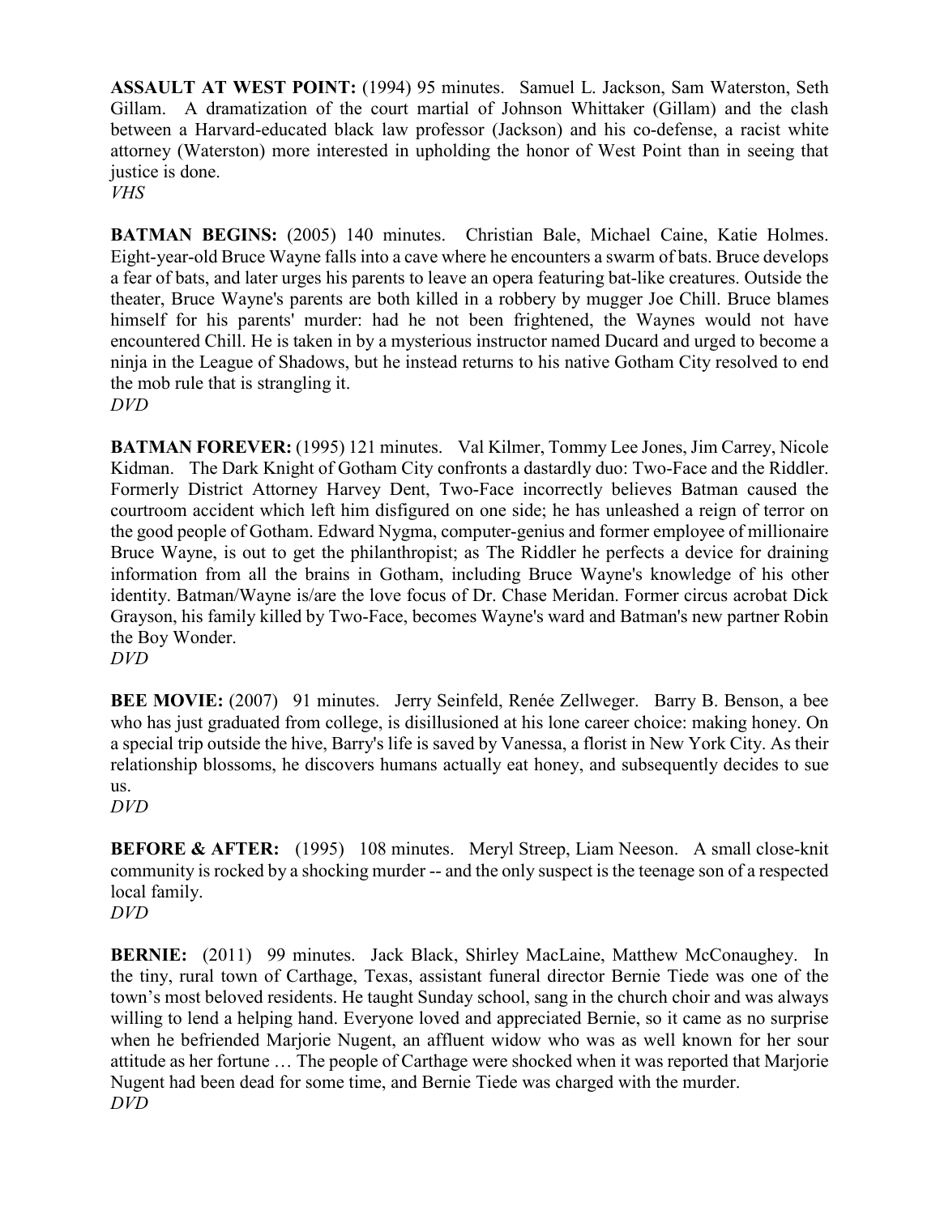**ASSAULT AT WEST POINT:** (1994) 95 minutes. Samuel L. Jackson, Sam Waterston, Seth Gillam. A dramatization of the court martial of Johnson Whittaker (Gillam) and the clash between a Harvard-educated black law professor (Jackson) and his co-defense, a racist white attorney (Waterston) more interested in upholding the honor of West Point than in seeing that justice is done.
*VHS*

**BATMAN BEGINS:** (2005) 140 minutes. Christian Bale, Michael Caine, Katie Holmes. Eight-year-old Bruce Wayne falls into a cave where he encounters a swarm of bats. Bruce develops a fear of bats, and later urges his parents to leave an opera featuring bat-like creatures. Outside the theater, Bruce Wayne's parents are both killed in a robbery by mugger Joe Chill. Bruce blames himself for his parents' murder: had he not been frightened, the Waynes would not have encountered Chill. He is taken in by a mysterious instructor named Ducard and urged to become a ninja in the League of Shadows, but he instead returns to his native Gotham City resolved to end the mob rule that is strangling it.
*DVD*

**BATMAN FOREVER:** (1995) 121 minutes. Val Kilmer, Tommy Lee Jones, Jim Carrey, Nicole Kidman. The Dark Knight of Gotham City confronts a dastardly duo: Two-Face and the Riddler. Formerly District Attorney Harvey Dent, Two-Face incorrectly believes Batman caused the courtroom accident which left him disfigured on one side; he has unleashed a reign of terror on the good people of Gotham. Edward Nygma, computer-genius and former employee of millionaire Bruce Wayne, is out to get the philanthropist; as The Riddler he perfects a device for draining information from all the brains in Gotham, including Bruce Wayne's knowledge of his other identity. Batman/Wayne is/are the love focus of Dr. Chase Meridan. Former circus acrobat Dick Grayson, his family killed by Two-Face, becomes Wayne's ward and Batman's new partner Robin the Boy Wonder.
*DVD*

**BEE MOVIE:** (2007) 91 minutes. Jerry Seinfeld, Renée Zellweger. Barry B. Benson, a bee who has just graduated from college, is disillusioned at his lone career choice: making honey. On a special trip outside the hive, Barry's life is saved by Vanessa, a florist in New York City. As their relationship blossoms, he discovers humans actually eat honey, and subsequently decides to sue us.
*DVD*

**BEFORE & AFTER:** (1995) 108 minutes. Meryl Streep, Liam Neeson. A small close-knit community is rocked by a shocking murder -- and the only suspect is the teenage son of a respected local family.
*DVD*

**BERNIE:** (2011) 99 minutes. Jack Black, Shirley MacLaine, Matthew McConaughey. In the tiny, rural town of Carthage, Texas, assistant funeral director Bernie Tiede was one of the town's most beloved residents. He taught Sunday school, sang in the church choir and was always willing to lend a helping hand. Everyone loved and appreciated Bernie, so it came as no surprise when he befriended Marjorie Nugent, an affluent widow who was as well known for her sour attitude as her fortune … The people of Carthage were shocked when it was reported that Marjorie Nugent had been dead for some time, and Bernie Tiede was charged with the murder.
*DVD*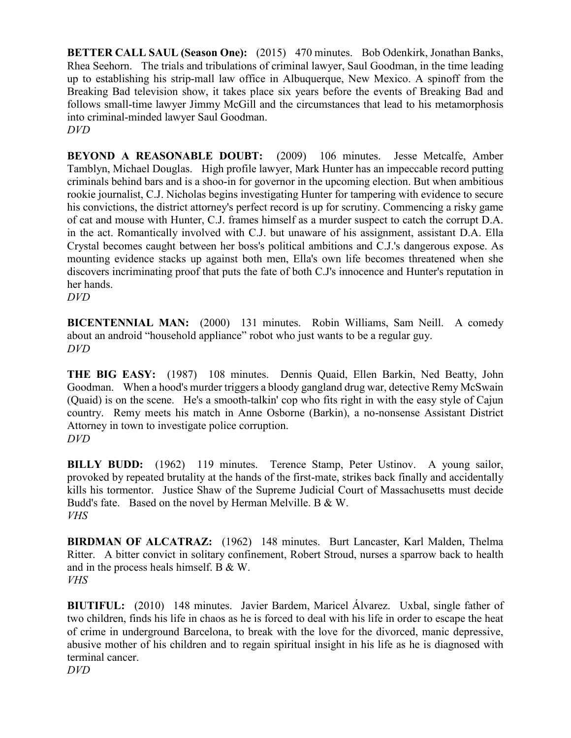**BETTER CALL SAUL (Season One):** (2015) 470 minutes. Bob Odenkirk, Jonathan Banks, Rhea Seehorn. The trials and tribulations of criminal lawyer, Saul Goodman, in the time leading up to establishing his strip-mall law office in Albuquerque, New Mexico. A spinoff from the Breaking Bad television show, it takes place six years before the events of Breaking Bad and follows small-time lawyer Jimmy McGill and the circumstances that lead to his metamorphosis into criminal-minded lawyer Saul Goodman.
*DVD*

**BEYOND A REASONABLE DOUBT:** (2009) 106 minutes. Jesse Metcalfe, Amber Tamblyn, Michael Douglas. High profile lawyer, Mark Hunter has an impeccable record putting criminals behind bars and is a shoo-in for governor in the upcoming election. But when ambitious rookie journalist, C.J. Nicholas begins investigating Hunter for tampering with evidence to secure his convictions, the district attorney's perfect record is up for scrutiny. Commencing a risky game of cat and mouse with Hunter, C.J. frames himself as a murder suspect to catch the corrupt D.A. in the act. Romantically involved with C.J. but unaware of his assignment, assistant D.A. Ella Crystal becomes caught between her boss's political ambitions and C.J.'s dangerous expose. As mounting evidence stacks up against both men, Ella's own life becomes threatened when she discovers incriminating proof that puts the fate of both C.J's innocence and Hunter's reputation in her hands.
*DVD*

**BICENTENNIAL MAN:** (2000) 131 minutes. Robin Williams, Sam Neill. A comedy about an android "household appliance" robot who just wants to be a regular guy.
*DVD*

**THE BIG EASY:** (1987) 108 minutes. Dennis Quaid, Ellen Barkin, Ned Beatty, John Goodman. When a hood's murder triggers a bloody gangland drug war, detective Remy McSwain (Quaid) is on the scene. He's a smooth-talkin' cop who fits right in with the easy style of Cajun country. Remy meets his match in Anne Osborne (Barkin), a no-nonsense Assistant District Attorney in town to investigate police corruption.
*DVD*

**BILLY BUDD:** (1962) 119 minutes. Terence Stamp, Peter Ustinov. A young sailor, provoked by repeated brutality at the hands of the first-mate, strikes back finally and accidentally kills his tormentor. Justice Shaw of the Supreme Judicial Court of Massachusetts must decide Budd's fate. Based on the novel by Herman Melville. B & W.
*VHS*

**BIRDMAN OF ALCATRAZ:** (1962) 148 minutes. Burt Lancaster, Karl Malden, Thelma Ritter. A bitter convict in solitary confinement, Robert Stroud, nurses a sparrow back to health and in the process heals himself. B & W.
*VHS*

**BIUTIFUL:** (2010) 148 minutes. Javier Bardem, Maricel Álvarez. Uxbal, single father of two children, finds his life in chaos as he is forced to deal with his life in order to escape the heat of crime in underground Barcelona, to break with the love for the divorced, manic depressive, abusive mother of his children and to regain spiritual insight in his life as he is diagnosed with terminal cancer.
*DVD*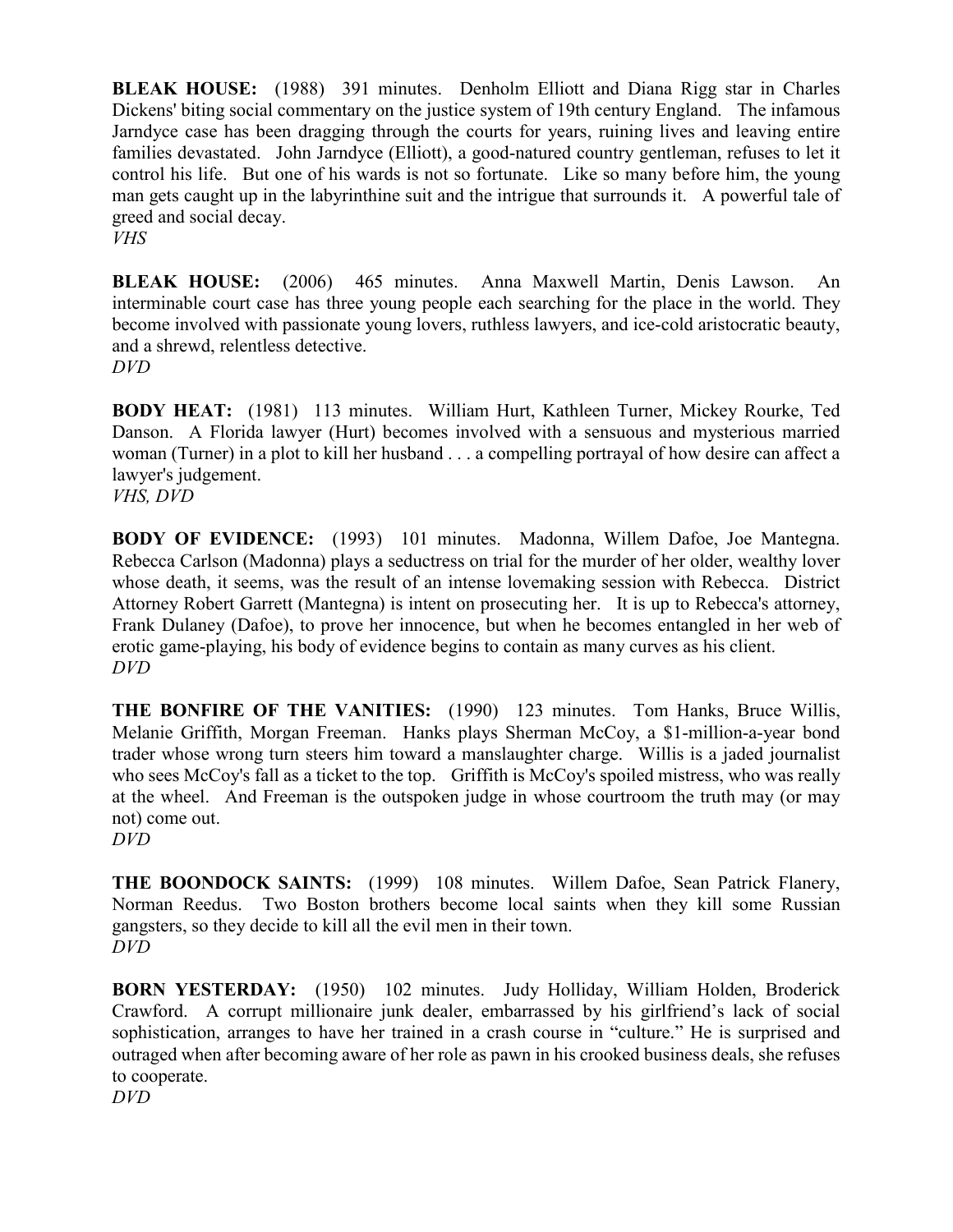**BLEAK HOUSE:** (1988) 391 minutes. Denholm Elliott and Diana Rigg star in Charles Dickens' biting social commentary on the justice system of 19th century England. The infamous Jarndyce case has been dragging through the courts for years, ruining lives and leaving entire families devastated. John Jarndyce (Elliott), a good-natured country gentleman, refuses to let it control his life. But one of his wards is not so fortunate. Like so many before him, the young man gets caught up in the labyrinthine suit and the intrigue that surrounds it. A powerful tale of greed and social decay.
*VHS*

**BLEAK HOUSE:** (2006) 465 minutes. Anna Maxwell Martin, Denis Lawson. An interminable court case has three young people each searching for the place in the world. They become involved with passionate young lovers, ruthless lawyers, and ice-cold aristocratic beauty, and a shrewd, relentless detective.
*DVD*

**BODY HEAT:** (1981) 113 minutes. William Hurt, Kathleen Turner, Mickey Rourke, Ted Danson. A Florida lawyer (Hurt) becomes involved with a sensuous and mysterious married woman (Turner) in a plot to kill her husband . . . a compelling portrayal of how desire can affect a lawyer's judgement.
*VHS, DVD*

**BODY OF EVIDENCE:** (1993) 101 minutes. Madonna, Willem Dafoe, Joe Mantegna. Rebecca Carlson (Madonna) plays a seductress on trial for the murder of her older, wealthy lover whose death, it seems, was the result of an intense lovemaking session with Rebecca. District Attorney Robert Garrett (Mantegna) is intent on prosecuting her. It is up to Rebecca's attorney, Frank Dulaney (Dafoe), to prove her innocence, but when he becomes entangled in her web of erotic game-playing, his body of evidence begins to contain as many curves as his client.
*DVD*

**THE BONFIRE OF THE VANITIES:** (1990) 123 minutes. Tom Hanks, Bruce Willis, Melanie Griffith, Morgan Freeman. Hanks plays Sherman McCoy, a $1-million-a-year bond trader whose wrong turn steers him toward a manslaughter charge. Willis is a jaded journalist who sees McCoy's fall as a ticket to the top. Griffith is McCoy's spoiled mistress, who was really at the wheel. And Freeman is the outspoken judge in whose courtroom the truth may (or may not) come out.
*DVD*

**THE BOONDOCK SAINTS:** (1999) 108 minutes. Willem Dafoe, Sean Patrick Flanery, Norman Reedus. Two Boston brothers become local saints when they kill some Russian gangsters, so they decide to kill all the evil men in their town.
*DVD*

**BORN YESTERDAY:** (1950) 102 minutes. Judy Holliday, William Holden, Broderick Crawford. A corrupt millionaire junk dealer, embarrassed by his girlfriend's lack of social sophistication, arranges to have her trained in a crash course in "culture." He is surprised and outraged when after becoming aware of her role as pawn in his crooked business deals, she refuses to cooperate.
*DVD*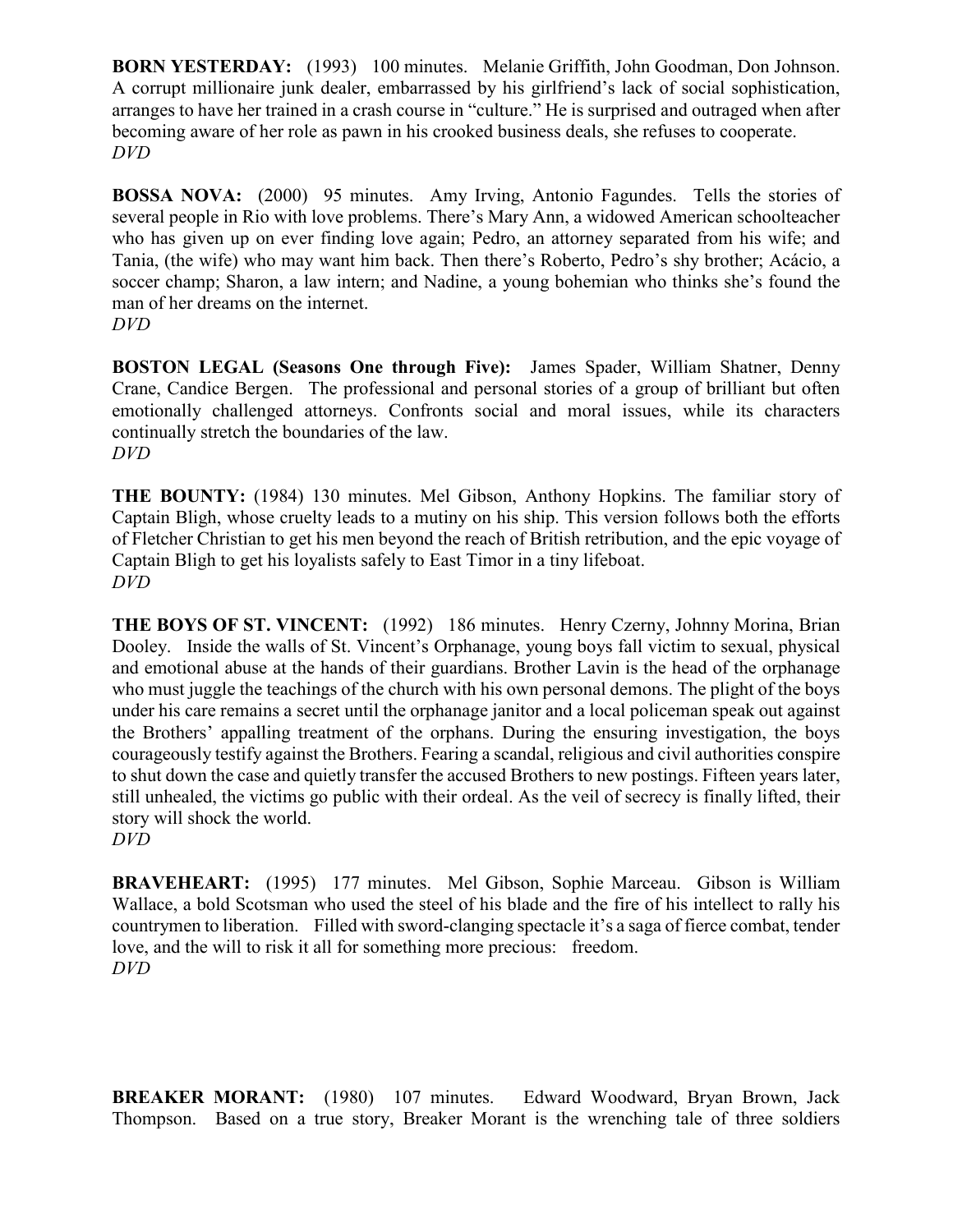**BORN YESTERDAY:** (1993) 100 minutes. Melanie Griffith, John Goodman, Don Johnson. A corrupt millionaire junk dealer, embarrassed by his girlfriend's lack of social sophistication, arranges to have her trained in a crash course in "culture." He is surprised and outraged when after becoming aware of her role as pawn in his crooked business deals, she refuses to cooperate.
*DVD*

**BOSSA NOVA:** (2000) 95 minutes. Amy Irving, Antonio Fagundes. Tells the stories of several people in Rio with love problems. There's Mary Ann, a widowed American schoolteacher who has given up on ever finding love again; Pedro, an attorney separated from his wife; and Tania, (the wife) who may want him back. Then there's Roberto, Pedro's shy brother; Acácio, a soccer champ; Sharon, a law intern; and Nadine, a young bohemian who thinks she's found the man of her dreams on the internet.
*DVD*

**BOSTON LEGAL (Seasons One through Five):** James Spader, William Shatner, Denny Crane, Candice Bergen. The professional and personal stories of a group of brilliant but often emotionally challenged attorneys. Confronts social and moral issues, while its characters continually stretch the boundaries of the law.
*DVD*

**THE BOUNTY:** (1984) 130 minutes. Mel Gibson, Anthony Hopkins. The familiar story of Captain Bligh, whose cruelty leads to a mutiny on his ship. This version follows both the efforts of Fletcher Christian to get his men beyond the reach of British retribution, and the epic voyage of Captain Bligh to get his loyalists safely to East Timor in a tiny lifeboat.
*DVD*

**THE BOYS OF ST. VINCENT:** (1992) 186 minutes. Henry Czerny, Johnny Morina, Brian Dooley. Inside the walls of St. Vincent's Orphanage, young boys fall victim to sexual, physical and emotional abuse at the hands of their guardians. Brother Lavin is the head of the orphanage who must juggle the teachings of the church with his own personal demons. The plight of the boys under his care remains a secret until the orphanage janitor and a local policeman speak out against the Brothers' appalling treatment of the orphans. During the ensuring investigation, the boys courageously testify against the Brothers. Fearing a scandal, religious and civil authorities conspire to shut down the case and quietly transfer the accused Brothers to new postings. Fifteen years later, still unhealed, the victims go public with their ordeal. As the veil of secrecy is finally lifted, their story will shock the world.
*DVD*

**BRAVEHEART:** (1995) 177 minutes. Mel Gibson, Sophie Marceau. Gibson is William Wallace, a bold Scotsman who used the steel of his blade and the fire of his intellect to rally his countrymen to liberation. Filled with sword-clanging spectacle it's a saga of fierce combat, tender love, and the will to risk it all for something more precious: freedom.
*DVD*

**BREAKER MORANT:** (1980) 107 minutes. Edward Woodward, Bryan Brown, Jack Thompson. Based on a true story, Breaker Morant is the wrenching tale of three soldiers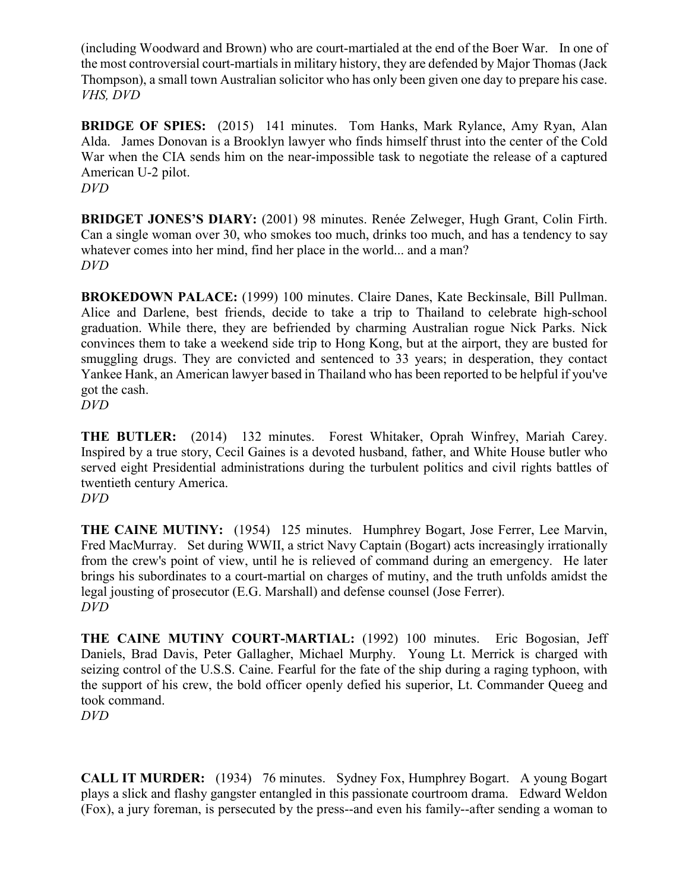(including Woodward and Brown) who are court-martialed at the end of the Boer War. In one of the most controversial court-martials in military history, they are defended by Major Thomas (Jack Thompson), a small town Australian solicitor who has only been given one day to prepare his case.
*VHS, DVD*

**BRIDGE OF SPIES:** (2015) 141 minutes. Tom Hanks, Mark Rylance, Amy Ryan, Alan Alda. James Donovan is a Brooklyn lawyer who finds himself thrust into the center of the Cold War when the CIA sends him on the near-impossible task to negotiate the release of a captured American U-2 pilot.
*DVD*

**BRIDGET JONES'S DIARY:** (2001) 98 minutes. Renée Zelweger, Hugh Grant, Colin Firth. Can a single woman over 30, who smokes too much, drinks too much, and has a tendency to say whatever comes into her mind, find her place in the world... and a man?
*DVD*

**BROKEDOWN PALACE:** (1999) 100 minutes. Claire Danes, Kate Beckinsale, Bill Pullman. Alice and Darlene, best friends, decide to take a trip to Thailand to celebrate high-school graduation. While there, they are befriended by charming Australian rogue Nick Parks. Nick convinces them to take a weekend side trip to Hong Kong, but at the airport, they are busted for smuggling drugs. They are convicted and sentenced to 33 years; in desperation, they contact Yankee Hank, an American lawyer based in Thailand who has been reported to be helpful if you've got the cash.
*DVD*

**THE BUTLER:** (2014) 132 minutes. Forest Whitaker, Oprah Winfrey, Mariah Carey. Inspired by a true story, Cecil Gaines is a devoted husband, father, and White House butler who served eight Presidential administrations during the turbulent politics and civil rights battles of twentieth century America.
*DVD*

**THE CAINE MUTINY:** (1954) 125 minutes. Humphrey Bogart, Jose Ferrer, Lee Marvin, Fred MacMurray. Set during WWII, a strict Navy Captain (Bogart) acts increasingly irrationally from the crew's point of view, until he is relieved of command during an emergency. He later brings his subordinates to a court-martial on charges of mutiny, and the truth unfolds amidst the legal jousting of prosecutor (E.G. Marshall) and defense counsel (Jose Ferrer).
*DVD*

**THE CAINE MUTINY COURT-MARTIAL:** (1992) 100 minutes. Eric Bogosian, Jeff Daniels, Brad Davis, Peter Gallagher, Michael Murphy. Young Lt. Merrick is charged with seizing control of the U.S.S. Caine. Fearful for the fate of the ship during a raging typhoon, with the support of his crew, the bold officer openly defied his superior, Lt. Commander Queeg and took command.
*DVD*

**CALL IT MURDER:** (1934) 76 minutes. Sydney Fox, Humphrey Bogart. A young Bogart plays a slick and flashy gangster entangled in this passionate courtroom drama. Edward Weldon (Fox), a jury foreman, is persecuted by the press--and even his family--after sending a woman to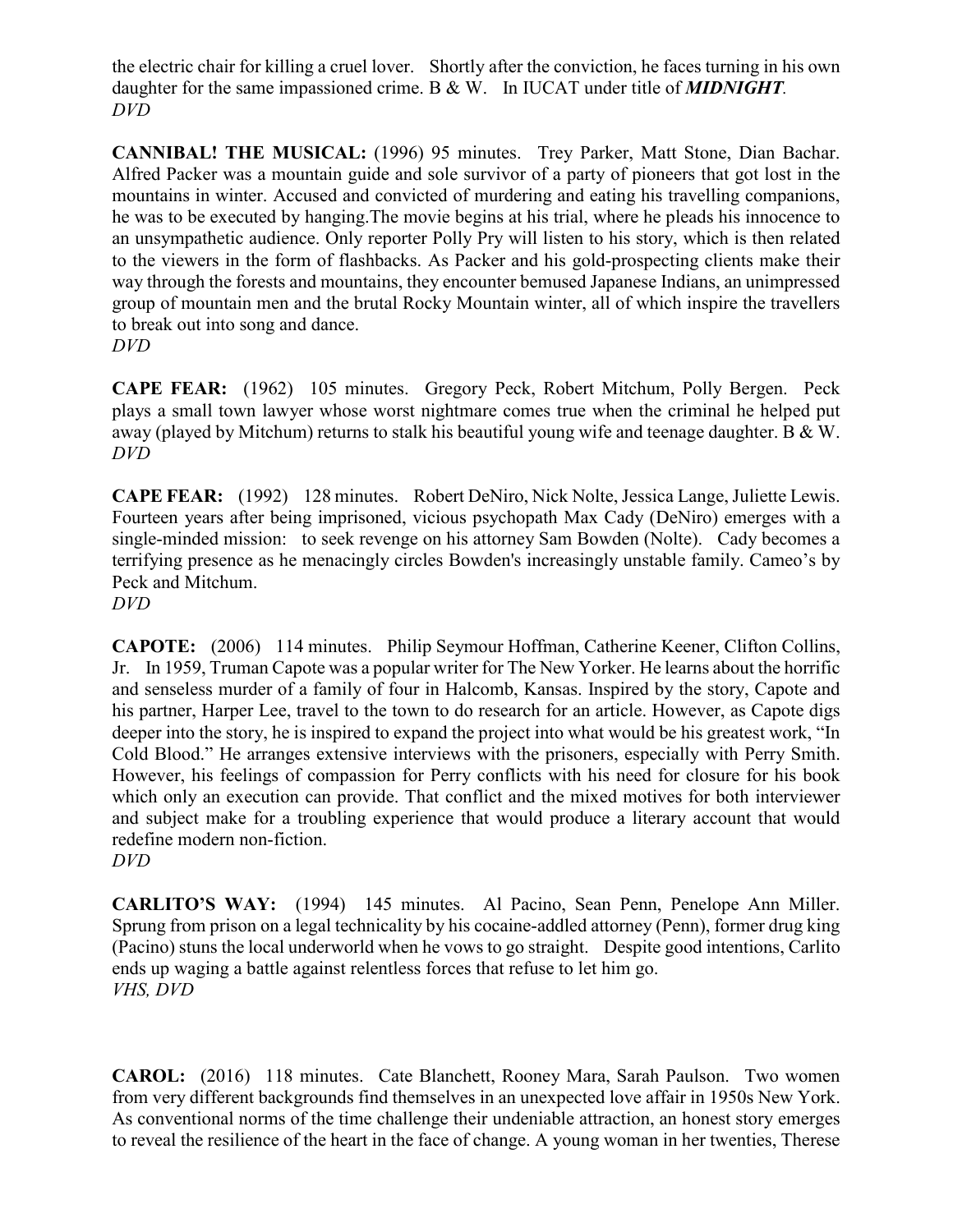the electric chair for killing a cruel lover. Shortly after the conviction, he faces turning in his own daughter for the same impassioned crime. B & W. In IUCAT under title of ***MIDNIGHT***.
*DVD*

**CANNIBAL! THE MUSICAL:** (1996) 95 minutes. Trey Parker, Matt Stone, Dian Bachar. Alfred Packer was a mountain guide and sole survivor of a party of pioneers that got lost in the mountains in winter. Accused and convicted of murdering and eating his travelling companions, he was to be executed by hanging.The movie begins at his trial, where he pleads his innocence to an unsympathetic audience. Only reporter Polly Pry will listen to his story, which is then related to the viewers in the form of flashbacks. As Packer and his gold-prospecting clients make their way through the forests and mountains, they encounter bemused Japanese Indians, an unimpressed group of mountain men and the brutal Rocky Mountain winter, all of which inspire the travellers to break out into song and dance.
*DVD*

**CAPE FEAR:** (1962) 105 minutes. Gregory Peck, Robert Mitchum, Polly Bergen. Peck plays a small town lawyer whose worst nightmare comes true when the criminal he helped put away (played by Mitchum) returns to stalk his beautiful young wife and teenage daughter. B & W.
*DVD*

**CAPE FEAR:** (1992) 128 minutes. Robert DeNiro, Nick Nolte, Jessica Lange, Juliette Lewis. Fourteen years after being imprisoned, vicious psychopath Max Cady (DeNiro) emerges with a single-minded mission: to seek revenge on his attorney Sam Bowden (Nolte). Cady becomes a terrifying presence as he menacingly circles Bowden's increasingly unstable family. Cameo's by Peck and Mitchum.
*DVD*

**CAPOTE:** (2006) 114 minutes. Philip Seymour Hoffman, Catherine Keener, Clifton Collins, Jr. In 1959, Truman Capote was a popular writer for The New Yorker. He learns about the horrific and senseless murder of a family of four in Halcomb, Kansas. Inspired by the story, Capote and his partner, Harper Lee, travel to the town to do research for an article. However, as Capote digs deeper into the story, he is inspired to expand the project into what would be his greatest work, "In Cold Blood." He arranges extensive interviews with the prisoners, especially with Perry Smith. However, his feelings of compassion for Perry conflicts with his need for closure for his book which only an execution can provide. That conflict and the mixed motives for both interviewer and subject make for a troubling experience that would produce a literary account that would redefine modern non-fiction.
*DVD*

**CARLITO'S WAY:** (1994) 145 minutes. Al Pacino, Sean Penn, Penelope Ann Miller. Sprung from prison on a legal technicality by his cocaine-addled attorney (Penn), former drug king (Pacino) stuns the local underworld when he vows to go straight. Despite good intentions, Carlito ends up waging a battle against relentless forces that refuse to let him go.
*VHS, DVD*

**CAROL:** (2016) 118 minutes. Cate Blanchett, Rooney Mara, Sarah Paulson. Two women from very different backgrounds find themselves in an unexpected love affair in 1950s New York. As conventional norms of the time challenge their undeniable attraction, an honest story emerges to reveal the resilience of the heart in the face of change. A young woman in her twenties, Therese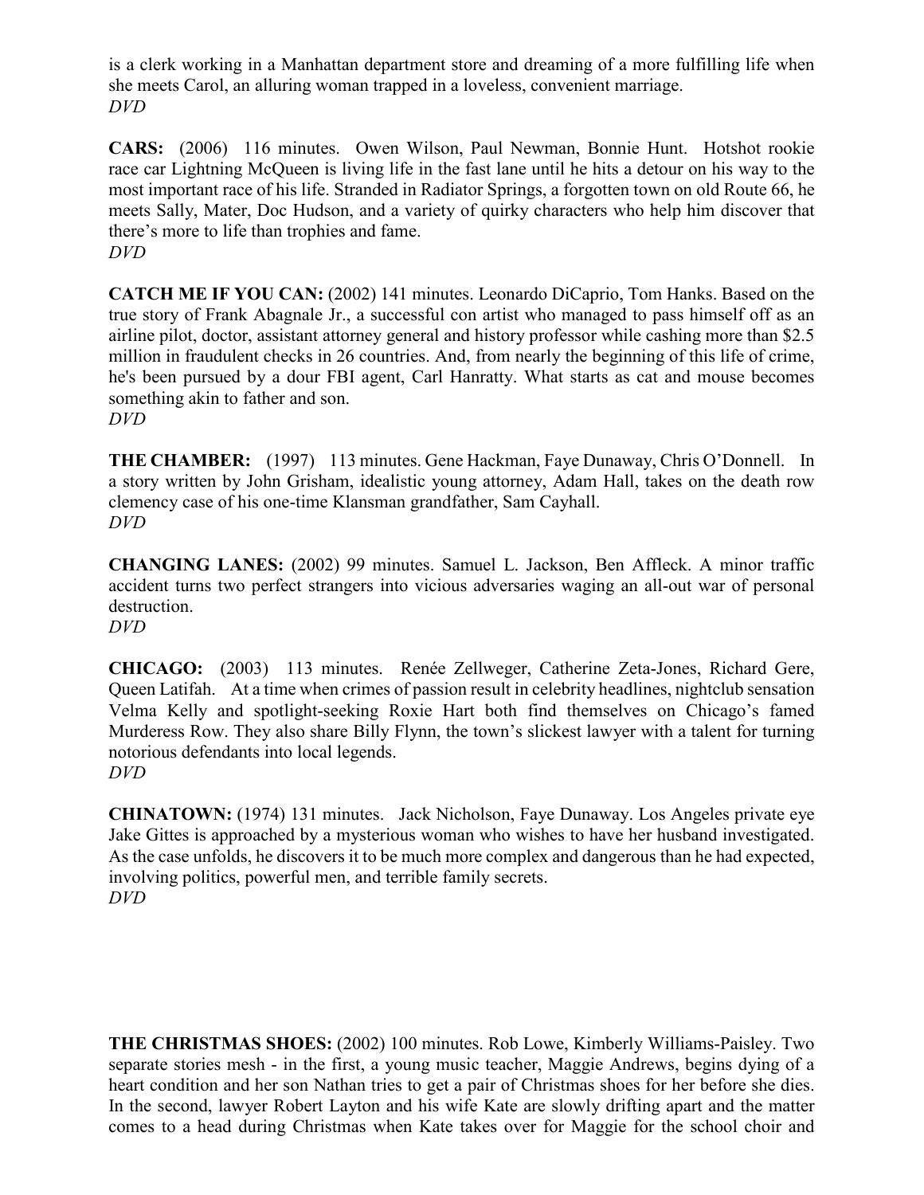is a clerk working in a Manhattan department store and dreaming of a more fulfilling life when she meets Carol, an alluring woman trapped in a loveless, convenient marriage.
*DVD*

**CARS:** (2006) 116 minutes. Owen Wilson, Paul Newman, Bonnie Hunt. Hotshot rookie race car Lightning McQueen is living life in the fast lane until he hits a detour on his way to the most important race of his life. Stranded in Radiator Springs, a forgotten town on old Route 66, he meets Sally, Mater, Doc Hudson, and a variety of quirky characters who help him discover that there's more to life than trophies and fame.
*DVD*

**CATCH ME IF YOU CAN:** (2002) 141 minutes. Leonardo DiCaprio, Tom Hanks. Based on the true story of Frank Abagnale Jr., a successful con artist who managed to pass himself off as an airline pilot, doctor, assistant attorney general and history professor while cashing more than $2.5 million in fraudulent checks in 26 countries. And, from nearly the beginning of this life of crime, he's been pursued by a dour FBI agent, Carl Hanratty. What starts as cat and mouse becomes something akin to father and son.
*DVD*

**THE CHAMBER:** (1997) 113 minutes. Gene Hackman, Faye Dunaway, Chris O'Donnell. In a story written by John Grisham, idealistic young attorney, Adam Hall, takes on the death row clemency case of his one-time Klansman grandfather, Sam Cayhall.
*DVD*

**CHANGING LANES:** (2002) 99 minutes. Samuel L. Jackson, Ben Affleck. A minor traffic accident turns two perfect strangers into vicious adversaries waging an all-out war of personal destruction.
*DVD*

**CHICAGO:** (2003) 113 minutes. Renée Zellweger, Catherine Zeta-Jones, Richard Gere, Queen Latifah. At a time when crimes of passion result in celebrity headlines, nightclub sensation Velma Kelly and spotlight-seeking Roxie Hart both find themselves on Chicago's famed Murderess Row. They also share Billy Flynn, the town's slickest lawyer with a talent for turning notorious defendants into local legends.
*DVD*

**CHINATOWN:** (1974) 131 minutes. Jack Nicholson, Faye Dunaway. Los Angeles private eye Jake Gittes is approached by a mysterious woman who wishes to have her husband investigated. As the case unfolds, he discovers it to be much more complex and dangerous than he had expected, involving politics, powerful men, and terrible family secrets.
*DVD*

**THE CHRISTMAS SHOES:** (2002) 100 minutes. Rob Lowe, Kimberly Williams-Paisley. Two separate stories mesh - in the first, a young music teacher, Maggie Andrews, begins dying of a heart condition and her son Nathan tries to get a pair of Christmas shoes for her before she dies. In the second, lawyer Robert Layton and his wife Kate are slowly drifting apart and the matter comes to a head during Christmas when Kate takes over for Maggie for the school choir and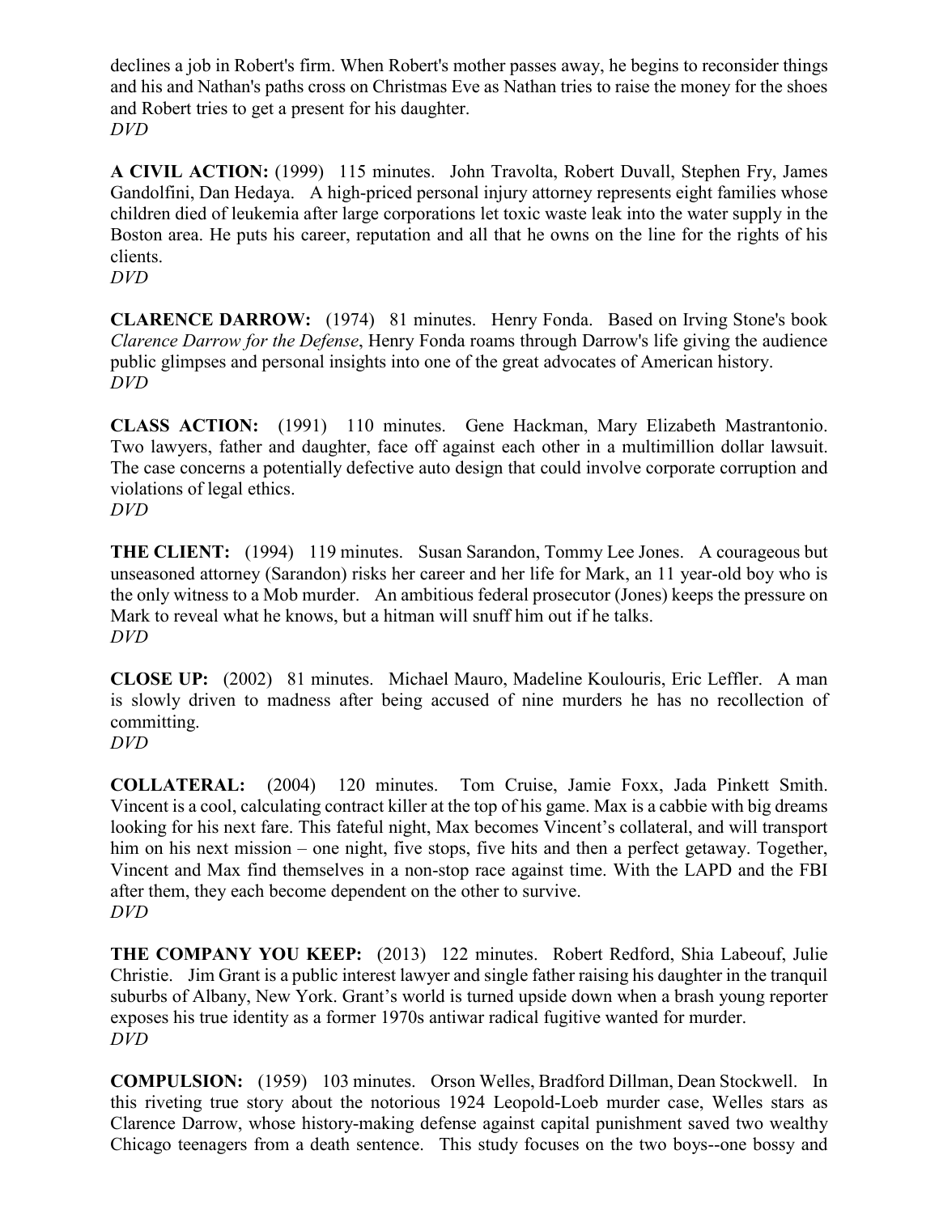declines a job in Robert's firm. When Robert's mother passes away, he begins to reconsider things and his and Nathan's paths cross on Christmas Eve as Nathan tries to raise the money for the shoes and Robert tries to get a present for his daughter.
*DVD*

**A CIVIL ACTION:** (1999) 115 minutes. John Travolta, Robert Duvall, Stephen Fry, James Gandolfini, Dan Hedaya. A high-priced personal injury attorney represents eight families whose children died of leukemia after large corporations let toxic waste leak into the water supply in the Boston area. He puts his career, reputation and all that he owns on the line for the rights of his clients.
*DVD*

**CLARENCE DARROW:** (1974) 81 minutes. Henry Fonda. Based on Irving Stone's book *Clarence Darrow for the Defense*, Henry Fonda roams through Darrow's life giving the audience public glimpses and personal insights into one of the great advocates of American history.
*DVD*

**CLASS ACTION:** (1991) 110 minutes. Gene Hackman, Mary Elizabeth Mastrantonio. Two lawyers, father and daughter, face off against each other in a multimillion dollar lawsuit. The case concerns a potentially defective auto design that could involve corporate corruption and violations of legal ethics.
*DVD*

**THE CLIENT:** (1994) 119 minutes. Susan Sarandon, Tommy Lee Jones. A courageous but unseasoned attorney (Sarandon) risks her career and her life for Mark, an 11 year-old boy who is the only witness to a Mob murder. An ambitious federal prosecutor (Jones) keeps the pressure on Mark to reveal what he knows, but a hitman will snuff him out if he talks.
*DVD*

**CLOSE UP:** (2002) 81 minutes. Michael Mauro, Madeline Koulouris, Eric Leffler. A man is slowly driven to madness after being accused of nine murders he has no recollection of committing.
*DVD*

**COLLATERAL:** (2004) 120 minutes. Tom Cruise, Jamie Foxx, Jada Pinkett Smith. Vincent is a cool, calculating contract killer at the top of his game. Max is a cabbie with big dreams looking for his next fare. This fateful night, Max becomes Vincent's collateral, and will transport him on his next mission – one night, five stops, five hits and then a perfect getaway. Together, Vincent and Max find themselves in a non-stop race against time. With the LAPD and the FBI after them, they each become dependent on the other to survive.
*DVD*

**THE COMPANY YOU KEEP:** (2013) 122 minutes. Robert Redford, Shia Labeouf, Julie Christie. Jim Grant is a public interest lawyer and single father raising his daughter in the tranquil suburbs of Albany, New York. Grant's world is turned upside down when a brash young reporter exposes his true identity as a former 1970s antiwar radical fugitive wanted for murder.
*DVD*

**COMPULSION:** (1959) 103 minutes. Orson Welles, Bradford Dillman, Dean Stockwell. In this riveting true story about the notorious 1924 Leopold-Loeb murder case, Welles stars as Clarence Darrow, whose history-making defense against capital punishment saved two wealthy Chicago teenagers from a death sentence. This study focuses on the two boys--one bossy and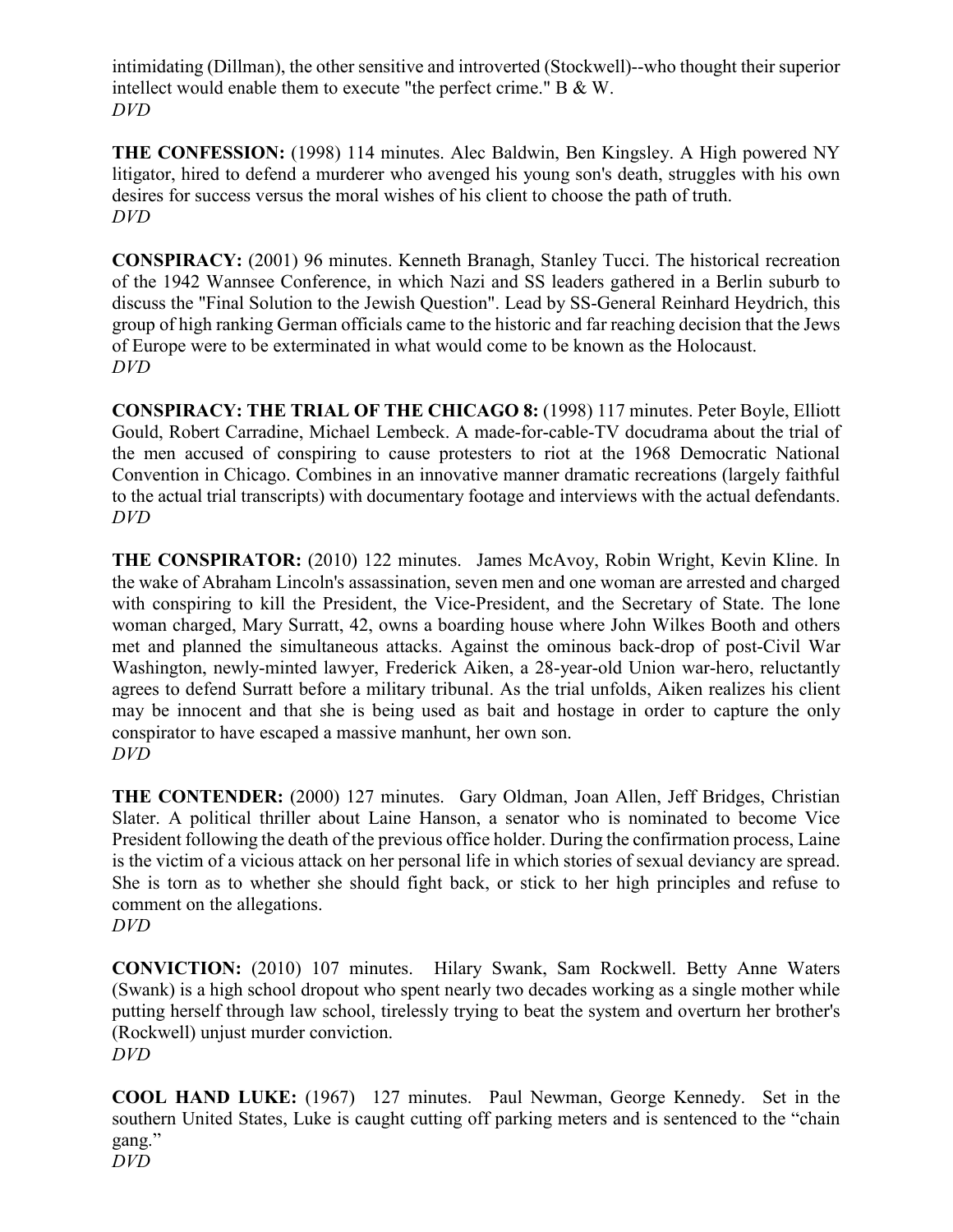intimidating (Dillman), the other sensitive and introverted (Stockwell)--who thought their superior intellect would enable them to execute "the perfect crime." B & W.
*DVD*

**THE CONFESSION:** (1998) 114 minutes. Alec Baldwin, Ben Kingsley. A High powered NY litigator, hired to defend a murderer who avenged his young son's death, struggles with his own desires for success versus the moral wishes of his client to choose the path of truth.
*DVD*

**CONSPIRACY:** (2001) 96 minutes. Kenneth Branagh, Stanley Tucci. The historical recreation of the 1942 Wannsee Conference, in which Nazi and SS leaders gathered in a Berlin suburb to discuss the "Final Solution to the Jewish Question". Lead by SS-General Reinhard Heydrich, this group of high ranking German officials came to the historic and far reaching decision that the Jews of Europe were to be exterminated in what would come to be known as the Holocaust.
*DVD*

**CONSPIRACY: THE TRIAL OF THE CHICAGO 8:** (1998) 117 minutes. Peter Boyle, Elliott Gould, Robert Carradine, Michael Lembeck. A made-for-cable-TV docudrama about the trial of the men accused of conspiring to cause protesters to riot at the 1968 Democratic National Convention in Chicago. Combines in an innovative manner dramatic recreations (largely faithful to the actual trial transcripts) with documentary footage and interviews with the actual defendants.
*DVD*

**THE CONSPIRATOR:** (2010) 122 minutes. James McAvoy, Robin Wright, Kevin Kline. In the wake of Abraham Lincoln's assassination, seven men and one woman are arrested and charged with conspiring to kill the President, the Vice-President, and the Secretary of State. The lone woman charged, Mary Surratt, 42, owns a boarding house where John Wilkes Booth and others met and planned the simultaneous attacks. Against the ominous back-drop of post-Civil War Washington, newly-minted lawyer, Frederick Aiken, a 28-year-old Union war-hero, reluctantly agrees to defend Surratt before a military tribunal. As the trial unfolds, Aiken realizes his client may be innocent and that she is being used as bait and hostage in order to capture the only conspirator to have escaped a massive manhunt, her own son.
*DVD*

**THE CONTENDER:** (2000) 127 minutes. Gary Oldman, Joan Allen, Jeff Bridges, Christian Slater. A political thriller about Laine Hanson, a senator who is nominated to become Vice President following the death of the previous office holder. During the confirmation process, Laine is the victim of a vicious attack on her personal life in which stories of sexual deviancy are spread. She is torn as to whether she should fight back, or stick to her high principles and refuse to comment on the allegations.
*DVD*

**CONVICTION:** (2010) 107 minutes. Hilary Swank, Sam Rockwell. Betty Anne Waters (Swank) is a high school dropout who spent nearly two decades working as a single mother while putting herself through law school, tirelessly trying to beat the system and overturn her brother's (Rockwell) unjust murder conviction.
*DVD*

**COOL HAND LUKE:** (1967) 127 minutes. Paul Newman, George Kennedy. Set in the southern United States, Luke is caught cutting off parking meters and is sentenced to the "chain gang."
*DVD*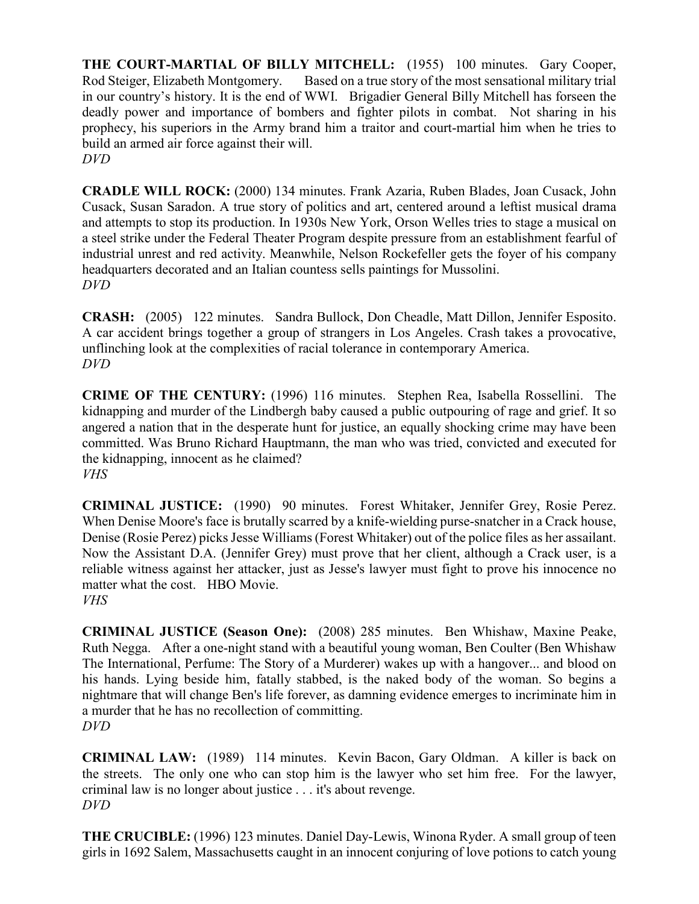**THE COURT-MARTIAL OF BILLY MITCHELL:** (1955) 100 minutes. Gary Cooper, Rod Steiger, Elizabeth Montgomery. Based on a true story of the most sensational military trial in our country's history. It is the end of WWI. Brigadier General Billy Mitchell has forseen the deadly power and importance of bombers and fighter pilots in combat. Not sharing in his prophecy, his superiors in the Army brand him a traitor and court-martial him when he tries to build an armed air force against their will.
*DVD*

**CRADLE WILL ROCK:** (2000) 134 minutes. Frank Azaria, Ruben Blades, Joan Cusack, John Cusack, Susan Saradon. A true story of politics and art, centered around a leftist musical drama and attempts to stop its production. In 1930s New York, Orson Welles tries to stage a musical on a steel strike under the Federal Theater Program despite pressure from an establishment fearful of industrial unrest and red activity. Meanwhile, Nelson Rockefeller gets the foyer of his company headquarters decorated and an Italian countess sells paintings for Mussolini.
*DVD*

**CRASH:** (2005) 122 minutes. Sandra Bullock, Don Cheadle, Matt Dillon, Jennifer Esposito. A car accident brings together a group of strangers in Los Angeles. Crash takes a provocative, unflinching look at the complexities of racial tolerance in contemporary America.
*DVD*

**CRIME OF THE CENTURY:** (1996) 116 minutes. Stephen Rea, Isabella Rossellini. The kidnapping and murder of the Lindbergh baby caused a public outpouring of rage and grief. It so angered a nation that in the desperate hunt for justice, an equally shocking crime may have been committed. Was Bruno Richard Hauptmann, the man who was tried, convicted and executed for the kidnapping, innocent as he claimed?
*VHS*

**CRIMINAL JUSTICE:** (1990) 90 minutes. Forest Whitaker, Jennifer Grey, Rosie Perez. When Denise Moore's face is brutally scarred by a knife-wielding purse-snatcher in a Crack house, Denise (Rosie Perez) picks Jesse Williams (Forest Whitaker) out of the police files as her assailant. Now the Assistant D.A. (Jennifer Grey) must prove that her client, although a Crack user, is a reliable witness against her attacker, just as Jesse's lawyer must fight to prove his innocence no matter what the cost. HBO Movie.
*VHS*

**CRIMINAL JUSTICE (Season One):** (2008) 285 minutes. Ben Whishaw, Maxine Peake, Ruth Negga. After a one-night stand with a beautiful young woman, Ben Coulter (Ben Whishaw The International, Perfume: The Story of a Murderer) wakes up with a hangover... and blood on his hands. Lying beside him, fatally stabbed, is the naked body of the woman. So begins a nightmare that will change Ben's life forever, as damning evidence emerges to incriminate him in a murder that he has no recollection of committing.
*DVD*

**CRIMINAL LAW:** (1989) 114 minutes. Kevin Bacon, Gary Oldman. A killer is back on the streets. The only one who can stop him is the lawyer who set him free. For the lawyer, criminal law is no longer about justice . . . it's about revenge.
*DVD*

**THE CRUCIBLE:** (1996) 123 minutes. Daniel Day-Lewis, Winona Ryder. A small group of teen girls in 1692 Salem, Massachusetts caught in an innocent conjuring of love potions to catch young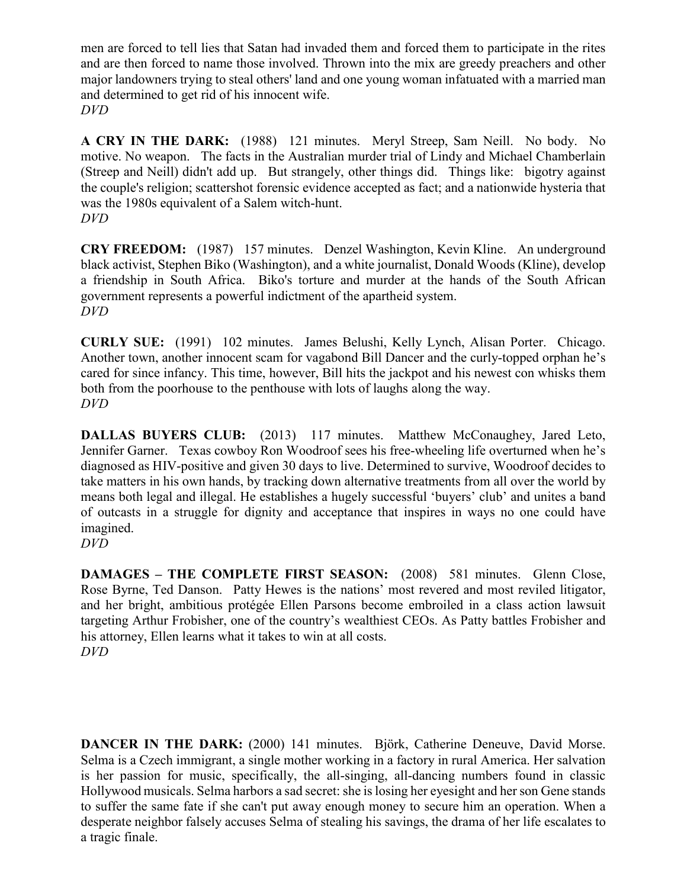men are forced to tell lies that Satan had invaded them and forced them to participate in the rites and are then forced to name those involved. Thrown into the mix are greedy preachers and other major landowners trying to steal others' land and one young woman infatuated with a married man and determined to get rid of his innocent wife.
*DVD*

**A CRY IN THE DARK:** (1988) 121 minutes. Meryl Streep, Sam Neill. No body. No motive. No weapon. The facts in the Australian murder trial of Lindy and Michael Chamberlain (Streep and Neill) didn't add up. But strangely, other things did. Things like: bigotry against the couple's religion; scattershot forensic evidence accepted as fact; and a nationwide hysteria that was the 1980s equivalent of a Salem witch-hunt.
*DVD*

**CRY FREEDOM:** (1987) 157 minutes. Denzel Washington, Kevin Kline. An underground black activist, Stephen Biko (Washington), and a white journalist, Donald Woods (Kline), develop a friendship in South Africa. Biko's torture and murder at the hands of the South African government represents a powerful indictment of the apartheid system.
*DVD*

**CURLY SUE:** (1991) 102 minutes. James Belushi, Kelly Lynch, Alisan Porter. Chicago. Another town, another innocent scam for vagabond Bill Dancer and the curly-topped orphan he's cared for since infancy. This time, however, Bill hits the jackpot and his newest con whisks them both from the poorhouse to the penthouse with lots of laughs along the way.
*DVD*

**DALLAS BUYERS CLUB:** (2013) 117 minutes. Matthew McConaughey, Jared Leto, Jennifer Garner. Texas cowboy Ron Woodroof sees his free-wheeling life overturned when he's diagnosed as HIV-positive and given 30 days to live. Determined to survive, Woodroof decides to take matters in his own hands, by tracking down alternative treatments from all over the world by means both legal and illegal. He establishes a hugely successful 'buyers' club' and unites a band of outcasts in a struggle for dignity and acceptance that inspires in ways no one could have imagined.
*DVD*

**DAMAGES – THE COMPLETE FIRST SEASON:** (2008) 581 minutes. Glenn Close, Rose Byrne, Ted Danson. Patty Hewes is the nations' most revered and most reviled litigator, and her bright, ambitious protégée Ellen Parsons become embroiled in a class action lawsuit targeting Arthur Frobisher, one of the country's wealthiest CEOs. As Patty battles Frobisher and his attorney, Ellen learns what it takes to win at all costs.
*DVD*

**DANCER IN THE DARK:** (2000) 141 minutes. Björk, Catherine Deneuve, David Morse. Selma is a Czech immigrant, a single mother working in a factory in rural America. Her salvation is her passion for music, specifically, the all-singing, all-dancing numbers found in classic Hollywood musicals. Selma harbors a sad secret: she is losing her eyesight and her son Gene stands to suffer the same fate if she can't put away enough money to secure him an operation. When a desperate neighbor falsely accuses Selma of stealing his savings, the drama of her life escalates to a tragic finale.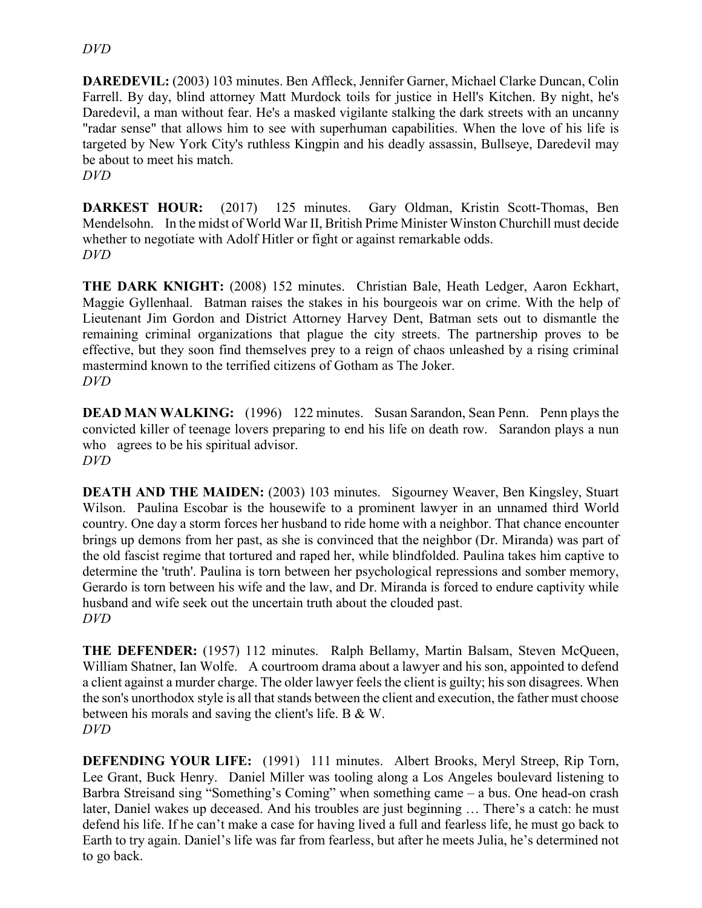*DVD*

**DAREDEVIL:** (2003) 103 minutes. Ben Affleck, Jennifer Garner, Michael Clarke Duncan, Colin Farrell. By day, blind attorney Matt Murdock toils for justice in Hell's Kitchen. By night, he's Daredevil, a man without fear. He's a masked vigilante stalking the dark streets with an uncanny "radar sense" that allows him to see with superhuman capabilities. When the love of his life is targeted by New York City's ruthless Kingpin and his deadly assassin, Bullseye, Daredevil may be about to meet his match.
*DVD*

**DARKEST HOUR:** (2017) 125 minutes. Gary Oldman, Kristin Scott-Thomas, Ben Mendelsohn. In the midst of World War II, British Prime Minister Winston Churchill must decide whether to negotiate with Adolf Hitler or fight or against remarkable odds.
*DVD*

**THE DARK KNIGHT:** (2008) 152 minutes. Christian Bale, Heath Ledger, Aaron Eckhart, Maggie Gyllenhaal. Batman raises the stakes in his bourgeois war on crime. With the help of Lieutenant Jim Gordon and District Attorney Harvey Dent, Batman sets out to dismantle the remaining criminal organizations that plague the city streets. The partnership proves to be effective, but they soon find themselves prey to a reign of chaos unleashed by a rising criminal mastermind known to the terrified citizens of Gotham as The Joker.
*DVD*

**DEAD MAN WALKING:** (1996) 122 minutes. Susan Sarandon, Sean Penn. Penn plays the convicted killer of teenage lovers preparing to end his life on death row. Sarandon plays a nun who agrees to be his spiritual advisor.
*DVD*

**DEATH AND THE MAIDEN:** (2003) 103 minutes. Sigourney Weaver, Ben Kingsley, Stuart Wilson. Paulina Escobar is the housewife to a prominent lawyer in an unnamed third World country. One day a storm forces her husband to ride home with a neighbor. That chance encounter brings up demons from her past, as she is convinced that the neighbor (Dr. Miranda) was part of the old fascist regime that tortured and raped her, while blindfolded. Paulina takes him captive to determine the 'truth'. Paulina is torn between her psychological repressions and somber memory, Gerardo is torn between his wife and the law, and Dr. Miranda is forced to endure captivity while husband and wife seek out the uncertain truth about the clouded past.
*DVD*

**THE DEFENDER:** (1957) 112 minutes. Ralph Bellamy, Martin Balsam, Steven McQueen, William Shatner, Ian Wolfe. A courtroom drama about a lawyer and his son, appointed to defend a client against a murder charge. The older lawyer feels the client is guilty; his son disagrees. When the son's unorthodox style is all that stands between the client and execution, the father must choose between his morals and saving the client's life. B & W.
*DVD*

**DEFENDING YOUR LIFE:** (1991) 111 minutes. Albert Brooks, Meryl Streep, Rip Torn, Lee Grant, Buck Henry. Daniel Miller was tooling along a Los Angeles boulevard listening to Barbra Streisand sing "Something's Coming" when something came – a bus. One head-on crash later, Daniel wakes up deceased. And his troubles are just beginning … There's a catch: he must defend his life. If he can't make a case for having lived a full and fearless life, he must go back to Earth to try again. Daniel's life was far from fearless, but after he meets Julia, he's determined not to go back.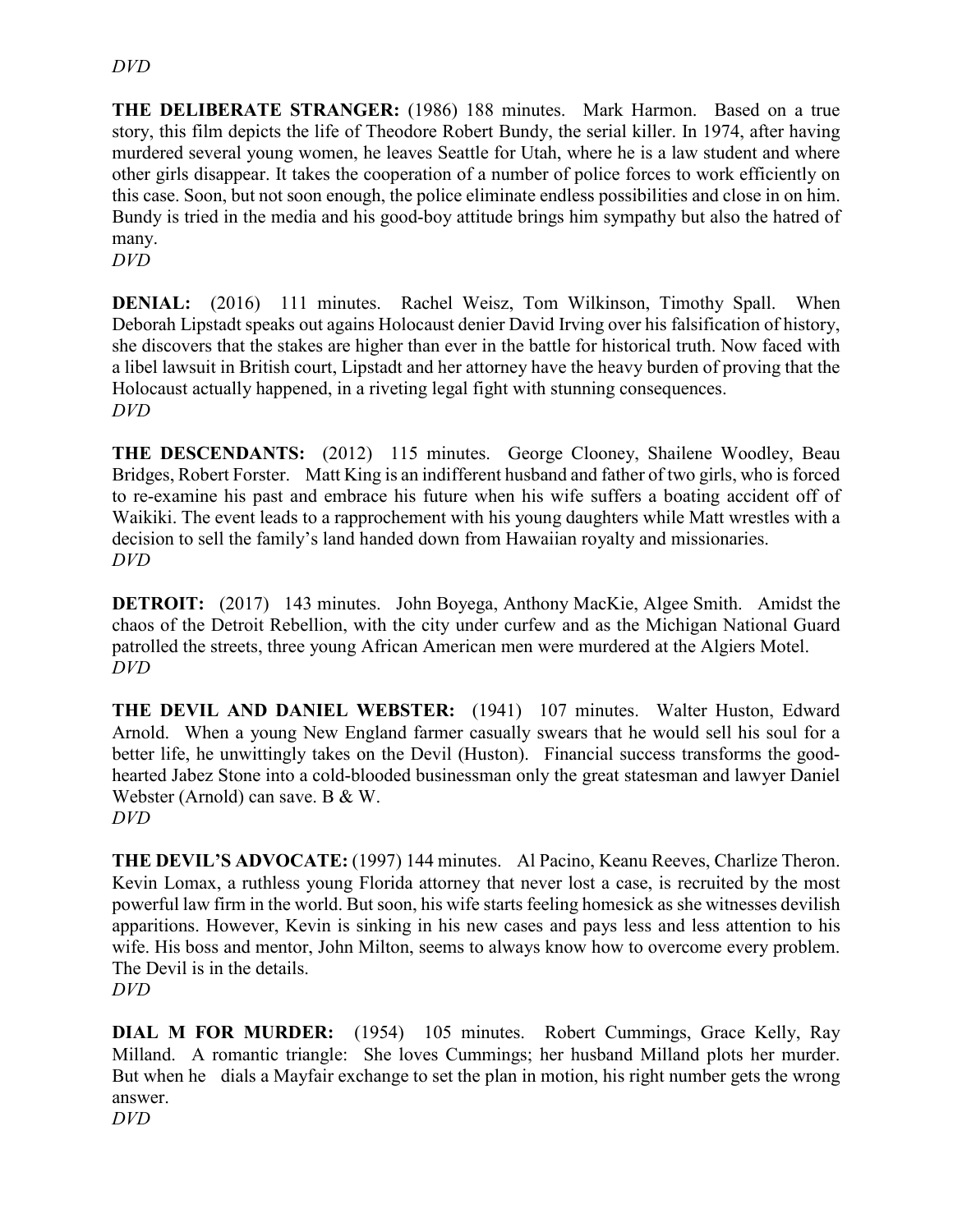*DVD*

**THE DELIBERATE STRANGER:** (1986) 188 minutes. Mark Harmon. Based on a true story, this film depicts the life of Theodore Robert Bundy, the serial killer. In 1974, after having murdered several young women, he leaves Seattle for Utah, where he is a law student and where other girls disappear. It takes the cooperation of a number of police forces to work efficiently on this case. Soon, but not soon enough, the police eliminate endless possibilities and close in on him. Bundy is tried in the media and his good-boy attitude brings him sympathy but also the hatred of many.
*DVD*

**DENIAL:** (2016) 111 minutes. Rachel Weisz, Tom Wilkinson, Timothy Spall. When Deborah Lipstadt speaks out agains Holocaust denier David Irving over his falsification of history, she discovers that the stakes are higher than ever in the battle for historical truth. Now faced with a libel lawsuit in British court, Lipstadt and her attorney have the heavy burden of proving that the Holocaust actually happened, in a riveting legal fight with stunning consequences.
*DVD*

**THE DESCENDANTS:** (2012) 115 minutes. George Clooney, Shailene Woodley, Beau Bridges, Robert Forster. Matt King is an indifferent husband and father of two girls, who is forced to re-examine his past and embrace his future when his wife suffers a boating accident off of Waikiki. The event leads to a rapprochement with his young daughters while Matt wrestles with a decision to sell the family's land handed down from Hawaiian royalty and missionaries.
*DVD*

**DETROIT:** (2017) 143 minutes. John Boyega, Anthony MacKie, Algee Smith. Amidst the chaos of the Detroit Rebellion, with the city under curfew and as the Michigan National Guard patrolled the streets, three young African American men were murdered at the Algiers Motel.
*DVD*

**THE DEVIL AND DANIEL WEBSTER:** (1941) 107 minutes. Walter Huston, Edward Arnold. When a young New England farmer casually swears that he would sell his soul for a better life, he unwittingly takes on the Devil (Huston). Financial success transforms the good-hearted Jabez Stone into a cold-blooded businessman only the great statesman and lawyer Daniel Webster (Arnold) can save. B & W.
*DVD*

**THE DEVIL'S ADVOCATE:** (1997) 144 minutes. Al Pacino, Keanu Reeves, Charlize Theron. Kevin Lomax, a ruthless young Florida attorney that never lost a case, is recruited by the most powerful law firm in the world. But soon, his wife starts feeling homesick as she witnesses devilish apparitions. However, Kevin is sinking in his new cases and pays less and less attention to his wife. His boss and mentor, John Milton, seems to always know how to overcome every problem. The Devil is in the details.
*DVD*

**DIAL M FOR MURDER:** (1954) 105 minutes. Robert Cummings, Grace Kelly, Ray Milland. A romantic triangle: She loves Cummings; her husband Milland plots her murder. But when he dials a Mayfair exchange to set the plan in motion, his right number gets the wrong answer.
*DVD*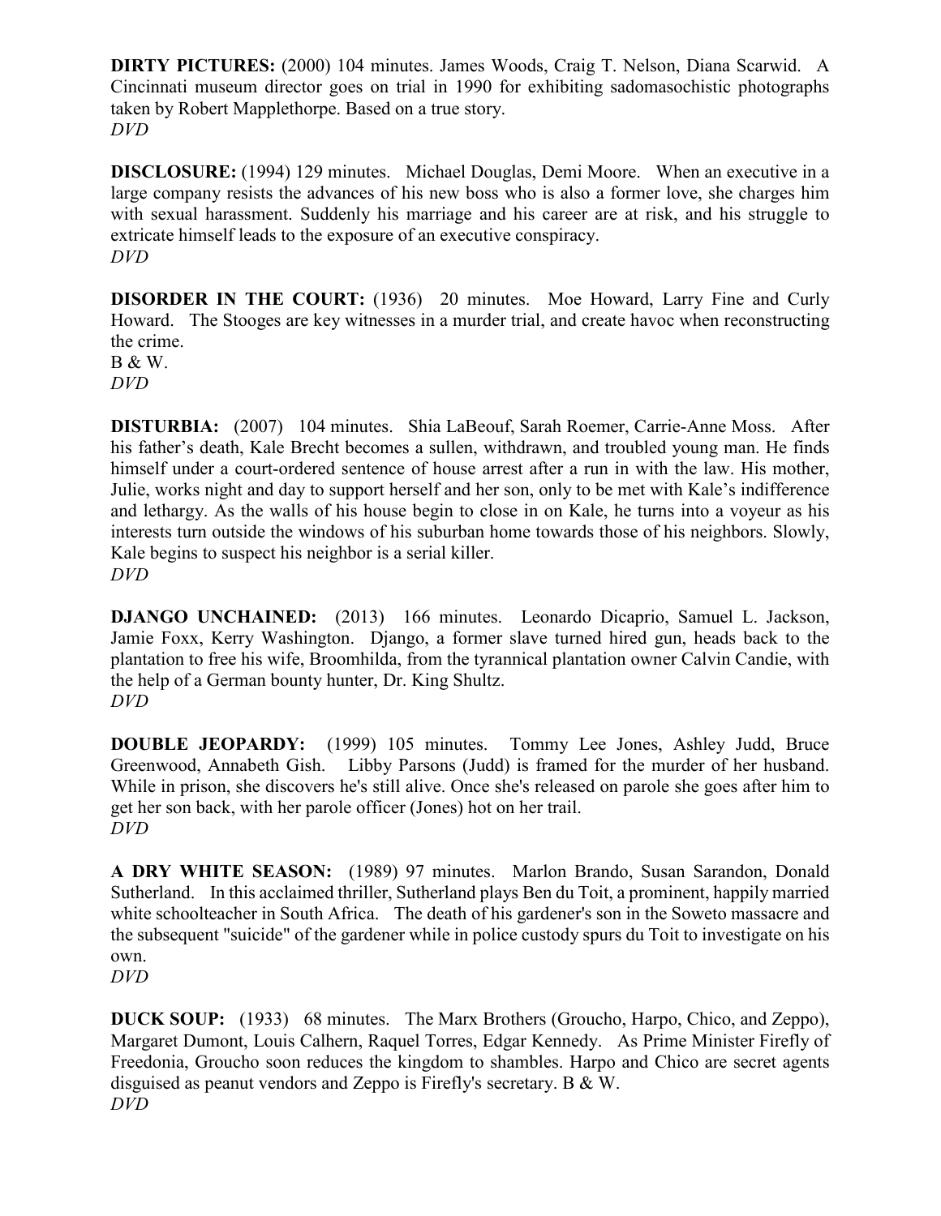**DIRTY PICTURES:** (2000) 104 minutes. James Woods, Craig T. Nelson, Diana Scarwid. A Cincinnati museum director goes on trial in 1990 for exhibiting sadomasochistic photographs taken by Robert Mapplethorpe. Based on a true story.
*DVD*

**DISCLOSURE:** (1994) 129 minutes. Michael Douglas, Demi Moore. When an executive in a large company resists the advances of his new boss who is also a former love, she charges him with sexual harassment. Suddenly his marriage and his career are at risk, and his struggle to extricate himself leads to the exposure of an executive conspiracy.
*DVD*

**DISORDER IN THE COURT:** (1936) 20 minutes. Moe Howard, Larry Fine and Curly Howard. The Stooges are key witnesses in a murder trial, and create havoc when reconstructing the crime.
B & W.
*DVD*

**DISTURBIA:** (2007) 104 minutes. Shia LaBeouf, Sarah Roemer, Carrie-Anne Moss. After his father's death, Kale Brecht becomes a sullen, withdrawn, and troubled young man. He finds himself under a court-ordered sentence of house arrest after a run in with the law. His mother, Julie, works night and day to support herself and her son, only to be met with Kale's indifference and lethargy. As the walls of his house begin to close in on Kale, he turns into a voyeur as his interests turn outside the windows of his suburban home towards those of his neighbors. Slowly, Kale begins to suspect his neighbor is a serial killer.
*DVD*

**DJANGO UNCHAINED:** (2013) 166 minutes. Leonardo Dicaprio, Samuel L. Jackson, Jamie Foxx, Kerry Washington. Django, a former slave turned hired gun, heads back to the plantation to free his wife, Broomhilda, from the tyrannical plantation owner Calvin Candie, with the help of a German bounty hunter, Dr. King Shultz.
*DVD*

**DOUBLE JEOPARDY:** (1999) 105 minutes. Tommy Lee Jones, Ashley Judd, Bruce Greenwood, Annabeth Gish. Libby Parsons (Judd) is framed for the murder of her husband. While in prison, she discovers he's still alive. Once she's released on parole she goes after him to get her son back, with her parole officer (Jones) hot on her trail.
*DVD*

**A DRY WHITE SEASON:** (1989) 97 minutes. Marlon Brando, Susan Sarandon, Donald Sutherland. In this acclaimed thriller, Sutherland plays Ben du Toit, a prominent, happily married white schoolteacher in South Africa. The death of his gardener's son in the Soweto massacre and the subsequent "suicide" of the gardener while in police custody spurs du Toit to investigate on his own.
*DVD*

**DUCK SOUP:** (1933) 68 minutes. The Marx Brothers (Groucho, Harpo, Chico, and Zeppo), Margaret Dumont, Louis Calhern, Raquel Torres, Edgar Kennedy. As Prime Minister Firefly of Freedonia, Groucho soon reduces the kingdom to shambles. Harpo and Chico are secret agents disguised as peanut vendors and Zeppo is Firefly's secretary. B & W.
*DVD*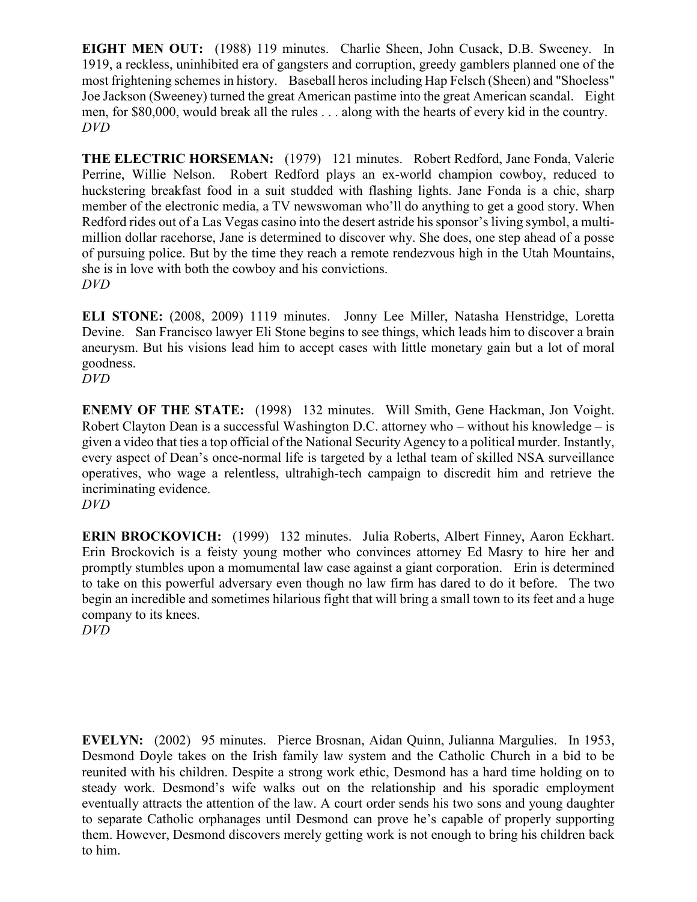**EIGHT MEN OUT:** (1988) 119 minutes. Charlie Sheen, John Cusack, D.B. Sweeney. In 1919, a reckless, uninhibited era of gangsters and corruption, greedy gamblers planned one of the most frightening schemes in history. Baseball heros including Hap Felsch (Sheen) and "Shoeless" Joe Jackson (Sweeney) turned the great American pastime into the great American scandal. Eight men, for $80,000, would break all the rules . . . along with the hearts of every kid in the country.
*DVD*

**THE ELECTRIC HORSEMAN:** (1979) 121 minutes. Robert Redford, Jane Fonda, Valerie Perrine, Willie Nelson. Robert Redford plays an ex-world champion cowboy, reduced to huckstering breakfast food in a suit studded with flashing lights. Jane Fonda is a chic, sharp member of the electronic media, a TV newswoman who'll do anything to get a good story. When Redford rides out of a Las Vegas casino into the desert astride his sponsor's living symbol, a multi-million dollar racehorse, Jane is determined to discover why. She does, one step ahead of a posse of pursuing police. But by the time they reach a remote rendezvous high in the Utah Mountains, she is in love with both the cowboy and his convictions.
*DVD*

**ELI STONE:** (2008, 2009) 1119 minutes. Jonny Lee Miller, Natasha Henstridge, Loretta Devine. San Francisco lawyer Eli Stone begins to see things, which leads him to discover a brain aneurysm. But his visions lead him to accept cases with little monetary gain but a lot of moral goodness.
*DVD*

**ENEMY OF THE STATE:** (1998) 132 minutes. Will Smith, Gene Hackman, Jon Voight. Robert Clayton Dean is a successful Washington D.C. attorney who – without his knowledge – is given a video that ties a top official of the National Security Agency to a political murder. Instantly, every aspect of Dean's once-normal life is targeted by a lethal team of skilled NSA surveillance operatives, who wage a relentless, ultrahigh-tech campaign to discredit him and retrieve the incriminating evidence.
*DVD*

**ERIN BROCKOVICH:** (1999) 132 minutes. Julia Roberts, Albert Finney, Aaron Eckhart. Erin Brockovich is a feisty young mother who convinces attorney Ed Masry to hire her and promptly stumbles upon a momumental law case against a giant corporation. Erin is determined to take on this powerful adversary even though no law firm has dared to do it before. The two begin an incredible and sometimes hilarious fight that will bring a small town to its feet and a huge company to its knees.
*DVD*

**EVELYN:** (2002) 95 minutes. Pierce Brosnan, Aidan Quinn, Julianna Margulies. In 1953, Desmond Doyle takes on the Irish family law system and the Catholic Church in a bid to be reunited with his children. Despite a strong work ethic, Desmond has a hard time holding on to steady work. Desmond's wife walks out on the relationship and his sporadic employment eventually attracts the attention of the law. A court order sends his two sons and young daughter to separate Catholic orphanages until Desmond can prove he's capable of properly supporting them. However, Desmond discovers merely getting work is not enough to bring his children back to him.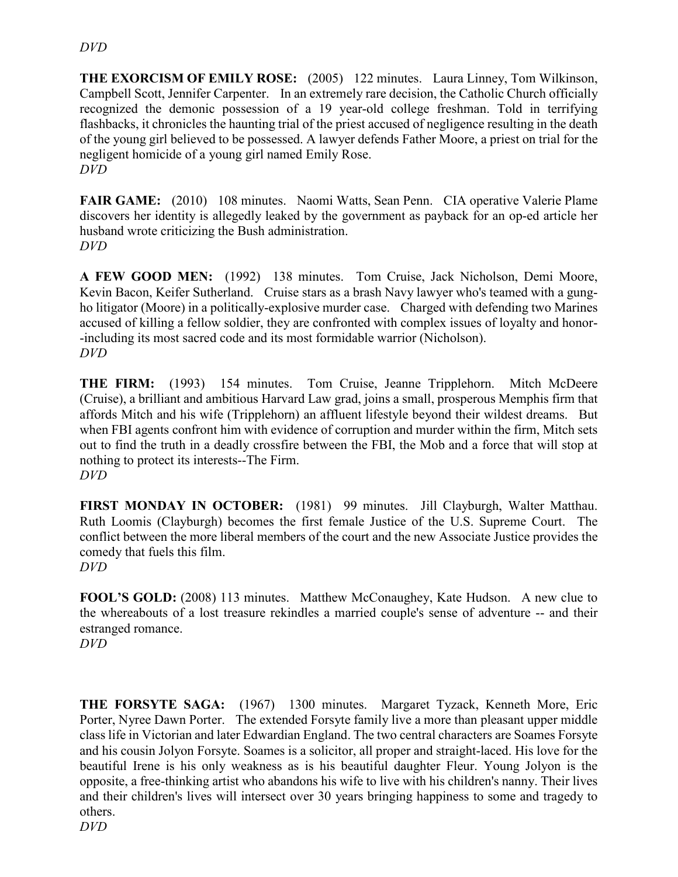*DVD*

**THE EXORCISM OF EMILY ROSE:** (2005) 122 minutes. Laura Linney, Tom Wilkinson, Campbell Scott, Jennifer Carpenter. In an extremely rare decision, the Catholic Church officially recognized the demonic possession of a 19 year-old college freshman. Told in terrifying flashbacks, it chronicles the haunting trial of the priest accused of negligence resulting in the death of the young girl believed to be possessed. A lawyer defends Father Moore, a priest on trial for the negligent homicide of a young girl named Emily Rose.
*DVD*

**FAIR GAME:** (2010) 108 minutes. Naomi Watts, Sean Penn. CIA operative Valerie Plame discovers her identity is allegedly leaked by the government as payback for an op-ed article her husband wrote criticizing the Bush administration.
*DVD*

**A FEW GOOD MEN:** (1992) 138 minutes. Tom Cruise, Jack Nicholson, Demi Moore, Kevin Bacon, Keifer Sutherland. Cruise stars as a brash Navy lawyer who's teamed with a gung-ho litigator (Moore) in a politically-explosive murder case. Charged with defending two Marines accused of killing a fellow soldier, they are confronted with complex issues of loyalty and honor--including its most sacred code and its most formidable warrior (Nicholson).
*DVD*

**THE FIRM:** (1993) 154 minutes. Tom Cruise, Jeanne Tripplehorn. Mitch McDeere (Cruise), a brilliant and ambitious Harvard Law grad, joins a small, prosperous Memphis firm that affords Mitch and his wife (Tripplehorn) an affluent lifestyle beyond their wildest dreams. But when FBI agents confront him with evidence of corruption and murder within the firm, Mitch sets out to find the truth in a deadly crossfire between the FBI, the Mob and a force that will stop at nothing to protect its interests--The Firm.
*DVD*

**FIRST MONDAY IN OCTOBER:** (1981) 99 minutes. Jill Clayburgh, Walter Matthau. Ruth Loomis (Clayburgh) becomes the first female Justice of the U.S. Supreme Court. The conflict between the more liberal members of the court and the new Associate Justice provides the comedy that fuels this film.
*DVD*

**FOOL'S GOLD:** (2008) 113 minutes. Matthew McConaughey, Kate Hudson. A new clue to the whereabouts of a lost treasure rekindles a married couple's sense of adventure -- and their estranged romance.
*DVD*

**THE FORSYTE SAGA:** (1967) 1300 minutes. Margaret Tyzack, Kenneth More, Eric Porter, Nyree Dawn Porter. The extended Forsyte family live a more than pleasant upper middle class life in Victorian and later Edwardian England. The two central characters are Soames Forsyte and his cousin Jolyon Forsyte. Soames is a solicitor, all proper and straight-laced. His love for the beautiful Irene is his only weakness as is his beautiful daughter Fleur. Young Jolyon is the opposite, a free-thinking artist who abandons his wife to live with his children's nanny. Their lives and their children's lives will intersect over 30 years bringing happiness to some and tragedy to others.
*DVD*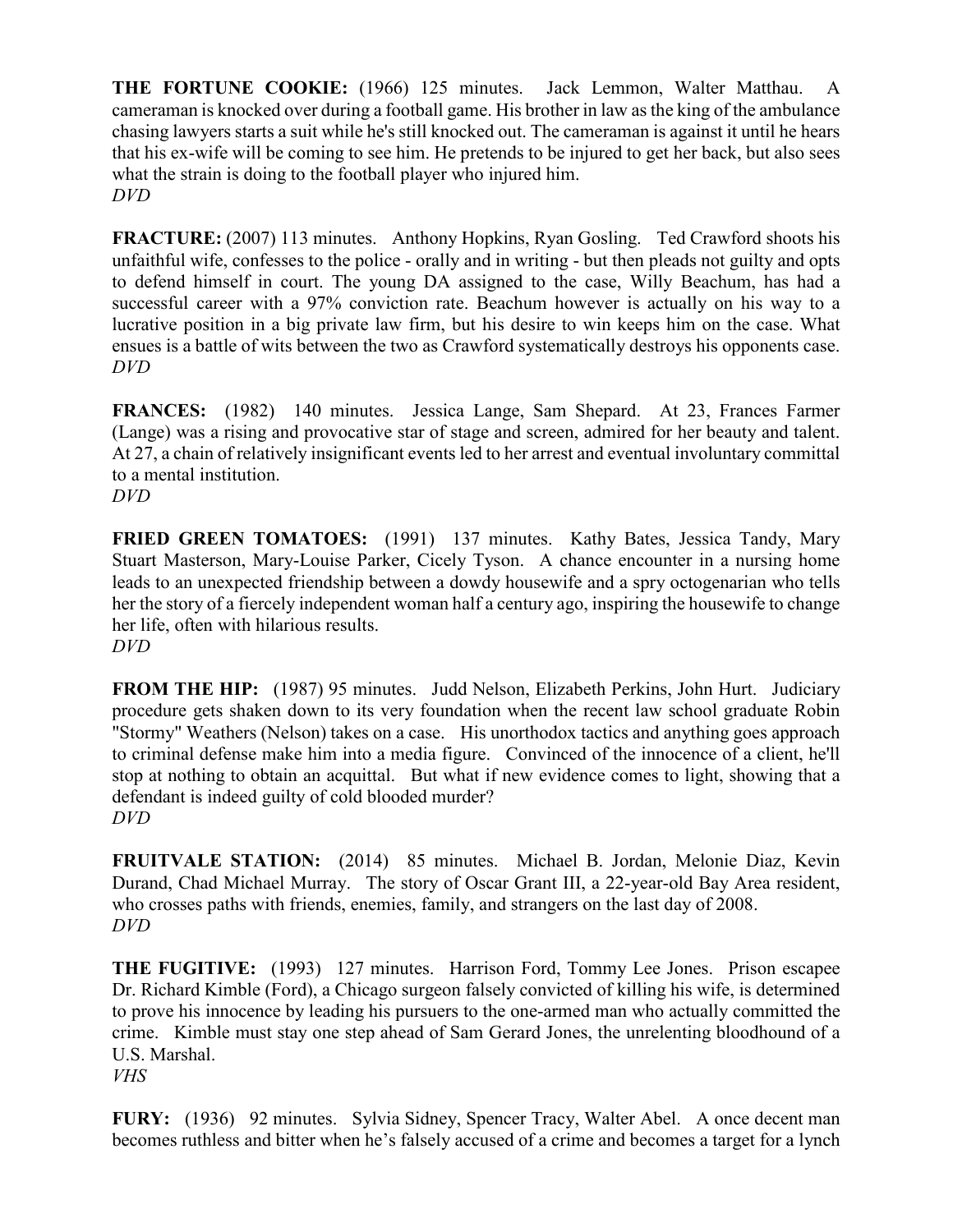**THE FORTUNE COOKIE:** (1966) 125 minutes. Jack Lemmon, Walter Matthau. A cameraman is knocked over during a football game. His brother in law as the king of the ambulance chasing lawyers starts a suit while he's still knocked out. The cameraman is against it until he hears that his ex-wife will be coming to see him. He pretends to be injured to get her back, but also sees what the strain is doing to the football player who injured him.
*DVD*

**FRACTURE:** (2007) 113 minutes. Anthony Hopkins, Ryan Gosling. Ted Crawford shoots his unfaithful wife, confesses to the police - orally and in writing - but then pleads not guilty and opts to defend himself in court. The young DA assigned to the case, Willy Beachum, has had a successful career with a 97% conviction rate. Beachum however is actually on his way to a lucrative position in a big private law firm, but his desire to win keeps him on the case. What ensues is a battle of wits between the two as Crawford systematically destroys his opponents case.
*DVD*

**FRANCES:** (1982) 140 minutes. Jessica Lange, Sam Shepard. At 23, Frances Farmer (Lange) was a rising and provocative star of stage and screen, admired for her beauty and talent. At 27, a chain of relatively insignificant events led to her arrest and eventual involuntary committal to a mental institution.
*DVD*

**FRIED GREEN TOMATOES:** (1991) 137 minutes. Kathy Bates, Jessica Tandy, Mary Stuart Masterson, Mary-Louise Parker, Cicely Tyson. A chance encounter in a nursing home leads to an unexpected friendship between a dowdy housewife and a spry octogenarian who tells her the story of a fiercely independent woman half a century ago, inspiring the housewife to change her life, often with hilarious results.
*DVD*

**FROM THE HIP:** (1987) 95 minutes. Judd Nelson, Elizabeth Perkins, John Hurt. Judiciary procedure gets shaken down to its very foundation when the recent law school graduate Robin "Stormy" Weathers (Nelson) takes on a case. His unorthodox tactics and anything goes approach to criminal defense make him into a media figure. Convinced of the innocence of a client, he'll stop at nothing to obtain an acquittal. But what if new evidence comes to light, showing that a defendant is indeed guilty of cold blooded murder?
*DVD*

**FRUITVALE STATION:** (2014) 85 minutes. Michael B. Jordan, Melonie Diaz, Kevin Durand, Chad Michael Murray. The story of Oscar Grant III, a 22-year-old Bay Area resident, who crosses paths with friends, enemies, family, and strangers on the last day of 2008.
*DVD*

**THE FUGITIVE:** (1993) 127 minutes. Harrison Ford, Tommy Lee Jones. Prison escapee Dr. Richard Kimble (Ford), a Chicago surgeon falsely convicted of killing his wife, is determined to prove his innocence by leading his pursuers to the one-armed man who actually committed the crime. Kimble must stay one step ahead of Sam Gerard Jones, the unrelenting bloodhound of a U.S. Marshal.
*VHS*

**FURY:** (1936) 92 minutes. Sylvia Sidney, Spencer Tracy, Walter Abel. A once decent man becomes ruthless and bitter when he's falsely accused of a crime and becomes a target for a lynch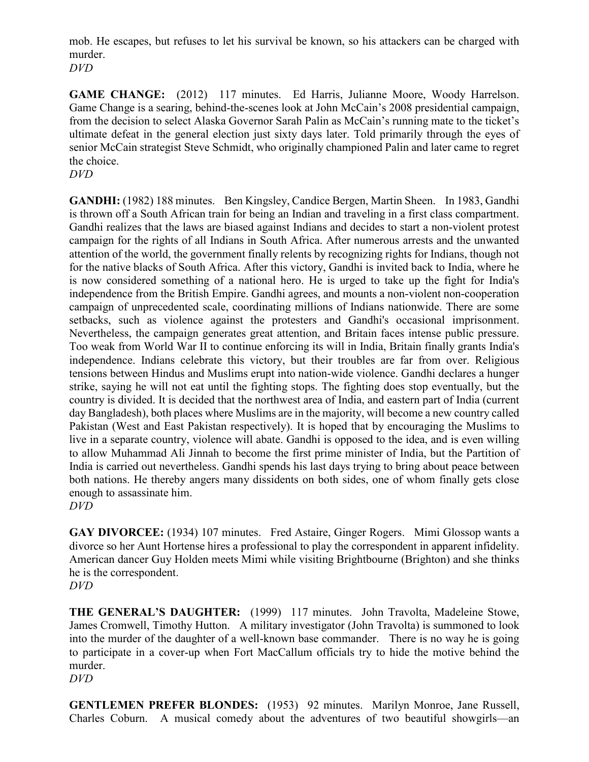mob. He escapes, but refuses to let his survival be known, so his attackers can be charged with murder.
*DVD*

**GAME CHANGE:** (2012) 117 minutes. Ed Harris, Julianne Moore, Woody Harrelson. Game Change is a searing, behind-the-scenes look at John McCain's 2008 presidential campaign, from the decision to select Alaska Governor Sarah Palin as McCain's running mate to the ticket's ultimate defeat in the general election just sixty days later. Told primarily through the eyes of senior McCain strategist Steve Schmidt, who originally championed Palin and later came to regret the choice.
*DVD*

**GANDHI:** (1982) 188 minutes. Ben Kingsley, Candice Bergen, Martin Sheen. In 1983, Gandhi is thrown off a South African train for being an Indian and traveling in a first class compartment. Gandhi realizes that the laws are biased against Indians and decides to start a non-violent protest campaign for the rights of all Indians in South Africa. After numerous arrests and the unwanted attention of the world, the government finally relents by recognizing rights for Indians, though not for the native blacks of South Africa. After this victory, Gandhi is invited back to India, where he is now considered something of a national hero. He is urged to take up the fight for India's independence from the British Empire. Gandhi agrees, and mounts a non-violent non-cooperation campaign of unprecedented scale, coordinating millions of Indians nationwide. There are some setbacks, such as violence against the protesters and Gandhi's occasional imprisonment. Nevertheless, the campaign generates great attention, and Britain faces intense public pressure. Too weak from World War II to continue enforcing its will in India, Britain finally grants India's independence. Indians celebrate this victory, but their troubles are far from over. Religious tensions between Hindus and Muslims erupt into nation-wide violence. Gandhi declares a hunger strike, saying he will not eat until the fighting stops. The fighting does stop eventually, but the country is divided. It is decided that the northwest area of India, and eastern part of India (current day Bangladesh), both places where Muslims are in the majority, will become a new country called Pakistan (West and East Pakistan respectively). It is hoped that by encouraging the Muslims to live in a separate country, violence will abate. Gandhi is opposed to the idea, and is even willing to allow Muhammad Ali Jinnah to become the first prime minister of India, but the Partition of India is carried out nevertheless. Gandhi spends his last days trying to bring about peace between both nations. He thereby angers many dissidents on both sides, one of whom finally gets close enough to assassinate him.
*DVD*

**GAY DIVORCEE:** (1934) 107 minutes. Fred Astaire, Ginger Rogers. Mimi Glossop wants a divorce so her Aunt Hortense hires a professional to play the correspondent in apparent infidelity. American dancer Guy Holden meets Mimi while visiting Brightbourne (Brighton) and she thinks he is the correspondent.
*DVD*

**THE GENERAL'S DAUGHTER:** (1999) 117 minutes. John Travolta, Madeleine Stowe, James Cromwell, Timothy Hutton. A military investigator (John Travolta) is summoned to look into the murder of the daughter of a well-known base commander. There is no way he is going to participate in a cover-up when Fort MacCallum officials try to hide the motive behind the murder.
*DVD*

**GENTLEMEN PREFER BLONDES:** (1953) 92 minutes. Marilyn Monroe, Jane Russell, Charles Coburn. A musical comedy about the adventures of two beautiful showgirls—an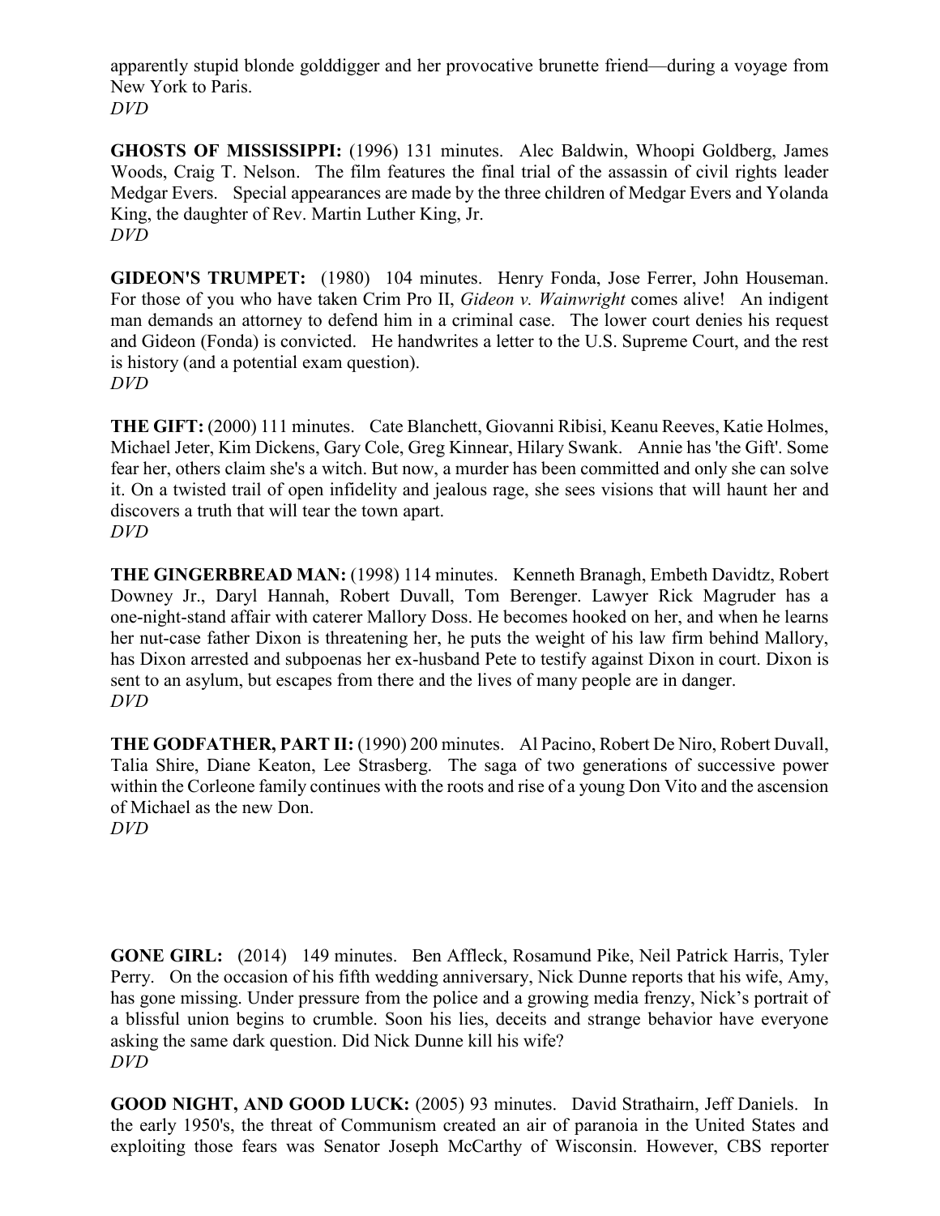apparently stupid blonde golddigger and her provocative brunette friend—during a voyage from New York to Paris.
*DVD*

**GHOSTS OF MISSISSIPPI:** (1996) 131 minutes. Alec Baldwin, Whoopi Goldberg, James Woods, Craig T. Nelson. The film features the final trial of the assassin of civil rights leader Medgar Evers. Special appearances are made by the three children of Medgar Evers and Yolanda King, the daughter of Rev. Martin Luther King, Jr.
*DVD*

**GIDEON'S TRUMPET:** (1980) 104 minutes. Henry Fonda, Jose Ferrer, John Houseman. For those of you who have taken Crim Pro II, *Gideon v. Wainwright* comes alive! An indigent man demands an attorney to defend him in a criminal case. The lower court denies his request and Gideon (Fonda) is convicted. He handwrites a letter to the U.S. Supreme Court, and the rest is history (and a potential exam question).
*DVD*

**THE GIFT:** (2000) 111 minutes. Cate Blanchett, Giovanni Ribisi, Keanu Reeves, Katie Holmes, Michael Jeter, Kim Dickens, Gary Cole, Greg Kinnear, Hilary Swank. Annie has 'the Gift'. Some fear her, others claim she's a witch. But now, a murder has been committed and only she can solve it. On a twisted trail of open infidelity and jealous rage, she sees visions that will haunt her and discovers a truth that will tear the town apart.
*DVD*

**THE GINGERBREAD MAN:** (1998) 114 minutes. Kenneth Branagh, Embeth Davidtz, Robert Downey Jr., Daryl Hannah, Robert Duvall, Tom Berenger. Lawyer Rick Magruder has a one-night-stand affair with caterer Mallory Doss. He becomes hooked on her, and when he learns her nut-case father Dixon is threatening her, he puts the weight of his law firm behind Mallory, has Dixon arrested and subpoenas her ex-husband Pete to testify against Dixon in court. Dixon is sent to an asylum, but escapes from there and the lives of many people are in danger.
*DVD*

**THE GODFATHER, PART II:** (1990) 200 minutes. Al Pacino, Robert De Niro, Robert Duvall, Talia Shire, Diane Keaton, Lee Strasberg. The saga of two generations of successive power within the Corleone family continues with the roots and rise of a young Don Vito and the ascension of Michael as the new Don.
*DVD*

**GONE GIRL:** (2014) 149 minutes. Ben Affleck, Rosamund Pike, Neil Patrick Harris, Tyler Perry. On the occasion of his fifth wedding anniversary, Nick Dunne reports that his wife, Amy, has gone missing. Under pressure from the police and a growing media frenzy, Nick's portrait of a blissful union begins to crumble. Soon his lies, deceits and strange behavior have everyone asking the same dark question. Did Nick Dunne kill his wife?
*DVD*

**GOOD NIGHT, AND GOOD LUCK:** (2005) 93 minutes. David Strathairn, Jeff Daniels. In the early 1950's, the threat of Communism created an air of paranoia in the United States and exploiting those fears was Senator Joseph McCarthy of Wisconsin. However, CBS reporter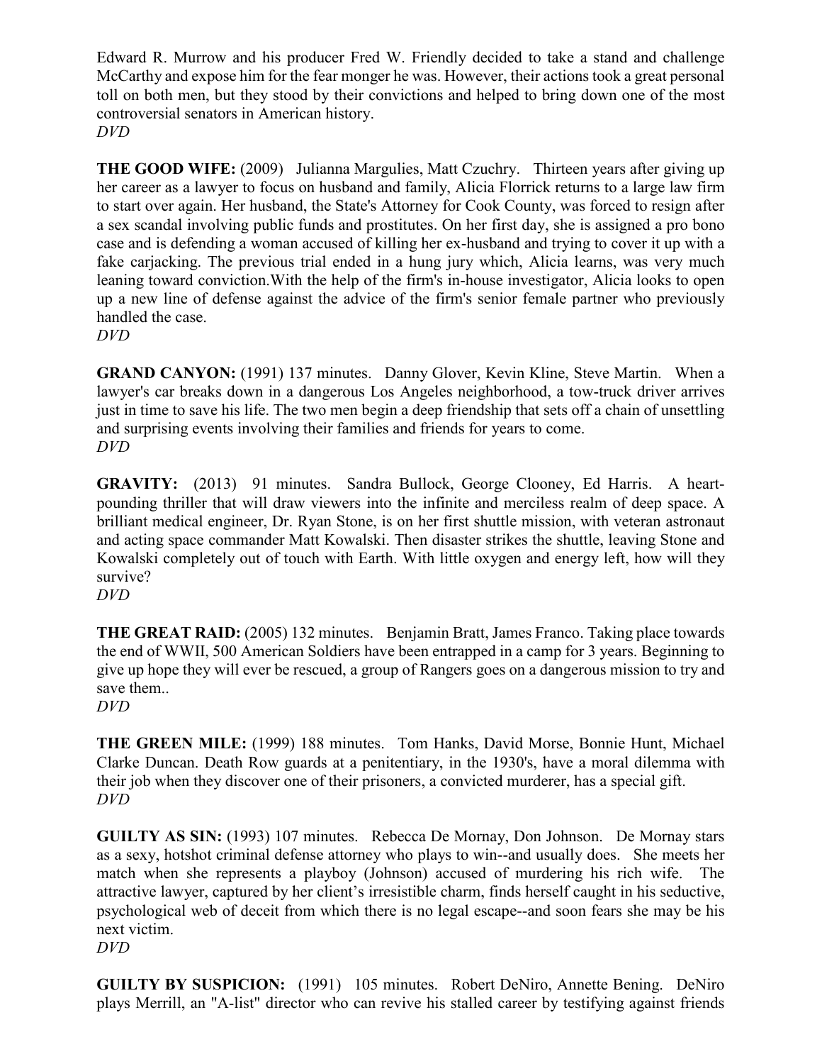Edward R. Murrow and his producer Fred W. Friendly decided to take a stand and challenge McCarthy and expose him for the fear monger he was. However, their actions took a great personal toll on both men, but they stood by their convictions and helped to bring down one of the most controversial senators in American history.
*DVD*

**THE GOOD WIFE:** (2009) Julianna Margulies, Matt Czuchry. Thirteen years after giving up her career as a lawyer to focus on husband and family, Alicia Florrick returns to a large law firm to start over again. Her husband, the State's Attorney for Cook County, was forced to resign after a sex scandal involving public funds and prostitutes. On her first day, she is assigned a pro bono case and is defending a woman accused of killing her ex-husband and trying to cover it up with a fake carjacking. The previous trial ended in a hung jury which, Alicia learns, was very much leaning toward conviction.With the help of the firm's in-house investigator, Alicia looks to open up a new line of defense against the advice of the firm's senior female partner who previously handled the case.
*DVD*

**GRAND CANYON:** (1991) 137 minutes. Danny Glover, Kevin Kline, Steve Martin. When a lawyer's car breaks down in a dangerous Los Angeles neighborhood, a tow-truck driver arrives just in time to save his life. The two men begin a deep friendship that sets off a chain of unsettling and surprising events involving their families and friends for years to come.
*DVD*

**GRAVITY:** (2013) 91 minutes. Sandra Bullock, George Clooney, Ed Harris. A heart-pounding thriller that will draw viewers into the infinite and merciless realm of deep space. A brilliant medical engineer, Dr. Ryan Stone, is on her first shuttle mission, with veteran astronaut and acting space commander Matt Kowalski. Then disaster strikes the shuttle, leaving Stone and Kowalski completely out of touch with Earth. With little oxygen and energy left, how will they survive?
*DVD*

**THE GREAT RAID:** (2005) 132 minutes. Benjamin Bratt, James Franco. Taking place towards the end of WWII, 500 American Soldiers have been entrapped in a camp for 3 years. Beginning to give up hope they will ever be rescued, a group of Rangers goes on a dangerous mission to try and save them..
*DVD*

**THE GREEN MILE:** (1999) 188 minutes. Tom Hanks, David Morse, Bonnie Hunt, Michael Clarke Duncan. Death Row guards at a penitentiary, in the 1930's, have a moral dilemma with their job when they discover one of their prisoners, a convicted murderer, has a special gift.
*DVD*

**GUILTY AS SIN:** (1993) 107 minutes. Rebecca De Mornay, Don Johnson. De Mornay stars as a sexy, hotshot criminal defense attorney who plays to win--and usually does. She meets her match when she represents a playboy (Johnson) accused of murdering his rich wife. The attractive lawyer, captured by her client's irresistible charm, finds herself caught in his seductive, psychological web of deceit from which there is no legal escape--and soon fears she may be his next victim.
*DVD*

**GUILTY BY SUSPICION:** (1991) 105 minutes. Robert DeNiro, Annette Bening. DeNiro plays Merrill, an "A-list" director who can revive his stalled career by testifying against friends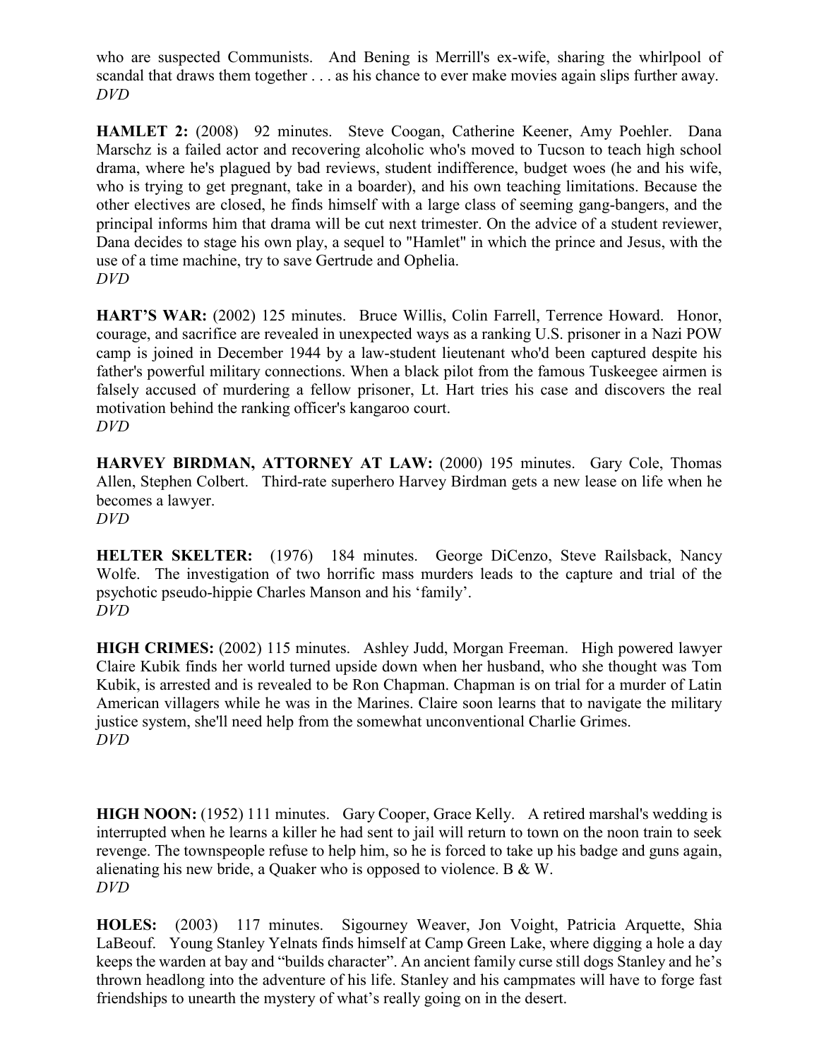who are suspected Communists. And Bening is Merrill's ex-wife, sharing the whirlpool of scandal that draws them together . . . as his chance to ever make movies again slips further away.
*DVD*

**HAMLET 2:** (2008) 92 minutes. Steve Coogan, Catherine Keener, Amy Poehler. Dana Marschz is a failed actor and recovering alcoholic who's moved to Tucson to teach high school drama, where he's plagued by bad reviews, student indifference, budget woes (he and his wife, who is trying to get pregnant, take in a boarder), and his own teaching limitations. Because the other electives are closed, he finds himself with a large class of seeming gang-bangers, and the principal informs him that drama will be cut next trimester. On the advice of a student reviewer, Dana decides to stage his own play, a sequel to "Hamlet" in which the prince and Jesus, with the use of a time machine, try to save Gertrude and Ophelia.
*DVD*

**HART'S WAR:** (2002) 125 minutes. Bruce Willis, Colin Farrell, Terrence Howard. Honor, courage, and sacrifice are revealed in unexpected ways as a ranking U.S. prisoner in a Nazi POW camp is joined in December 1944 by a law-student lieutenant who'd been captured despite his father's powerful military connections. When a black pilot from the famous Tuskeegee airmen is falsely accused of murdering a fellow prisoner, Lt. Hart tries his case and discovers the real motivation behind the ranking officer's kangaroo court.
*DVD*

**HARVEY BIRDMAN, ATTORNEY AT LAW:** (2000) 195 minutes. Gary Cole, Thomas Allen, Stephen Colbert. Third-rate superhero Harvey Birdman gets a new lease on life when he becomes a lawyer.
*DVD*

**HELTER SKELTER:** (1976) 184 minutes. George DiCenzo, Steve Railsback, Nancy Wolfe. The investigation of two horrific mass murders leads to the capture and trial of the psychotic pseudo-hippie Charles Manson and his 'family'.
*DVD*

**HIGH CRIMES:** (2002) 115 minutes. Ashley Judd, Morgan Freeman. High powered lawyer Claire Kubik finds her world turned upside down when her husband, who she thought was Tom Kubik, is arrested and is revealed to be Ron Chapman. Chapman is on trial for a murder of Latin American villagers while he was in the Marines. Claire soon learns that to navigate the military justice system, she'll need help from the somewhat unconventional Charlie Grimes.
*DVD*

**HIGH NOON:** (1952) 111 minutes. Gary Cooper, Grace Kelly. A retired marshal's wedding is interrupted when he learns a killer he had sent to jail will return to town on the noon train to seek revenge. The townspeople refuse to help him, so he is forced to take up his badge and guns again, alienating his new bride, a Quaker who is opposed to violence. B & W.
*DVD*

**HOLES:** (2003) 117 minutes. Sigourney Weaver, Jon Voight, Patricia Arquette, Shia LaBeouf. Young Stanley Yelnats finds himself at Camp Green Lake, where digging a hole a day keeps the warden at bay and "builds character". An ancient family curse still dogs Stanley and he's thrown headlong into the adventure of his life. Stanley and his campmates will have to forge fast friendships to unearth the mystery of what's really going on in the desert.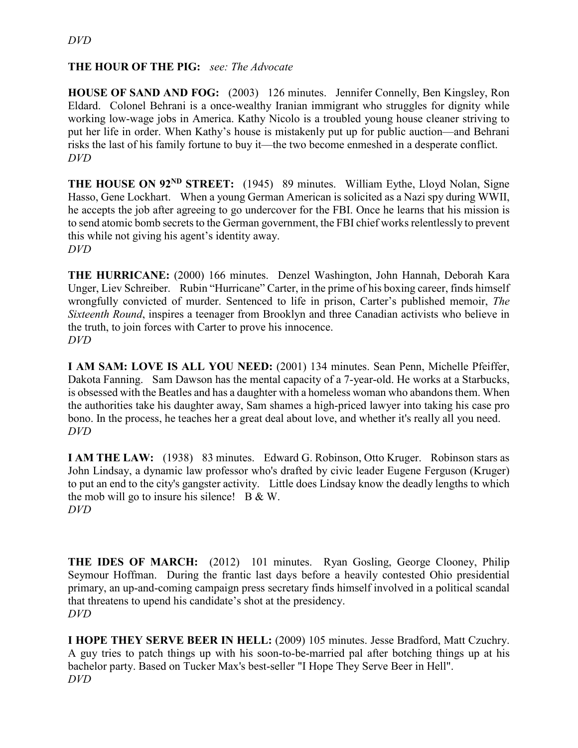*DVD*

**THE HOUR OF THE PIG:** *see: The Advocate*

**HOUSE OF SAND AND FOG:** (2003) 126 minutes. Jennifer Connelly, Ben Kingsley, Ron Eldard. Colonel Behrani is a once-wealthy Iranian immigrant who struggles for dignity while working low-wage jobs in America. Kathy Nicolo is a troubled young house cleaner striving to put her life in order. When Kathy's house is mistakenly put up for public auction—and Behrani risks the last of his family fortune to buy it—the two become enmeshed in a desperate conflict.
*DVD*

**THE HOUSE ON 92ND STREET:** (1945) 89 minutes. William Eythe, Lloyd Nolan, Signe Hasso, Gene Lockhart. When a young German American is solicited as a Nazi spy during WWII, he accepts the job after agreeing to go undercover for the FBI. Once he learns that his mission is to send atomic bomb secrets to the German government, the FBI chief works relentlessly to prevent this while not giving his agent's identity away.
*DVD*

**THE HURRICANE:** (2000) 166 minutes. Denzel Washington, John Hannah, Deborah Kara Unger, Liev Schreiber. Rubin "Hurricane" Carter, in the prime of his boxing career, finds himself wrongfully convicted of murder. Sentenced to life in prison, Carter's published memoir, *The Sixteenth Round*, inspires a teenager from Brooklyn and three Canadian activists who believe in the truth, to join forces with Carter to prove his innocence.
*DVD*

**I AM SAM: LOVE IS ALL YOU NEED:** (2001) 134 minutes. Sean Penn, Michelle Pfeiffer, Dakota Fanning. Sam Dawson has the mental capacity of a 7-year-old. He works at a Starbucks, is obsessed with the Beatles and has a daughter with a homeless woman who abandons them. When the authorities take his daughter away, Sam shames a high-priced lawyer into taking his case pro bono. In the process, he teaches her a great deal about love, and whether it's really all you need.
*DVD*

**I AM THE LAW:** (1938) 83 minutes. Edward G. Robinson, Otto Kruger. Robinson stars as John Lindsay, a dynamic law professor who's drafted by civic leader Eugene Ferguson (Kruger) to put an end to the city's gangster activity. Little does Lindsay know the deadly lengths to which the mob will go to insure his silence! B & W.
*DVD*

**THE IDES OF MARCH:** (2012) 101 minutes. Ryan Gosling, George Clooney, Philip Seymour Hoffman. During the frantic last days before a heavily contested Ohio presidential primary, an up-and-coming campaign press secretary finds himself involved in a political scandal that threatens to upend his candidate's shot at the presidency.
*DVD*

**I HOPE THEY SERVE BEER IN HELL:** (2009) 105 minutes. Jesse Bradford, Matt Czuchry. A guy tries to patch things up with his soon-to-be-married pal after botching things up at his bachelor party. Based on Tucker Max's best-seller "I Hope They Serve Beer in Hell".
*DVD*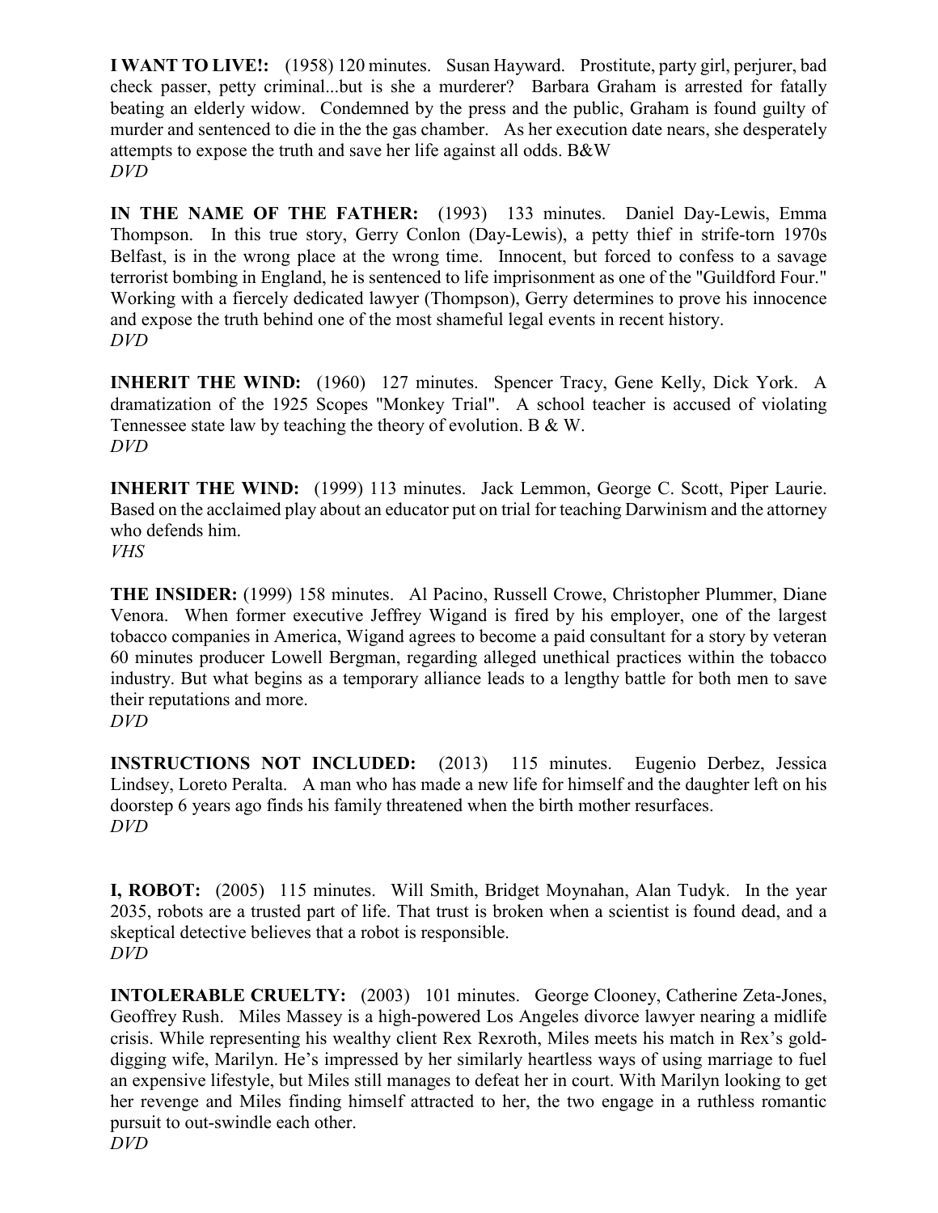**I WANT TO LIVE!:** (1958) 120 minutes. Susan Hayward. Prostitute, party girl, perjurer, bad check passer, petty criminal...but is she a murderer? Barbara Graham is arrested for fatally beating an elderly widow. Condemned by the press and the public, Graham is found guilty of murder and sentenced to die in the the gas chamber. As her execution date nears, she desperately attempts to expose the truth and save her life against all odds. B&W
*DVD*

**IN THE NAME OF THE FATHER:** (1993) 133 minutes. Daniel Day-Lewis, Emma Thompson. In this true story, Gerry Conlon (Day-Lewis), a petty thief in strife-torn 1970s Belfast, is in the wrong place at the wrong time. Innocent, but forced to confess to a savage terrorist bombing in England, he is sentenced to life imprisonment as one of the "Guildford Four." Working with a fiercely dedicated lawyer (Thompson), Gerry determines to prove his innocence and expose the truth behind one of the most shameful legal events in recent history.
*DVD*

**INHERIT THE WIND:** (1960) 127 minutes. Spencer Tracy, Gene Kelly, Dick York. A dramatization of the 1925 Scopes "Monkey Trial". A school teacher is accused of violating Tennessee state law by teaching the theory of evolution. B & W.
*DVD*

**INHERIT THE WIND:** (1999) 113 minutes. Jack Lemmon, George C. Scott, Piper Laurie. Based on the acclaimed play about an educator put on trial for teaching Darwinism and the attorney who defends him.
*VHS*

**THE INSIDER:** (1999) 158 minutes. Al Pacino, Russell Crowe, Christopher Plummer, Diane Venora. When former executive Jeffrey Wigand is fired by his employer, one of the largest tobacco companies in America, Wigand agrees to become a paid consultant for a story by veteran 60 minutes producer Lowell Bergman, regarding alleged unethical practices within the tobacco industry. But what begins as a temporary alliance leads to a lengthy battle for both men to save their reputations and more.
*DVD*

**INSTRUCTIONS NOT INCLUDED:** (2013) 115 minutes. Eugenio Derbez, Jessica Lindsey, Loreto Peralta. A man who has made a new life for himself and the daughter left on his doorstep 6 years ago finds his family threatened when the birth mother resurfaces.
*DVD*

**I, ROBOT:** (2005) 115 minutes. Will Smith, Bridget Moynahan, Alan Tudyk. In the year 2035, robots are a trusted part of life. That trust is broken when a scientist is found dead, and a skeptical detective believes that a robot is responsible.
*DVD*

**INTOLERABLE CRUELTY:** (2003) 101 minutes. George Clooney, Catherine Zeta-Jones, Geoffrey Rush. Miles Massey is a high-powered Los Angeles divorce lawyer nearing a midlife crisis. While representing his wealthy client Rex Rexroth, Miles meets his match in Rex's gold-digging wife, Marilyn. He's impressed by her similarly heartless ways of using marriage to fuel an expensive lifestyle, but Miles still manages to defeat her in court. With Marilyn looking to get her revenge and Miles finding himself attracted to her, the two engage in a ruthless romantic pursuit to out-swindle each other.
*DVD*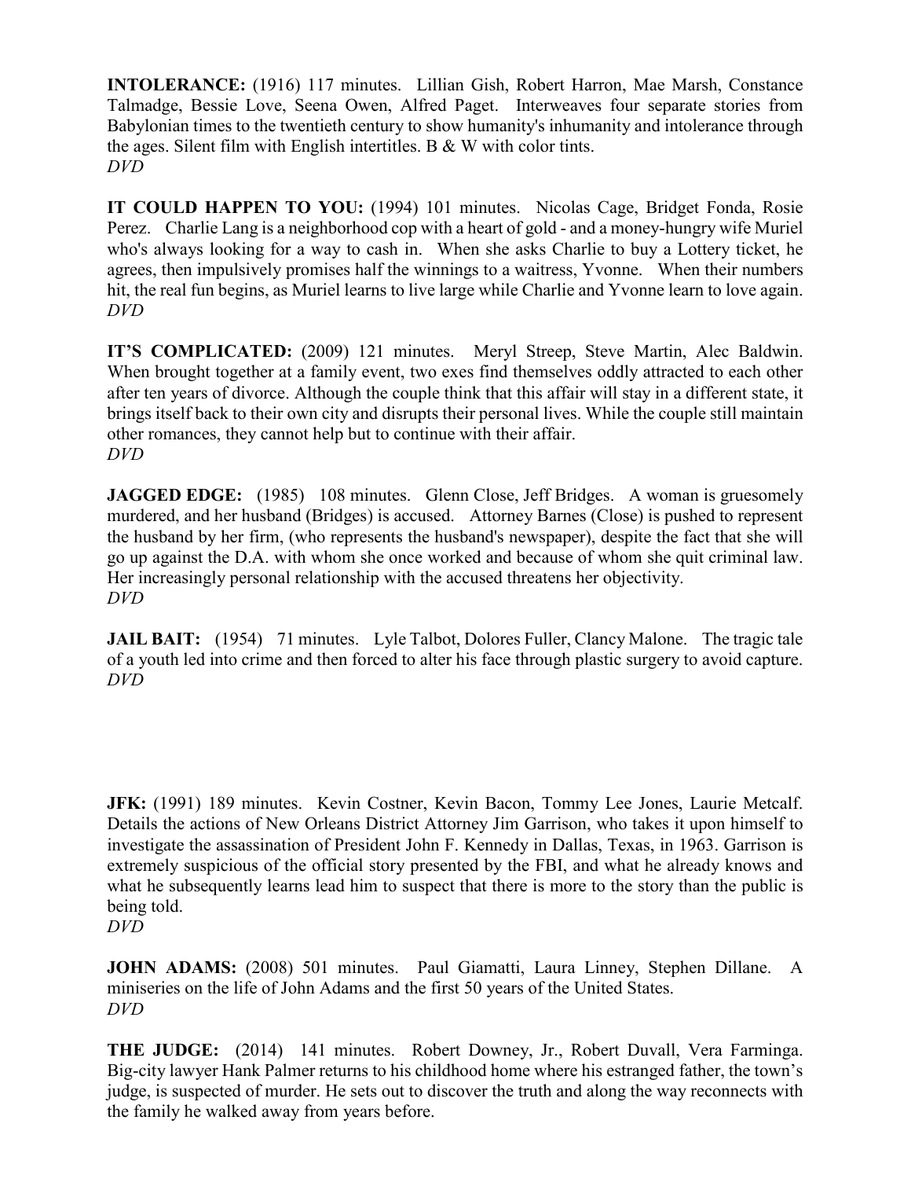**INTOLERANCE:** (1916) 117 minutes. Lillian Gish, Robert Harron, Mae Marsh, Constance Talmadge, Bessie Love, Seena Owen, Alfred Paget. Interweaves four separate stories from Babylonian times to the twentieth century to show humanity's inhumanity and intolerance through the ages. Silent film with English intertitles. B & W with color tints.
*DVD*

**IT COULD HAPPEN TO YOU:** (1994) 101 minutes. Nicolas Cage, Bridget Fonda, Rosie Perez. Charlie Lang is a neighborhood cop with a heart of gold - and a money-hungry wife Muriel who's always looking for a way to cash in. When she asks Charlie to buy a Lottery ticket, he agrees, then impulsively promises half the winnings to a waitress, Yvonne. When their numbers hit, the real fun begins, as Muriel learns to live large while Charlie and Yvonne learn to love again.
*DVD*

**IT'S COMPLICATED:** (2009) 121 minutes. Meryl Streep, Steve Martin, Alec Baldwin. When brought together at a family event, two exes find themselves oddly attracted to each other after ten years of divorce. Although the couple think that this affair will stay in a different state, it brings itself back to their own city and disrupts their personal lives. While the couple still maintain other romances, they cannot help but to continue with their affair.
*DVD*

**JAGGED EDGE:** (1985) 108 minutes. Glenn Close, Jeff Bridges. A woman is gruesomely murdered, and her husband (Bridges) is accused. Attorney Barnes (Close) is pushed to represent the husband by her firm, (who represents the husband's newspaper), despite the fact that she will go up against the D.A. with whom she once worked and because of whom she quit criminal law. Her increasingly personal relationship with the accused threatens her objectivity.
*DVD*

**JAIL BAIT:** (1954) 71 minutes. Lyle Talbot, Dolores Fuller, Clancy Malone. The tragic tale of a youth led into crime and then forced to alter his face through plastic surgery to avoid capture.
*DVD*

**JFK:** (1991) 189 minutes. Kevin Costner, Kevin Bacon, Tommy Lee Jones, Laurie Metcalf. Details the actions of New Orleans District Attorney Jim Garrison, who takes it upon himself to investigate the assassination of President John F. Kennedy in Dallas, Texas, in 1963. Garrison is extremely suspicious of the official story presented by the FBI, and what he already knows and what he subsequently learns lead him to suspect that there is more to the story than the public is being told.
*DVD*

**JOHN ADAMS:** (2008) 501 minutes. Paul Giamatti, Laura Linney, Stephen Dillane. A miniseries on the life of John Adams and the first 50 years of the United States.
*DVD*

**THE JUDGE:** (2014) 141 minutes. Robert Downey, Jr., Robert Duvall, Vera Farminga. Big-city lawyer Hank Palmer returns to his childhood home where his estranged father, the town's judge, is suspected of murder. He sets out to discover the truth and along the way reconnects with the family he walked away from years before.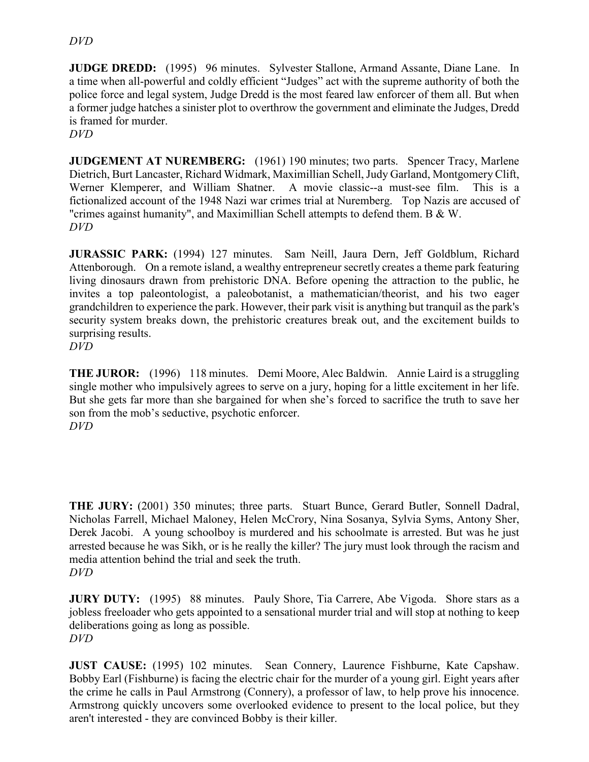*DVD*

**JUDGE DREDD:** (1995) 96 minutes. Sylvester Stallone, Armand Assante, Diane Lane. In a time when all-powerful and coldly efficient "Judges" act with the supreme authority of both the police force and legal system, Judge Dredd is the most feared law enforcer of them all. But when a former judge hatches a sinister plot to overthrow the government and eliminate the Judges, Dredd is framed for murder.
*DVD*

**JUDGEMENT AT NUREMBERG:** (1961) 190 minutes; two parts. Spencer Tracy, Marlene Dietrich, Burt Lancaster, Richard Widmark, Maximillian Schell, Judy Garland, Montgomery Clift, Werner Klemperer, and William Shatner. A movie classic--a must-see film. This is a fictionalized account of the 1948 Nazi war crimes trial at Nuremberg. Top Nazis are accused of "crimes against humanity", and Maximillian Schell attempts to defend them. B & W.
*DVD*

**JURASSIC PARK:** (1994) 127 minutes. Sam Neill, Jaura Dern, Jeff Goldblum, Richard Attenborough. On a remote island, a wealthy entrepreneur secretly creates a theme park featuring living dinosaurs drawn from prehistoric DNA. Before opening the attraction to the public, he invites a top paleontologist, a paleobotanist, a mathematician/theorist, and his two eager grandchildren to experience the park. However, their park visit is anything but tranquil as the park's security system breaks down, the prehistoric creatures break out, and the excitement builds to surprising results.
*DVD*

**THE JUROR:** (1996) 118 minutes. Demi Moore, Alec Baldwin. Annie Laird is a struggling single mother who impulsively agrees to serve on a jury, hoping for a little excitement in her life. But she gets far more than she bargained for when she's forced to sacrifice the truth to save her son from the mob's seductive, psychotic enforcer.
*DVD*

**THE JURY:** (2001) 350 minutes; three parts. Stuart Bunce, Gerard Butler, Sonnell Dadral, Nicholas Farrell, Michael Maloney, Helen McCrory, Nina Sosanya, Sylvia Syms, Antony Sher, Derek Jacobi. A young schoolboy is murdered and his schoolmate is arrested. But was he just arrested because he was Sikh, or is he really the killer? The jury must look through the racism and media attention behind the trial and seek the truth.
*DVD*

**JURY DUTY:** (1995) 88 minutes. Pauly Shore, Tia Carrere, Abe Vigoda. Shore stars as a jobless freeloader who gets appointed to a sensational murder trial and will stop at nothing to keep deliberations going as long as possible.
*DVD*

**JUST CAUSE:** (1995) 102 minutes. Sean Connery, Laurence Fishburne, Kate Capshaw. Bobby Earl (Fishburne) is facing the electric chair for the murder of a young girl. Eight years after the crime he calls in Paul Armstrong (Connery), a professor of law, to help prove his innocence. Armstrong quickly uncovers some overlooked evidence to present to the local police, but they aren't interested - they are convinced Bobby is their killer.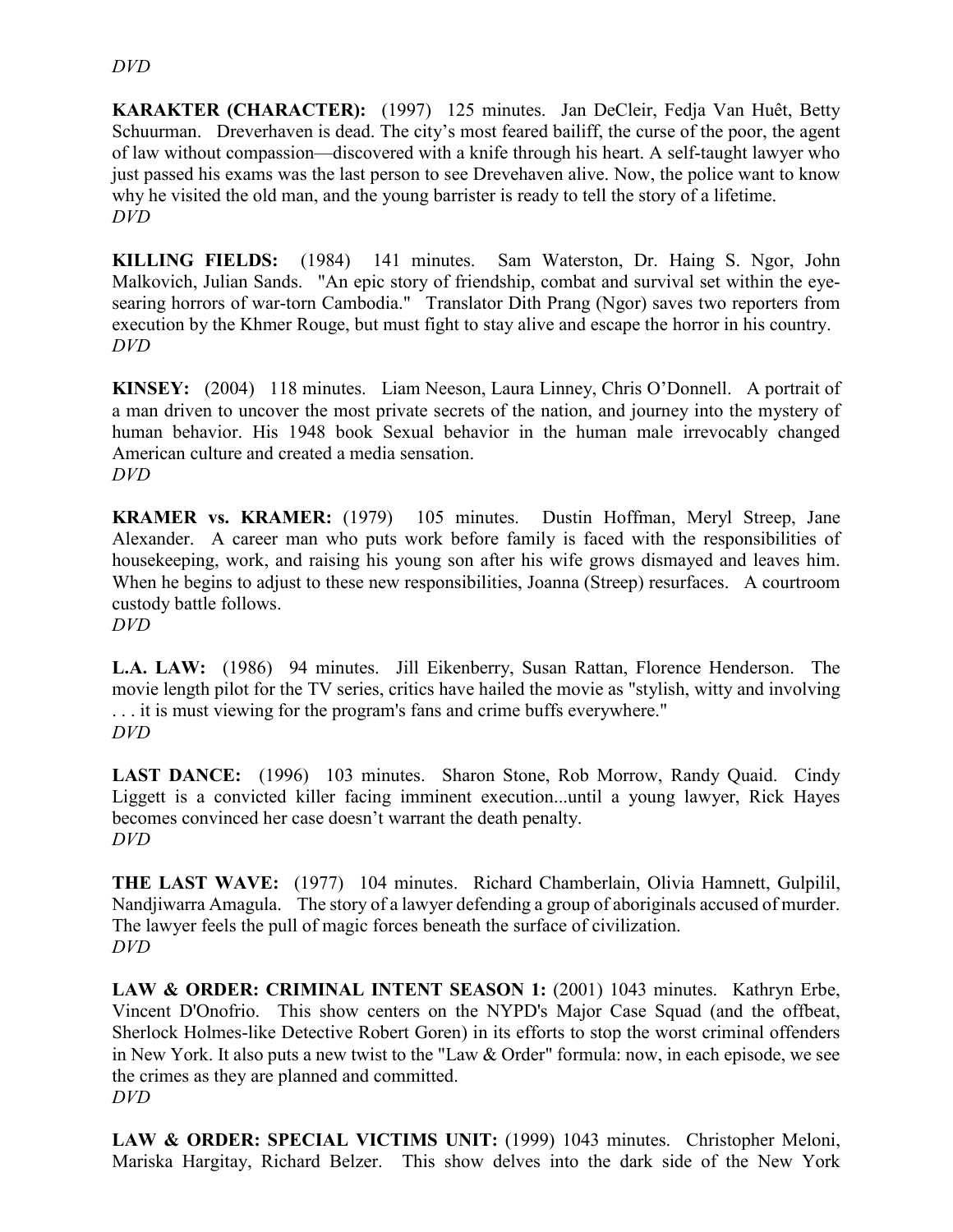*DVD*

**KARAKTER (CHARACTER):** (1997) 125 minutes. Jan DeCleir, Fedja Van Huêt, Betty Schuurman. Dreverhaven is dead. The city's most feared bailiff, the curse of the poor, the agent of law without compassion—discovered with a knife through his heart. A self-taught lawyer who just passed his exams was the last person to see Drevehaven alive. Now, the police want to know why he visited the old man, and the young barrister is ready to tell the story of a lifetime.
*DVD*

**KILLING FIELDS:** (1984) 141 minutes. Sam Waterston, Dr. Haing S. Ngor, John Malkovich, Julian Sands. "An epic story of friendship, combat and survival set within the eye-searing horrors of war-torn Cambodia." Translator Dith Prang (Ngor) saves two reporters from execution by the Khmer Rouge, but must fight to stay alive and escape the horror in his country.
*DVD*

**KINSEY:** (2004) 118 minutes. Liam Neeson, Laura Linney, Chris O'Donnell. A portrait of a man driven to uncover the most private secrets of the nation, and journey into the mystery of human behavior. His 1948 book Sexual behavior in the human male irrevocably changed American culture and created a media sensation.
*DVD*

**KRAMER vs. KRAMER:** (1979) 105 minutes. Dustin Hoffman, Meryl Streep, Jane Alexander. A career man who puts work before family is faced with the responsibilities of housekeeping, work, and raising his young son after his wife grows dismayed and leaves him. When he begins to adjust to these new responsibilities, Joanna (Streep) resurfaces. A courtroom custody battle follows.
*DVD*

**L.A. LAW:** (1986) 94 minutes. Jill Eikenberry, Susan Rattan, Florence Henderson. The movie length pilot for the TV series, critics have hailed the movie as "stylish, witty and involving . . . it is must viewing for the program's fans and crime buffs everywhere."
*DVD*

**LAST DANCE:** (1996) 103 minutes. Sharon Stone, Rob Morrow, Randy Quaid. Cindy Liggett is a convicted killer facing imminent execution...until a young lawyer, Rick Hayes becomes convinced her case doesn't warrant the death penalty.
*DVD*

**THE LAST WAVE:** (1977) 104 minutes. Richard Chamberlain, Olivia Hamnett, Gulpilil, Nandjiwarra Amagula. The story of a lawyer defending a group of aboriginals accused of murder. The lawyer feels the pull of magic forces beneath the surface of civilization.
*DVD*

**LAW & ORDER: CRIMINAL INTENT SEASON 1:** (2001) 1043 minutes. Kathryn Erbe, Vincent D'Onofrio. This show centers on the NYPD's Major Case Squad (and the offbeat, Sherlock Holmes-like Detective Robert Goren) in its efforts to stop the worst criminal offenders in New York. It also puts a new twist to the "Law & Order" formula: now, in each episode, we see the crimes as they are planned and committed.
*DVD*

**LAW & ORDER: SPECIAL VICTIMS UNIT:** (1999) 1043 minutes. Christopher Meloni, Mariska Hargitay, Richard Belzer. This show delves into the dark side of the New York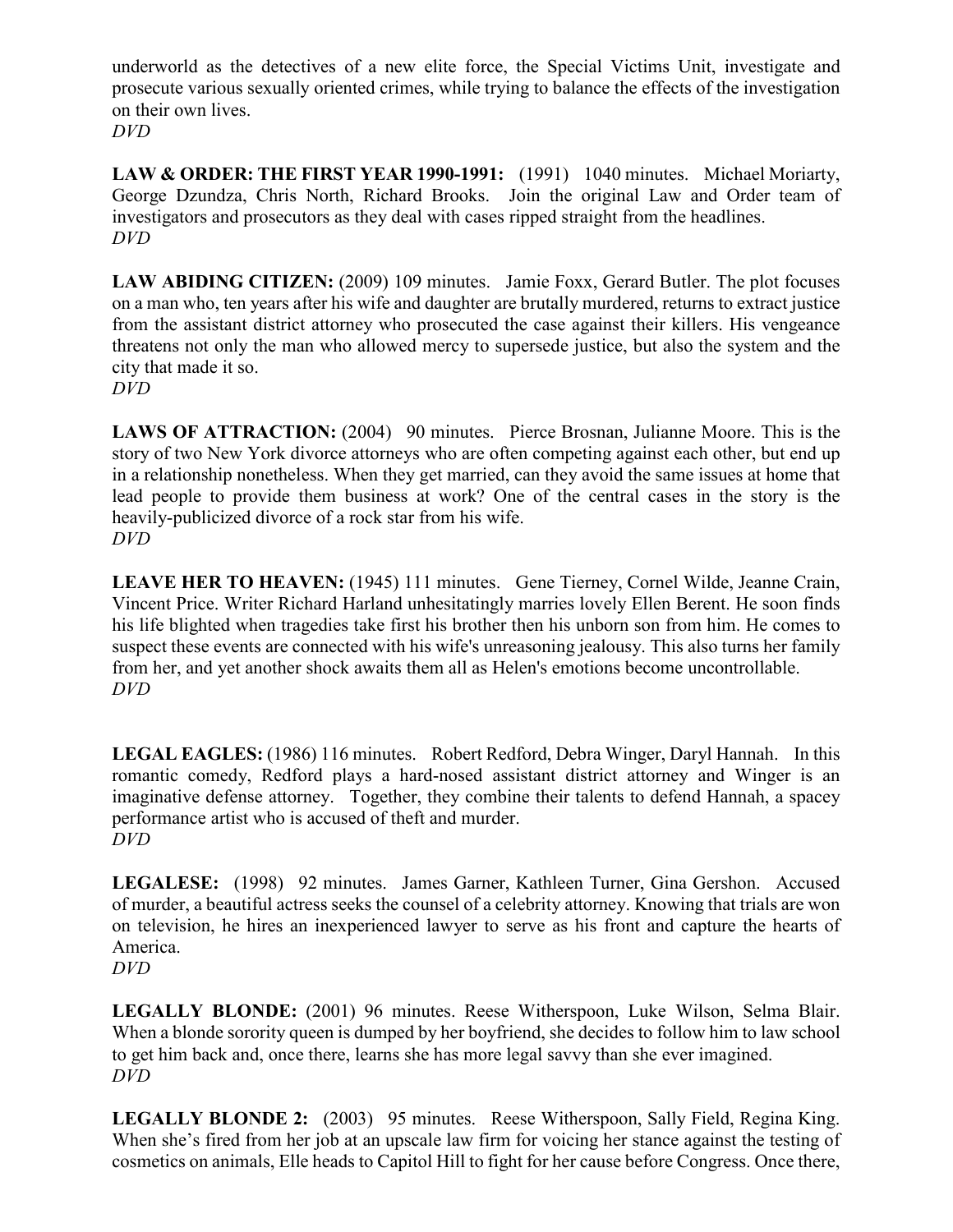underworld as the detectives of a new elite force, the Special Victims Unit, investigate and prosecute various sexually oriented crimes, while trying to balance the effects of the investigation on their own lives.
*DVD*

**LAW & ORDER: THE FIRST YEAR 1990-1991:** (1991) 1040 minutes. Michael Moriarty, George Dzundza, Chris North, Richard Brooks. Join the original Law and Order team of investigators and prosecutors as they deal with cases ripped straight from the headlines.
*DVD*

**LAW ABIDING CITIZEN:** (2009) 109 minutes. Jamie Foxx, Gerard Butler. The plot focuses on a man who, ten years after his wife and daughter are brutally murdered, returns to extract justice from the assistant district attorney who prosecuted the case against their killers. His vengeance threatens not only the man who allowed mercy to supersede justice, but also the system and the city that made it so.
*DVD*

**LAWS OF ATTRACTION:** (2004) 90 minutes. Pierce Brosnan, Julianne Moore. This is the story of two New York divorce attorneys who are often competing against each other, but end up in a relationship nonetheless. When they get married, can they avoid the same issues at home that lead people to provide them business at work? One of the central cases in the story is the heavily-publicized divorce of a rock star from his wife.
*DVD*

**LEAVE HER TO HEAVEN:** (1945) 111 minutes. Gene Tierney, Cornel Wilde, Jeanne Crain, Vincent Price. Writer Richard Harland unhesitatingly marries lovely Ellen Berent. He soon finds his life blighted when tragedies take first his brother then his unborn son from him. He comes to suspect these events are connected with his wife's unreasoning jealousy. This also turns her family from her, and yet another shock awaits them all as Helen's emotions become uncontrollable.
*DVD*

**LEGAL EAGLES:** (1986) 116 minutes. Robert Redford, Debra Winger, Daryl Hannah. In this romantic comedy, Redford plays a hard-nosed assistant district attorney and Winger is an imaginative defense attorney. Together, they combine their talents to defend Hannah, a spacey performance artist who is accused of theft and murder.
*DVD*

**LEGALESE:** (1998) 92 minutes. James Garner, Kathleen Turner, Gina Gershon. Accused of murder, a beautiful actress seeks the counsel of a celebrity attorney. Knowing that trials are won on television, he hires an inexperienced lawyer to serve as his front and capture the hearts of America.
*DVD*

**LEGALLY BLONDE:** (2001) 96 minutes. Reese Witherspoon, Luke Wilson, Selma Blair. When a blonde sorority queen is dumped by her boyfriend, she decides to follow him to law school to get him back and, once there, learns she has more legal savvy than she ever imagined.
*DVD*

**LEGALLY BLONDE 2:** (2003) 95 minutes. Reese Witherspoon, Sally Field, Regina King. When she's fired from her job at an upscale law firm for voicing her stance against the testing of cosmetics on animals, Elle heads to Capitol Hill to fight for her cause before Congress. Once there,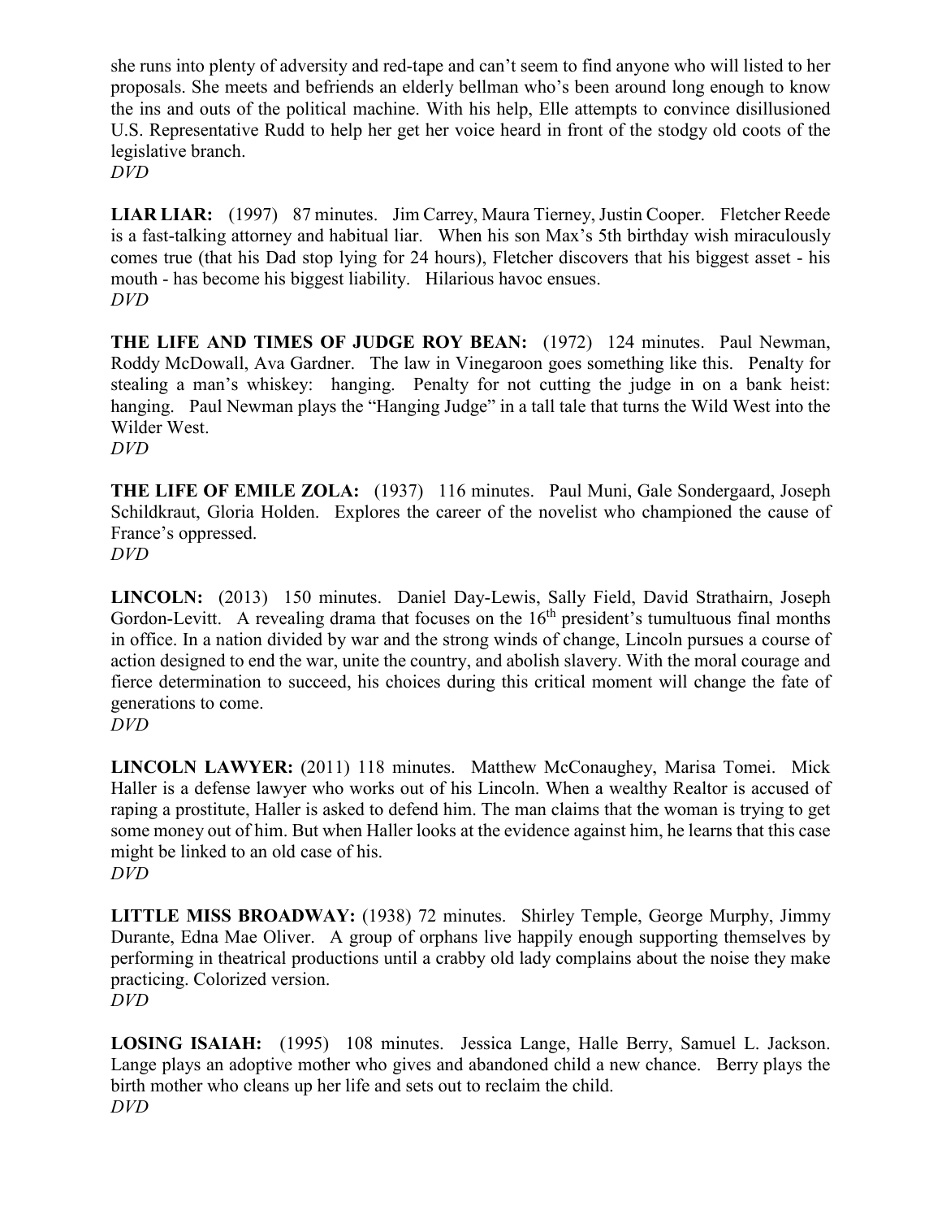she runs into plenty of adversity and red-tape and can't seem to find anyone who will listed to her proposals. She meets and befriends an elderly bellman who's been around long enough to know the ins and outs of the political machine. With his help, Elle attempts to convince disillusioned U.S. Representative Rudd to help her get her voice heard in front of the stodgy old coots of the legislative branch.
*DVD*

**LIAR LIAR:** (1997) 87 minutes. Jim Carrey, Maura Tierney, Justin Cooper. Fletcher Reede is a fast-talking attorney and habitual liar. When his son Max's 5th birthday wish miraculously comes true (that his Dad stop lying for 24 hours), Fletcher discovers that his biggest asset - his mouth - has become his biggest liability. Hilarious havoc ensues.
*DVD*

**THE LIFE AND TIMES OF JUDGE ROY BEAN:** (1972) 124 minutes. Paul Newman, Roddy McDowall, Ava Gardner. The law in Vinegaroon goes something like this. Penalty for stealing a man's whiskey: hanging. Penalty for not cutting the judge in on a bank heist: hanging. Paul Newman plays the "Hanging Judge" in a tall tale that turns the Wild West into the Wilder West.
*DVD*

**THE LIFE OF EMILE ZOLA:** (1937) 116 minutes. Paul Muni, Gale Sondergaard, Joseph Schildkraut, Gloria Holden. Explores the career of the novelist who championed the cause of France's oppressed.
*DVD*

**LINCOLN:** (2013) 150 minutes. Daniel Day-Lewis, Sally Field, David Strathairn, Joseph Gordon-Levitt. A revealing drama that focuses on the 16th president's tumultuous final months in office. In a nation divided by war and the strong winds of change, Lincoln pursues a course of action designed to end the war, unite the country, and abolish slavery. With the moral courage and fierce determination to succeed, his choices during this critical moment will change the fate of generations to come.
*DVD*

**LINCOLN LAWYER:** (2011) 118 minutes. Matthew McConaughey, Marisa Tomei. Mick Haller is a defense lawyer who works out of his Lincoln. When a wealthy Realtor is accused of raping a prostitute, Haller is asked to defend him. The man claims that the woman is trying to get some money out of him. But when Haller looks at the evidence against him, he learns that this case might be linked to an old case of his.
*DVD*

**LITTLE MISS BROADWAY:** (1938) 72 minutes. Shirley Temple, George Murphy, Jimmy Durante, Edna Mae Oliver. A group of orphans live happily enough supporting themselves by performing in theatrical productions until a crabby old lady complains about the noise they make practicing. Colorized version.
*DVD*

**LOSING ISAIAH:** (1995) 108 minutes. Jessica Lange, Halle Berry, Samuel L. Jackson. Lange plays an adoptive mother who gives and abandoned child a new chance. Berry plays the birth mother who cleans up her life and sets out to reclaim the child.
*DVD*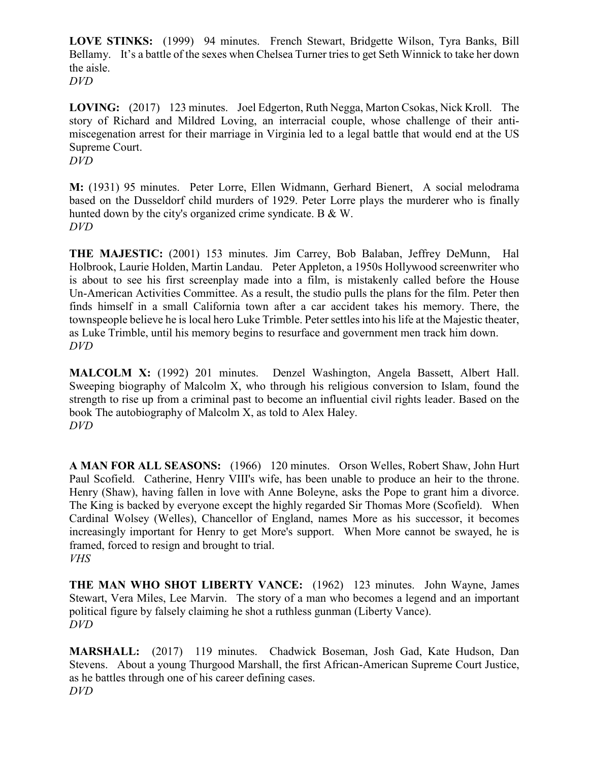**LOVE STINKS:** (1999) 94 minutes. French Stewart, Bridgette Wilson, Tyra Banks, Bill Bellamy. It's a battle of the sexes when Chelsea Turner tries to get Seth Winnick to take her down the aisle.
*DVD*

**LOVING:** (2017) 123 minutes. Joel Edgerton, Ruth Negga, Marton Csokas, Nick Kroll. The story of Richard and Mildred Loving, an interracial couple, whose challenge of their anti-miscegenation arrest for their marriage in Virginia led to a legal battle that would end at the US Supreme Court.
*DVD*

**M:** (1931) 95 minutes. Peter Lorre, Ellen Widmann, Gerhard Bienert, A social melodrama based on the Dusseldorf child murders of 1929. Peter Lorre plays the murderer who is finally hunted down by the city's organized crime syndicate. B & W.
*DVD*

**THE MAJESTIC:** (2001) 153 minutes. Jim Carrey, Bob Balaban, Jeffrey DeMunn, Hal Holbrook, Laurie Holden, Martin Landau. Peter Appleton, a 1950s Hollywood screenwriter who is about to see his first screenplay made into a film, is mistakenly called before the House Un-American Activities Committee. As a result, the studio pulls the plans for the film. Peter then finds himself in a small California town after a car accident takes his memory. There, the townspeople believe he is local hero Luke Trimble. Peter settles into his life at the Majestic theater, as Luke Trimble, until his memory begins to resurface and government men track him down.
*DVD*

**MALCOLM X:** (1992) 201 minutes. Denzel Washington, Angela Bassett, Albert Hall. Sweeping biography of Malcolm X, who through his religious conversion to Islam, found the strength to rise up from a criminal past to become an influential civil rights leader. Based on the book The autobiography of Malcolm X, as told to Alex Haley.
*DVD*

**A MAN FOR ALL SEASONS:** (1966) 120 minutes. Orson Welles, Robert Shaw, John Hurt Paul Scofield. Catherine, Henry VIII's wife, has been unable to produce an heir to the throne. Henry (Shaw), having fallen in love with Anne Boleyne, asks the Pope to grant him a divorce. The King is backed by everyone except the highly regarded Sir Thomas More (Scofield). When Cardinal Wolsey (Welles), Chancellor of England, names More as his successor, it becomes increasingly important for Henry to get More's support. When More cannot be swayed, he is framed, forced to resign and brought to trial.
*VHS*

**THE MAN WHO SHOT LIBERTY VANCE:** (1962) 123 minutes. John Wayne, James Stewart, Vera Miles, Lee Marvin. The story of a man who becomes a legend and an important political figure by falsely claiming he shot a ruthless gunman (Liberty Vance).
*DVD*

**MARSHALL:** (2017) 119 minutes. Chadwick Boseman, Josh Gad, Kate Hudson, Dan Stevens. About a young Thurgood Marshall, the first African-American Supreme Court Justice, as he battles through one of his career defining cases.
*DVD*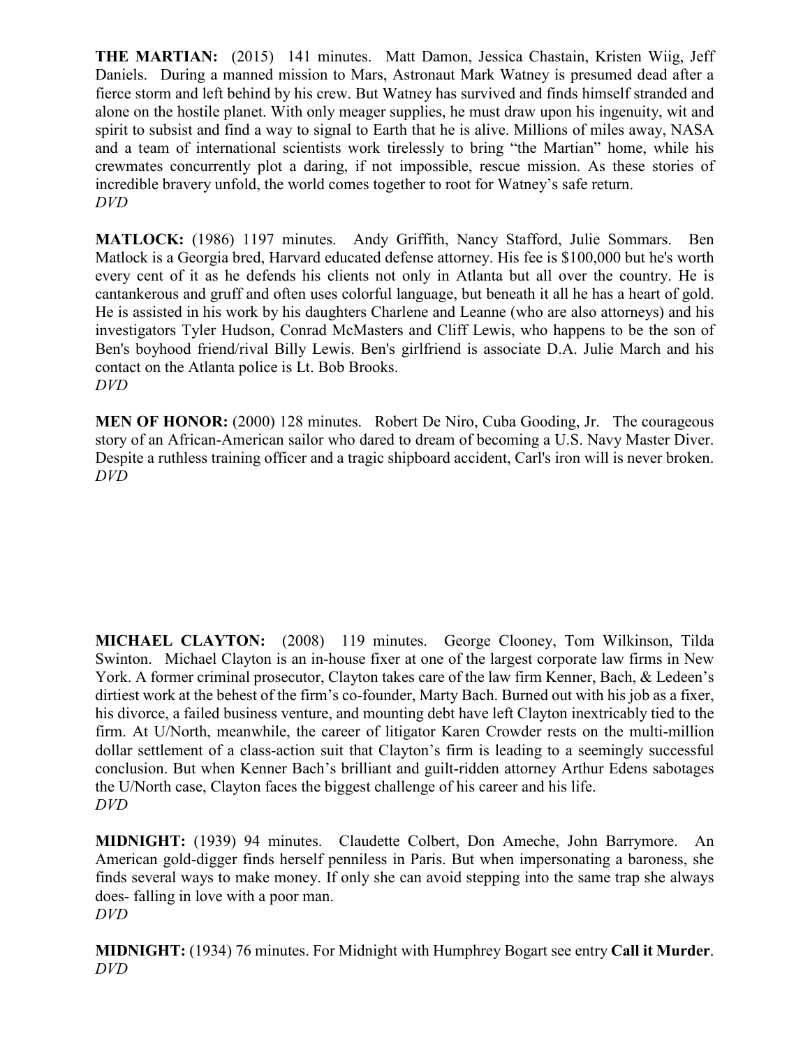**THE MARTIAN:** (2015) 141 minutes. Matt Damon, Jessica Chastain, Kristen Wiig, Jeff Daniels. During a manned mission to Mars, Astronaut Mark Watney is presumed dead after a fierce storm and left behind by his crew. But Watney has survived and finds himself stranded and alone on the hostile planet. With only meager supplies, he must draw upon his ingenuity, wit and spirit to subsist and find a way to signal to Earth that he is alive. Millions of miles away, NASA and a team of international scientists work tirelessly to bring "the Martian" home, while his crewmates concurrently plot a daring, if not impossible, rescue mission. As these stories of incredible bravery unfold, the world comes together to root for Watney's safe return.
*DVD*

**MATLOCK:** (1986) 1197 minutes. Andy Griffith, Nancy Stafford, Julie Sommars. Ben Matlock is a Georgia bred, Harvard educated defense attorney. His fee is $100,000 but he's worth every cent of it as he defends his clients not only in Atlanta but all over the country. He is cantankerous and gruff and often uses colorful language, but beneath it all he has a heart of gold. He is assisted in his work by his daughters Charlene and Leanne (who are also attorneys) and his investigators Tyler Hudson, Conrad McMasters and Cliff Lewis, who happens to be the son of Ben's boyhood friend/rival Billy Lewis. Ben's girlfriend is associate D.A. Julie March and his contact on the Atlanta police is Lt. Bob Brooks.
*DVD*

**MEN OF HONOR:** (2000) 128 minutes. Robert De Niro, Cuba Gooding, Jr. The courageous story of an African-American sailor who dared to dream of becoming a U.S. Navy Master Diver. Despite a ruthless training officer and a tragic shipboard accident, Carl's iron will is never broken.
*DVD*

**MICHAEL CLAYTON:** (2008) 119 minutes. George Clooney, Tom Wilkinson, Tilda Swinton. Michael Clayton is an in-house fixer at one of the largest corporate law firms in New York. A former criminal prosecutor, Clayton takes care of the law firm Kenner, Bach, & Ledeen's dirtiest work at the behest of the firm's co-founder, Marty Bach. Burned out with his job as a fixer, his divorce, a failed business venture, and mounting debt have left Clayton inextricably tied to the firm. At U/North, meanwhile, the career of litigator Karen Crowder rests on the multi-million dollar settlement of a class-action suit that Clayton's firm is leading to a seemingly successful conclusion. But when Kenner Bach's brilliant and guilt-ridden attorney Arthur Edens sabotages the U/North case, Clayton faces the biggest challenge of his career and his life.
*DVD*

**MIDNIGHT:** (1939) 94 minutes. Claudette Colbert, Don Ameche, John Barrymore. An American gold-digger finds herself penniless in Paris. But when impersonating a baroness, she finds several ways to make money. If only she can avoid stepping into the same trap she always does- falling in love with a poor man.
*DVD*

**MIDNIGHT:** (1934) 76 minutes. For Midnight with Humphrey Bogart see entry **Call it Murder**.
*DVD*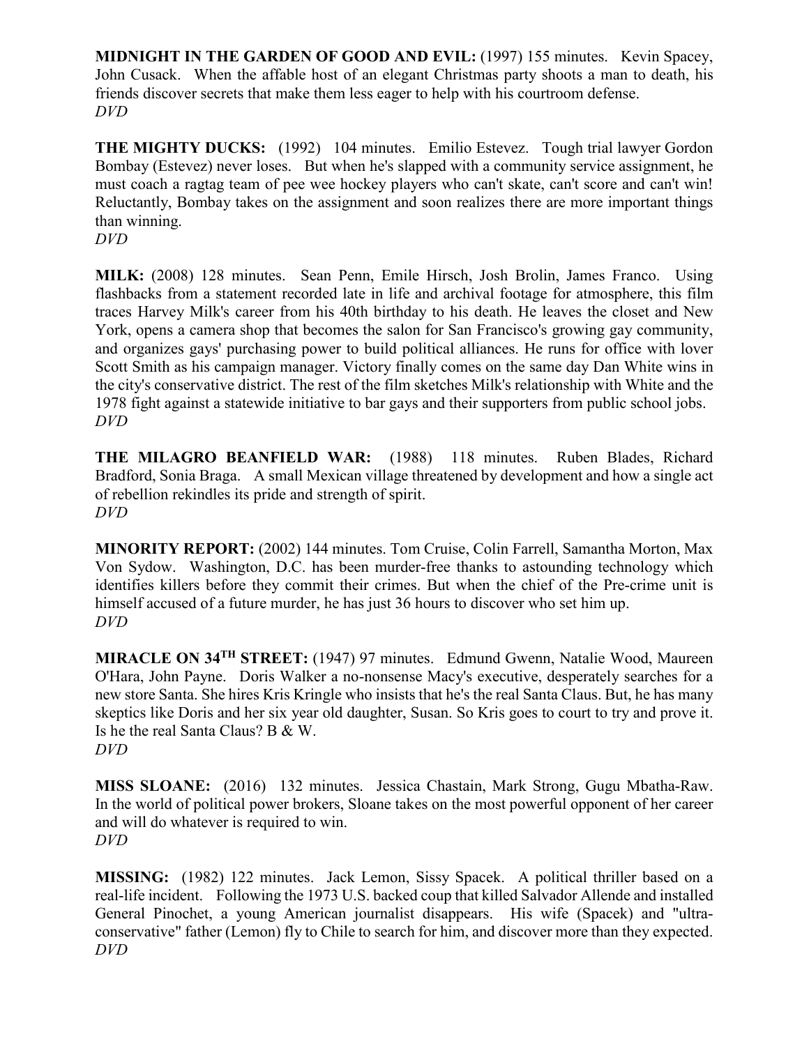**MIDNIGHT IN THE GARDEN OF GOOD AND EVIL:** (1997) 155 minutes. Kevin Spacey, John Cusack. When the affable host of an elegant Christmas party shoots a man to death, his friends discover secrets that make them less eager to help with his courtroom defense.
*DVD*

**THE MIGHTY DUCKS:** (1992) 104 minutes. Emilio Estevez. Tough trial lawyer Gordon Bombay (Estevez) never loses. But when he's slapped with a community service assignment, he must coach a ragtag team of pee wee hockey players who can't skate, can't score and can't win! Reluctantly, Bombay takes on the assignment and soon realizes there are more important things than winning.
*DVD*

**MILK:** (2008) 128 minutes. Sean Penn, Emile Hirsch, Josh Brolin, James Franco. Using flashbacks from a statement recorded late in life and archival footage for atmosphere, this film traces Harvey Milk's career from his 40th birthday to his death. He leaves the closet and New York, opens a camera shop that becomes the salon for San Francisco's growing gay community, and organizes gays' purchasing power to build political alliances. He runs for office with lover Scott Smith as his campaign manager. Victory finally comes on the same day Dan White wins in the city's conservative district. The rest of the film sketches Milk's relationship with White and the 1978 fight against a statewide initiative to bar gays and their supporters from public school jobs.
*DVD*

**THE MILAGRO BEANFIELD WAR:** (1988) 118 minutes. Ruben Blades, Richard Bradford, Sonia Braga. A small Mexican village threatened by development and how a single act of rebellion rekindles its pride and strength of spirit.
*DVD*

**MINORITY REPORT:** (2002) 144 minutes. Tom Cruise, Colin Farrell, Samantha Morton, Max Von Sydow. Washington, D.C. has been murder-free thanks to astounding technology which identifies killers before they commit their crimes. But when the chief of the Pre-crime unit is himself accused of a future murder, he has just 36 hours to discover who set him up.
*DVD*

**MIRACLE ON 34TH STREET:** (1947) 97 minutes. Edmund Gwenn, Natalie Wood, Maureen O'Hara, John Payne. Doris Walker a no-nonsense Macy's executive, desperately searches for a new store Santa. She hires Kris Kringle who insists that he's the real Santa Claus. But, he has many skeptics like Doris and her six year old daughter, Susan. So Kris goes to court to try and prove it. Is he the real Santa Claus? B & W.
*DVD*

**MISS SLOANE:** (2016) 132 minutes. Jessica Chastain, Mark Strong, Gugu Mbatha-Raw. In the world of political power brokers, Sloane takes on the most powerful opponent of her career and will do whatever is required to win.
*DVD*

**MISSING:** (1982) 122 minutes. Jack Lemon, Sissy Spacek. A political thriller based on a real-life incident. Following the 1973 U.S. backed coup that killed Salvador Allende and installed General Pinochet, a young American journalist disappears. His wife (Spacek) and "ultra-conservative" father (Lemon) fly to Chile to search for him, and discover more than they expected.
*DVD*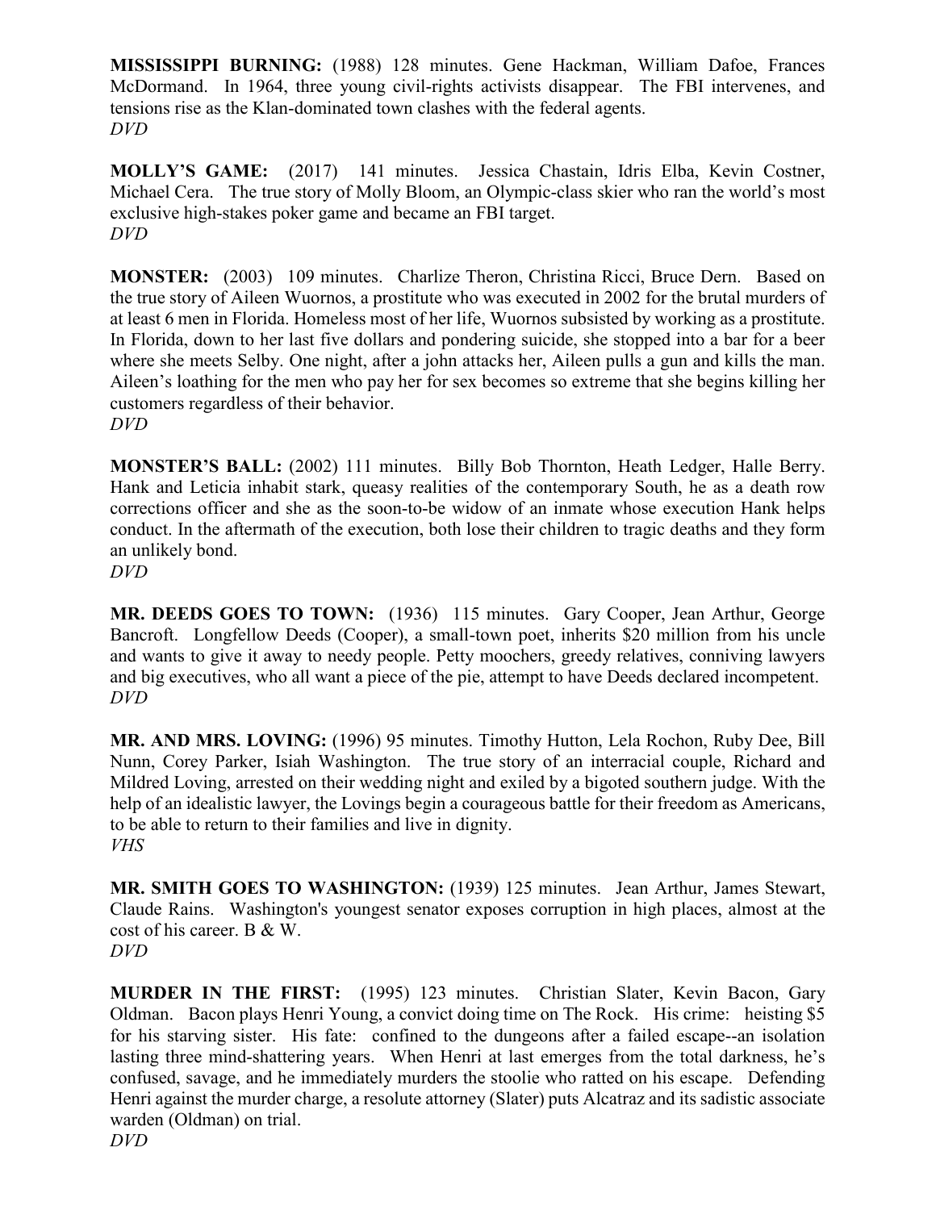**MISSISSIPPI BURNING:** (1988) 128 minutes. Gene Hackman, William Dafoe, Frances McDormand. In 1964, three young civil-rights activists disappear. The FBI intervenes, and tensions rise as the Klan-dominated town clashes with the federal agents.
*DVD*

**MOLLY'S GAME:** (2017) 141 minutes. Jessica Chastain, Idris Elba, Kevin Costner, Michael Cera. The true story of Molly Bloom, an Olympic-class skier who ran the world's most exclusive high-stakes poker game and became an FBI target.
*DVD*

**MONSTER:** (2003) 109 minutes. Charlize Theron, Christina Ricci, Bruce Dern. Based on the true story of Aileen Wuornos, a prostitute who was executed in 2002 for the brutal murders of at least 6 men in Florida. Homeless most of her life, Wuornos subsisted by working as a prostitute. In Florida, down to her last five dollars and pondering suicide, she stopped into a bar for a beer where she meets Selby. One night, after a john attacks her, Aileen pulls a gun and kills the man. Aileen's loathing for the men who pay her for sex becomes so extreme that she begins killing her customers regardless of their behavior.
*DVD*

**MONSTER'S BALL:** (2002) 111 minutes. Billy Bob Thornton, Heath Ledger, Halle Berry. Hank and Leticia inhabit stark, queasy realities of the contemporary South, he as a death row corrections officer and she as the soon-to-be widow of an inmate whose execution Hank helps conduct. In the aftermath of the execution, both lose their children to tragic deaths and they form an unlikely bond.
*DVD*

**MR. DEEDS GOES TO TOWN:** (1936) 115 minutes. Gary Cooper, Jean Arthur, George Bancroft. Longfellow Deeds (Cooper), a small-town poet, inherits $20 million from his uncle and wants to give it away to needy people. Petty moochers, greedy relatives, conniving lawyers and big executives, who all want a piece of the pie, attempt to have Deeds declared incompetent.
*DVD*

**MR. AND MRS. LOVING:** (1996) 95 minutes. Timothy Hutton, Lela Rochon, Ruby Dee, Bill Nunn, Corey Parker, Isiah Washington. The true story of an interracial couple, Richard and Mildred Loving, arrested on their wedding night and exiled by a bigoted southern judge. With the help of an idealistic lawyer, the Lovings begin a courageous battle for their freedom as Americans, to be able to return to their families and live in dignity.
*VHS*

**MR. SMITH GOES TO WASHINGTON:** (1939) 125 minutes. Jean Arthur, James Stewart, Claude Rains. Washington's youngest senator exposes corruption in high places, almost at the cost of his career. B & W.
*DVD*

**MURDER IN THE FIRST:** (1995) 123 minutes. Christian Slater, Kevin Bacon, Gary Oldman. Bacon plays Henri Young, a convict doing time on The Rock. His crime: heisting $5 for his starving sister. His fate: confined to the dungeons after a failed escape--an isolation lasting three mind-shattering years. When Henri at last emerges from the total darkness, he's confused, savage, and he immediately murders the stoolie who ratted on his escape. Defending Henri against the murder charge, a resolute attorney (Slater) puts Alcatraz and its sadistic associate warden (Oldman) on trial.
*DVD*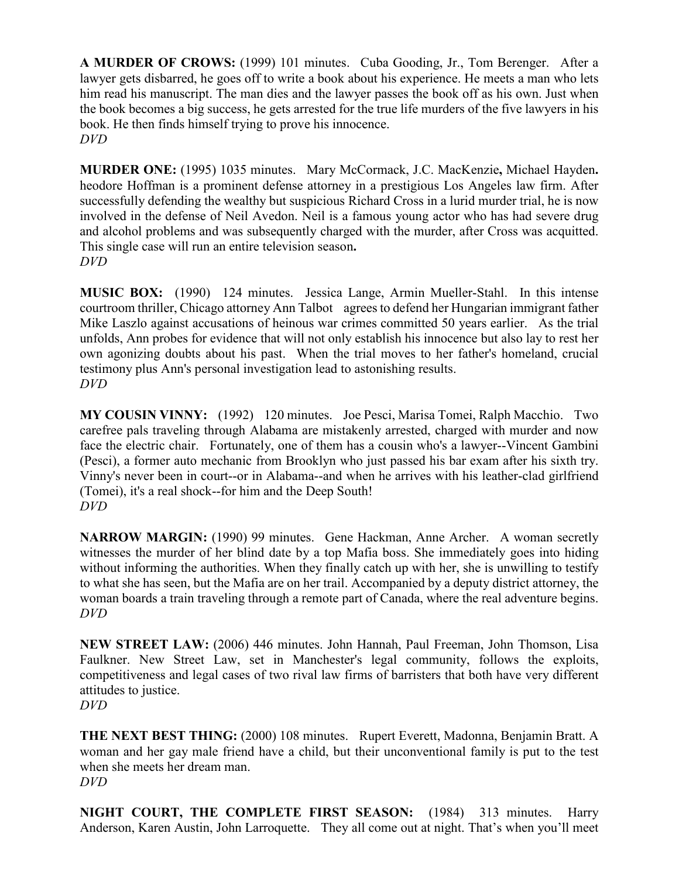**A MURDER OF CROWS:** (1999) 101 minutes. Cuba Gooding, Jr., Tom Berenger. After a lawyer gets disbarred, he goes off to write a book about his experience. He meets a man who lets him read his manuscript. The man dies and the lawyer passes the book off as his own. Just when the book becomes a big success, he gets arrested for the true life murders of the five lawyers in his book. He then finds himself trying to prove his innocence.
*DVD*

**MURDER ONE:** (1995) 1035 minutes. Mary McCormack, J.C. MacKenzie**,** Michael Hayden**.** heodore Hoffman is a prominent defense attorney in a prestigious Los Angeles law firm. After successfully defending the wealthy but suspicious Richard Cross in a lurid murder trial, he is now involved in the defense of Neil Avedon. Neil is a famous young actor who has had severe drug and alcohol problems and was subsequently charged with the murder, after Cross was acquitted. This single case will run an entire television season**.**
*DVD*

**MUSIC BOX:** (1990) 124 minutes. Jessica Lange, Armin Mueller-Stahl. In this intense courtroom thriller, Chicago attorney Ann Talbot agrees to defend her Hungarian immigrant father Mike Laszlo against accusations of heinous war crimes committed 50 years earlier. As the trial unfolds, Ann probes for evidence that will not only establish his innocence but also lay to rest her own agonizing doubts about his past. When the trial moves to her father's homeland, crucial testimony plus Ann's personal investigation lead to astonishing results.
*DVD*

**MY COUSIN VINNY:** (1992) 120 minutes. Joe Pesci, Marisa Tomei, Ralph Macchio. Two carefree pals traveling through Alabama are mistakenly arrested, charged with murder and now face the electric chair. Fortunately, one of them has a cousin who's a lawyer--Vincent Gambini (Pesci), a former auto mechanic from Brooklyn who just passed his bar exam after his sixth try. Vinny's never been in court--or in Alabama--and when he arrives with his leather-clad girlfriend (Tomei), it's a real shock--for him and the Deep South!
*DVD*

**NARROW MARGIN:** (1990) 99 minutes. Gene Hackman, Anne Archer. A woman secretly witnesses the murder of her blind date by a top Mafia boss. She immediately goes into hiding without informing the authorities. When they finally catch up with her, she is unwilling to testify to what she has seen, but the Mafia are on her trail. Accompanied by a deputy district attorney, the woman boards a train traveling through a remote part of Canada, where the real adventure begins.
*DVD*

**NEW STREET LAW:** (2006) 446 minutes. John Hannah, Paul Freeman, John Thomson, Lisa Faulkner. New Street Law, set in Manchester's legal community, follows the exploits, competitiveness and legal cases of two rival law firms of barristers that both have very different attitudes to justice.
*DVD*

**THE NEXT BEST THING:** (2000) 108 minutes. Rupert Everett, Madonna, Benjamin Bratt. A woman and her gay male friend have a child, but their unconventional family is put to the test when she meets her dream man.
*DVD*

**NIGHT COURT, THE COMPLETE FIRST SEASON:** (1984) 313 minutes. Harry Anderson, Karen Austin, John Larroquette. They all come out at night. That's when you'll meet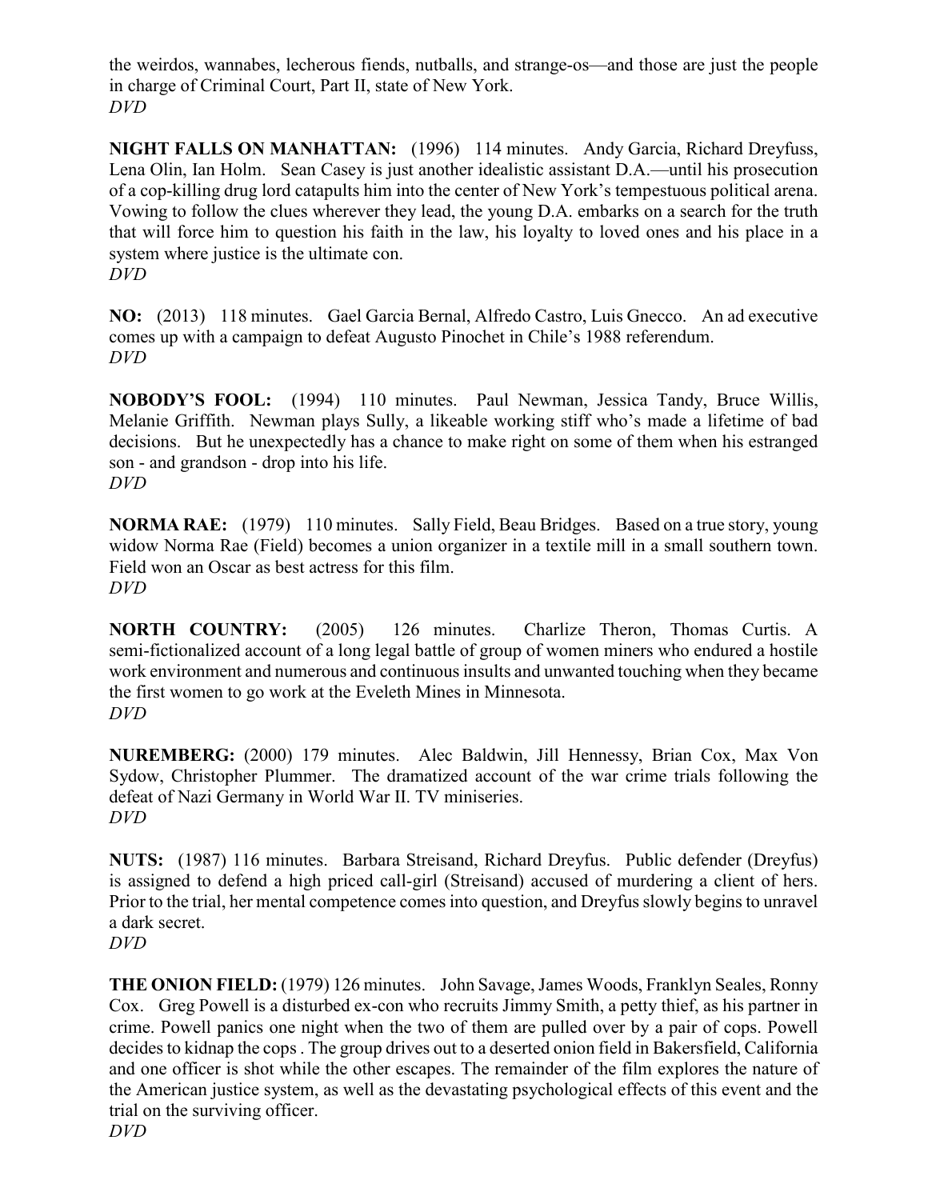the weirdos, wannabes, lecherous fiends, nutballs, and strange-os—and those are just the people in charge of Criminal Court, Part II, state of New York.
*DVD*

**NIGHT FALLS ON MANHATTAN:** (1996) 114 minutes. Andy Garcia, Richard Dreyfuss, Lena Olin, Ian Holm. Sean Casey is just another idealistic assistant D.A.—until his prosecution of a cop-killing drug lord catapults him into the center of New York's tempestuous political arena. Vowing to follow the clues wherever they lead, the young D.A. embarks on a search for the truth that will force him to question his faith in the law, his loyalty to loved ones and his place in a system where justice is the ultimate con.
*DVD*

**NO:** (2013) 118 minutes. Gael Garcia Bernal, Alfredo Castro, Luis Gnecco. An ad executive comes up with a campaign to defeat Augusto Pinochet in Chile's 1988 referendum.
*DVD*

**NOBODY'S FOOL:** (1994) 110 minutes. Paul Newman, Jessica Tandy, Bruce Willis, Melanie Griffith. Newman plays Sully, a likeable working stiff who's made a lifetime of bad decisions. But he unexpectedly has a chance to make right on some of them when his estranged son - and grandson - drop into his life.
*DVD*

**NORMA RAE:** (1979) 110 minutes. Sally Field, Beau Bridges. Based on a true story, young widow Norma Rae (Field) becomes a union organizer in a textile mill in a small southern town. Field won an Oscar as best actress for this film.
*DVD*

**NORTH COUNTRY:** (2005) 126 minutes. Charlize Theron, Thomas Curtis. A semi-fictionalized account of a long legal battle of group of women miners who endured a hostile work environment and numerous and continuous insults and unwanted touching when they became the first women to go work at the Eveleth Mines in Minnesota.
*DVD*

**NUREMBERG:** (2000) 179 minutes. Alec Baldwin, Jill Hennessy, Brian Cox, Max Von Sydow, Christopher Plummer. The dramatized account of the war crime trials following the defeat of Nazi Germany in World War II. TV miniseries.
*DVD*

**NUTS:** (1987) 116 minutes. Barbara Streisand, Richard Dreyfus. Public defender (Dreyfus) is assigned to defend a high priced call-girl (Streisand) accused of murdering a client of hers. Prior to the trial, her mental competence comes into question, and Dreyfus slowly begins to unravel a dark secret.
*DVD*

**THE ONION FIELD:** (1979) 126 minutes. John Savage, James Woods, Franklyn Seales, Ronny Cox. Greg Powell is a disturbed ex-con who recruits Jimmy Smith, a petty thief, as his partner in crime. Powell panics one night when the two of them are pulled over by a pair of cops. Powell decides to kidnap the cops . The group drives out to a deserted onion field in Bakersfield, California and one officer is shot while the other escapes. The remainder of the film explores the nature of the American justice system, as well as the devastating psychological effects of this event and the trial on the surviving officer.
*DVD*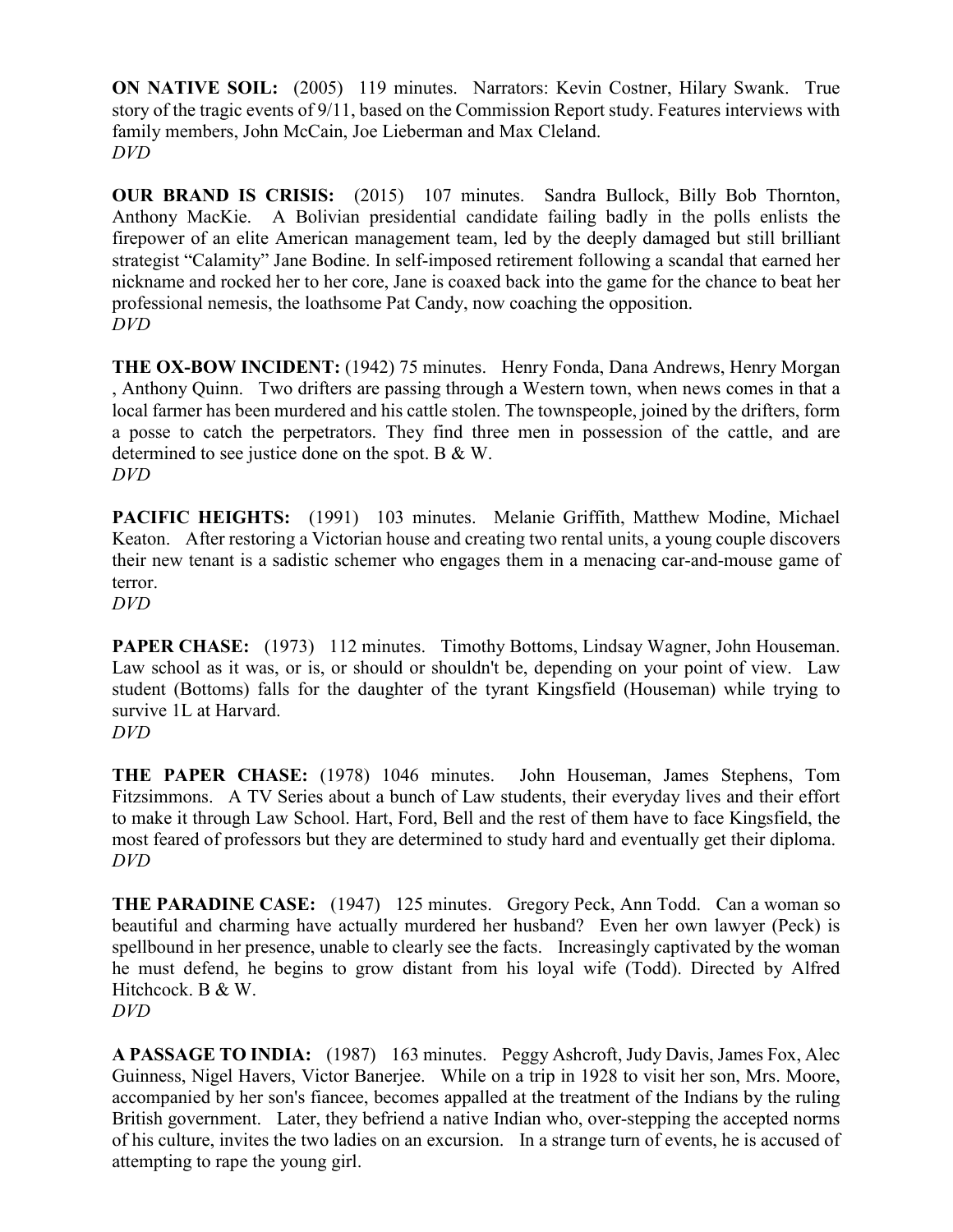**ON NATIVE SOIL:** (2005) 119 minutes. Narrators: Kevin Costner, Hilary Swank. True story of the tragic events of 9/11, based on the Commission Report study. Features interviews with family members, John McCain, Joe Lieberman and Max Cleland.
*DVD*

**OUR BRAND IS CRISIS:** (2015) 107 minutes. Sandra Bullock, Billy Bob Thornton, Anthony MacKie. A Bolivian presidential candidate failing badly in the polls enlists the firepower of an elite American management team, led by the deeply damaged but still brilliant strategist "Calamity" Jane Bodine. In self-imposed retirement following a scandal that earned her nickname and rocked her to her core, Jane is coaxed back into the game for the chance to beat her professional nemesis, the loathsome Pat Candy, now coaching the opposition.
*DVD*

**THE OX-BOW INCIDENT:** (1942) 75 minutes. Henry Fonda, Dana Andrews, Henry Morgan , Anthony Quinn. Two drifters are passing through a Western town, when news comes in that a local farmer has been murdered and his cattle stolen. The townspeople, joined by the drifters, form a posse to catch the perpetrators. They find three men in possession of the cattle, and are determined to see justice done on the spot. B & W.
*DVD*

**PACIFIC HEIGHTS:** (1991) 103 minutes. Melanie Griffith, Matthew Modine, Michael Keaton. After restoring a Victorian house and creating two rental units, a young couple discovers their new tenant is a sadistic schemer who engages them in a menacing car-and-mouse game of terror.
*DVD*

**PAPER CHASE:** (1973) 112 minutes. Timothy Bottoms, Lindsay Wagner, John Houseman. Law school as it was, or is, or should or shouldn't be, depending on your point of view. Law student (Bottoms) falls for the daughter of the tyrant Kingsfield (Houseman) while trying to survive 1L at Harvard.
*DVD*

**THE PAPER CHASE:** (1978) 1046 minutes. John Houseman, James Stephens, Tom Fitzsimmons. A TV Series about a bunch of Law students, their everyday lives and their effort to make it through Law School. Hart, Ford, Bell and the rest of them have to face Kingsfield, the most feared of professors but they are determined to study hard and eventually get their diploma.
*DVD*

**THE PARADINE CASE:** (1947) 125 minutes. Gregory Peck, Ann Todd. Can a woman so beautiful and charming have actually murdered her husband? Even her own lawyer (Peck) is spellbound in her presence, unable to clearly see the facts. Increasingly captivated by the woman he must defend, he begins to grow distant from his loyal wife (Todd). Directed by Alfred Hitchcock. B & W.
*DVD*

**A PASSAGE TO INDIA:** (1987) 163 minutes. Peggy Ashcroft, Judy Davis, James Fox, Alec Guinness, Nigel Havers, Victor Banerjee. While on a trip in 1928 to visit her son, Mrs. Moore, accompanied by her son's fiancee, becomes appalled at the treatment of the Indians by the ruling British government. Later, they befriend a native Indian who, over-stepping the accepted norms of his culture, invites the two ladies on an excursion. In a strange turn of events, he is accused of attempting to rape the young girl.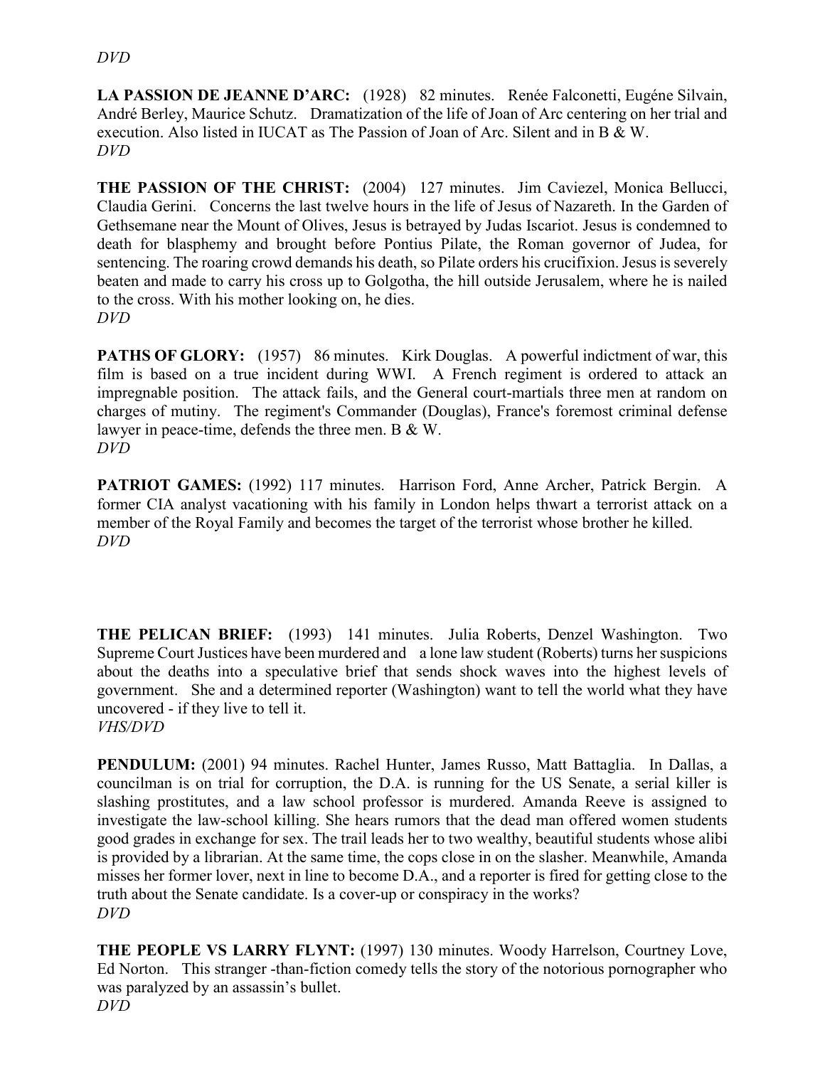*DVD*

**LA PASSION DE JEANNE D'ARC:** (1928) 82 minutes. Renée Falconetti, Eugéne Silvain, André Berley, Maurice Schutz. Dramatization of the life of Joan of Arc centering on her trial and execution. Also listed in IUCAT as The Passion of Joan of Arc. Silent and in B & W.
*DVD*

**THE PASSION OF THE CHRIST:** (2004) 127 minutes. Jim Caviezel, Monica Bellucci, Claudia Gerini. Concerns the last twelve hours in the life of Jesus of Nazareth. In the Garden of Gethsemane near the Mount of Olives, Jesus is betrayed by Judas Iscariot. Jesus is condemned to death for blasphemy and brought before Pontius Pilate, the Roman governor of Judea, for sentencing. The roaring crowd demands his death, so Pilate orders his crucifixion. Jesus is severely beaten and made to carry his cross up to Golgotha, the hill outside Jerusalem, where he is nailed to the cross. With his mother looking on, he dies.
*DVD*

**PATHS OF GLORY:** (1957) 86 minutes. Kirk Douglas. A powerful indictment of war, this film is based on a true incident during WWI. A French regiment is ordered to attack an impregnable position. The attack fails, and the General court-martials three men at random on charges of mutiny. The regiment's Commander (Douglas), France's foremost criminal defense lawyer in peace-time, defends the three men. B & W.
*DVD*

**PATRIOT GAMES:** (1992) 117 minutes. Harrison Ford, Anne Archer, Patrick Bergin. A former CIA analyst vacationing with his family in London helps thwart a terrorist attack on a member of the Royal Family and becomes the target of the terrorist whose brother he killed.
*DVD*

**THE PELICAN BRIEF:** (1993) 141 minutes. Julia Roberts, Denzel Washington. Two Supreme Court Justices have been murdered and a lone law student (Roberts) turns her suspicions about the deaths into a speculative brief that sends shock waves into the highest levels of government. She and a determined reporter (Washington) want to tell the world what they have uncovered - if they live to tell it.
*VHS/DVD*

**PENDULUM:** (2001) 94 minutes. Rachel Hunter, James Russo, Matt Battaglia. In Dallas, a councilman is on trial for corruption, the D.A. is running for the US Senate, a serial killer is slashing prostitutes, and a law school professor is murdered. Amanda Reeve is assigned to investigate the law-school killing. She hears rumors that the dead man offered women students good grades in exchange for sex. The trail leads her to two wealthy, beautiful students whose alibi is provided by a librarian. At the same time, the cops close in on the slasher. Meanwhile, Amanda misses her former lover, next in line to become D.A., and a reporter is fired for getting close to the truth about the Senate candidate. Is a cover-up or conspiracy in the works?
*DVD*

**THE PEOPLE VS LARRY FLYNT:** (1997) 130 minutes. Woody Harrelson, Courtney Love, Ed Norton. This stranger -than-fiction comedy tells the story of the notorious pornographer who was paralyzed by an assassin's bullet.
*DVD*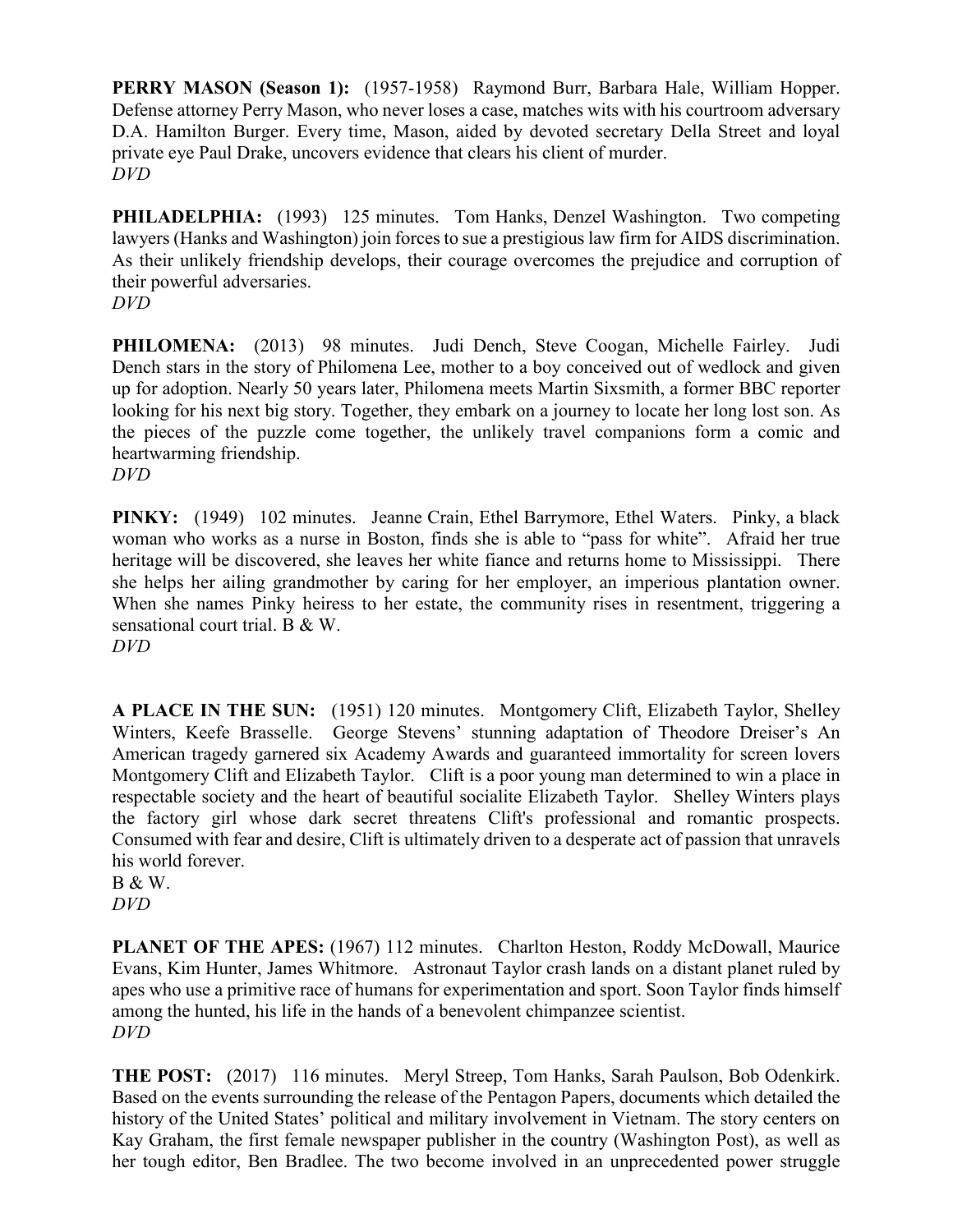**PERRY MASON (Season 1):** (1957-1958) Raymond Burr, Barbara Hale, William Hopper. Defense attorney Perry Mason, who never loses a case, matches wits with his courtroom adversary D.A. Hamilton Burger. Every time, Mason, aided by devoted secretary Della Street and loyal private eye Paul Drake, uncovers evidence that clears his client of murder.
*DVD*

**PHILADELPHIA:** (1993) 125 minutes. Tom Hanks, Denzel Washington. Two competing lawyers (Hanks and Washington) join forces to sue a prestigious law firm for AIDS discrimination. As their unlikely friendship develops, their courage overcomes the prejudice and corruption of their powerful adversaries.
*DVD*

**PHILOMENA:** (2013) 98 minutes. Judi Dench, Steve Coogan, Michelle Fairley. Judi Dench stars in the story of Philomena Lee, mother to a boy conceived out of wedlock and given up for adoption. Nearly 50 years later, Philomena meets Martin Sixsmith, a former BBC reporter looking for his next big story. Together, they embark on a journey to locate her long lost son. As the pieces of the puzzle come together, the unlikely travel companions form a comic and heartwarming friendship.
*DVD*

**PINKY:** (1949) 102 minutes. Jeanne Crain, Ethel Barrymore, Ethel Waters. Pinky, a black woman who works as a nurse in Boston, finds she is able to "pass for white". Afraid her true heritage will be discovered, she leaves her white fiance and returns home to Mississippi. There she helps her ailing grandmother by caring for her employer, an imperious plantation owner. When she names Pinky heiress to her estate, the community rises in resentment, triggering a sensational court trial. B & W.
*DVD*

**A PLACE IN THE SUN:** (1951) 120 minutes. Montgomery Clift, Elizabeth Taylor, Shelley Winters, Keefe Brasselle. George Stevens' stunning adaptation of Theodore Dreiser's An American tragedy garnered six Academy Awards and guaranteed immortality for screen lovers Montgomery Clift and Elizabeth Taylor. Clift is a poor young man determined to win a place in respectable society and the heart of beautiful socialite Elizabeth Taylor. Shelley Winters plays the factory girl whose dark secret threatens Clift's professional and romantic prospects. Consumed with fear and desire, Clift is ultimately driven to a desperate act of passion that unravels his world forever.
B & W.
*DVD*

**PLANET OF THE APES:** (1967) 112 minutes. Charlton Heston, Roddy McDowall, Maurice Evans, Kim Hunter, James Whitmore. Astronaut Taylor crash lands on a distant planet ruled by apes who use a primitive race of humans for experimentation and sport. Soon Taylor finds himself among the hunted, his life in the hands of a benevolent chimpanzee scientist.
*DVD*

**THE POST:** (2017) 116 minutes. Meryl Streep, Tom Hanks, Sarah Paulson, Bob Odenkirk. Based on the events surrounding the release of the Pentagon Papers, documents which detailed the history of the United States' political and military involvement in Vietnam. The story centers on Kay Graham, the first female newspaper publisher in the country (Washington Post), as well as her tough editor, Ben Bradlee. The two become involved in an unprecedented power struggle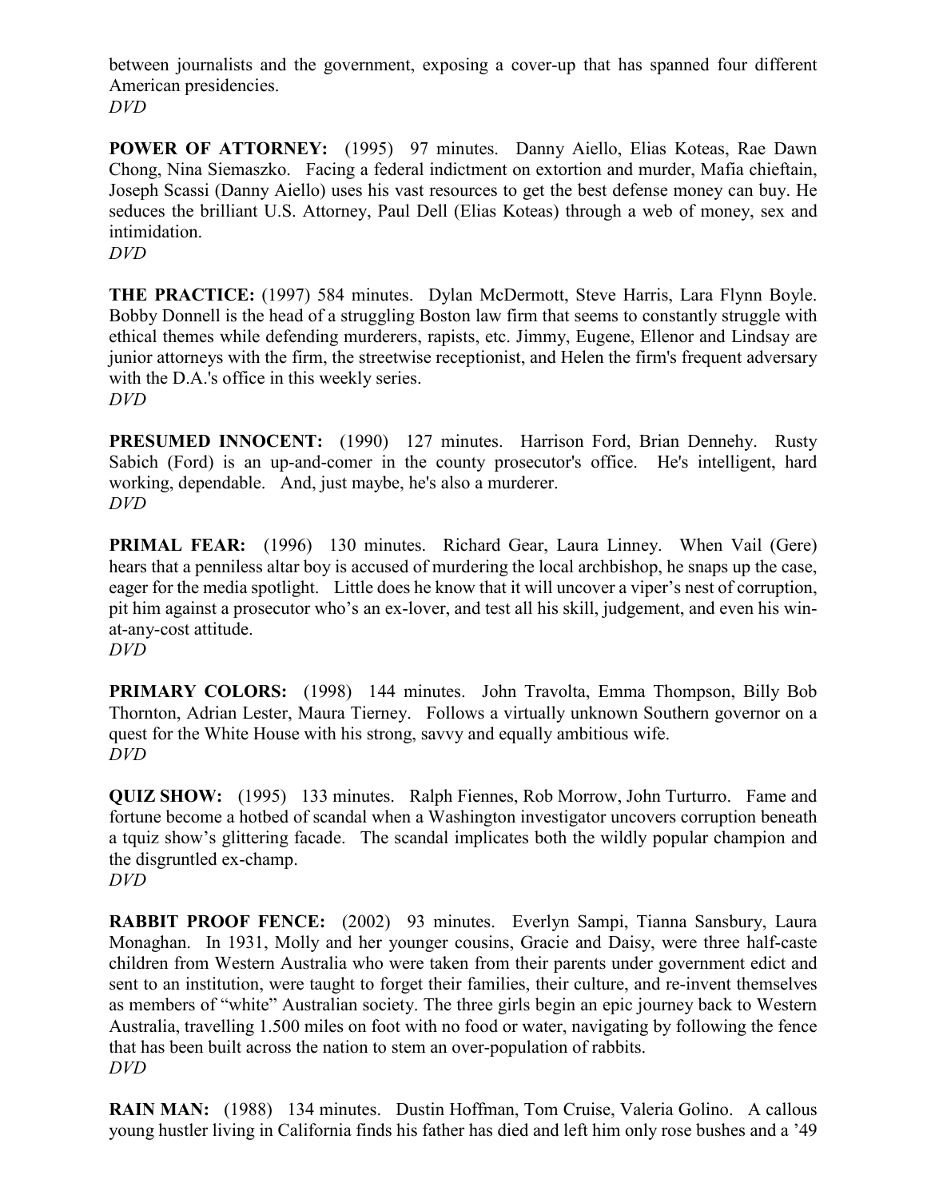between journalists and the government, exposing a cover-up that has spanned four different American presidencies.
*DVD*

**POWER OF ATTORNEY:** (1995) 97 minutes. Danny Aiello, Elias Koteas, Rae Dawn Chong, Nina Siemaszko. Facing a federal indictment on extortion and murder, Mafia chieftain, Joseph Scassi (Danny Aiello) uses his vast resources to get the best defense money can buy. He seduces the brilliant U.S. Attorney, Paul Dell (Elias Koteas) through a web of money, sex and intimidation.
*DVD*

**THE PRACTICE:** (1997) 584 minutes. Dylan McDermott, Steve Harris, Lara Flynn Boyle. Bobby Donnell is the head of a struggling Boston law firm that seems to constantly struggle with ethical themes while defending murderers, rapists, etc. Jimmy, Eugene, Ellenor and Lindsay are junior attorneys with the firm, the streetwise receptionist, and Helen the firm's frequent adversary with the D.A.'s office in this weekly series.
*DVD*

**PRESUMED INNOCENT:** (1990) 127 minutes. Harrison Ford, Brian Dennehy. Rusty Sabich (Ford) is an up-and-comer in the county prosecutor's office. He's intelligent, hard working, dependable. And, just maybe, he's also a murderer.
*DVD*

**PRIMAL FEAR:** (1996) 130 minutes. Richard Gear, Laura Linney. When Vail (Gere) hears that a penniless altar boy is accused of murdering the local archbishop, he snaps up the case, eager for the media spotlight. Little does he know that it will uncover a viper's nest of corruption, pit him against a prosecutor who's an ex-lover, and test all his skill, judgement, and even his win-at-any-cost attitude.
*DVD*

**PRIMARY COLORS:** (1998) 144 minutes. John Travolta, Emma Thompson, Billy Bob Thornton, Adrian Lester, Maura Tierney. Follows a virtually unknown Southern governor on a quest for the White House with his strong, savvy and equally ambitious wife.
*DVD*

**QUIZ SHOW:** (1995) 133 minutes. Ralph Fiennes, Rob Morrow, John Turturro. Fame and fortune become a hotbed of scandal when a Washington investigator uncovers corruption beneath a tquiz show's glittering facade. The scandal implicates both the wildly popular champion and the disgruntled ex-champ.
*DVD*

**RABBIT PROOF FENCE:** (2002) 93 minutes. Everlyn Sampi, Tianna Sansbury, Laura Monaghan. In 1931, Molly and her younger cousins, Gracie and Daisy, were three half-caste children from Western Australia who were taken from their parents under government edict and sent to an institution, were taught to forget their families, their culture, and re-invent themselves as members of "white" Australian society. The three girls begin an epic journey back to Western Australia, travelling 1.500 miles on foot with no food or water, navigating by following the fence that has been built across the nation to stem an over-population of rabbits.
*DVD*

**RAIN MAN:** (1988) 134 minutes. Dustin Hoffman, Tom Cruise, Valeria Golino. A callous young hustler living in California finds his father has died and left him only rose bushes and a '49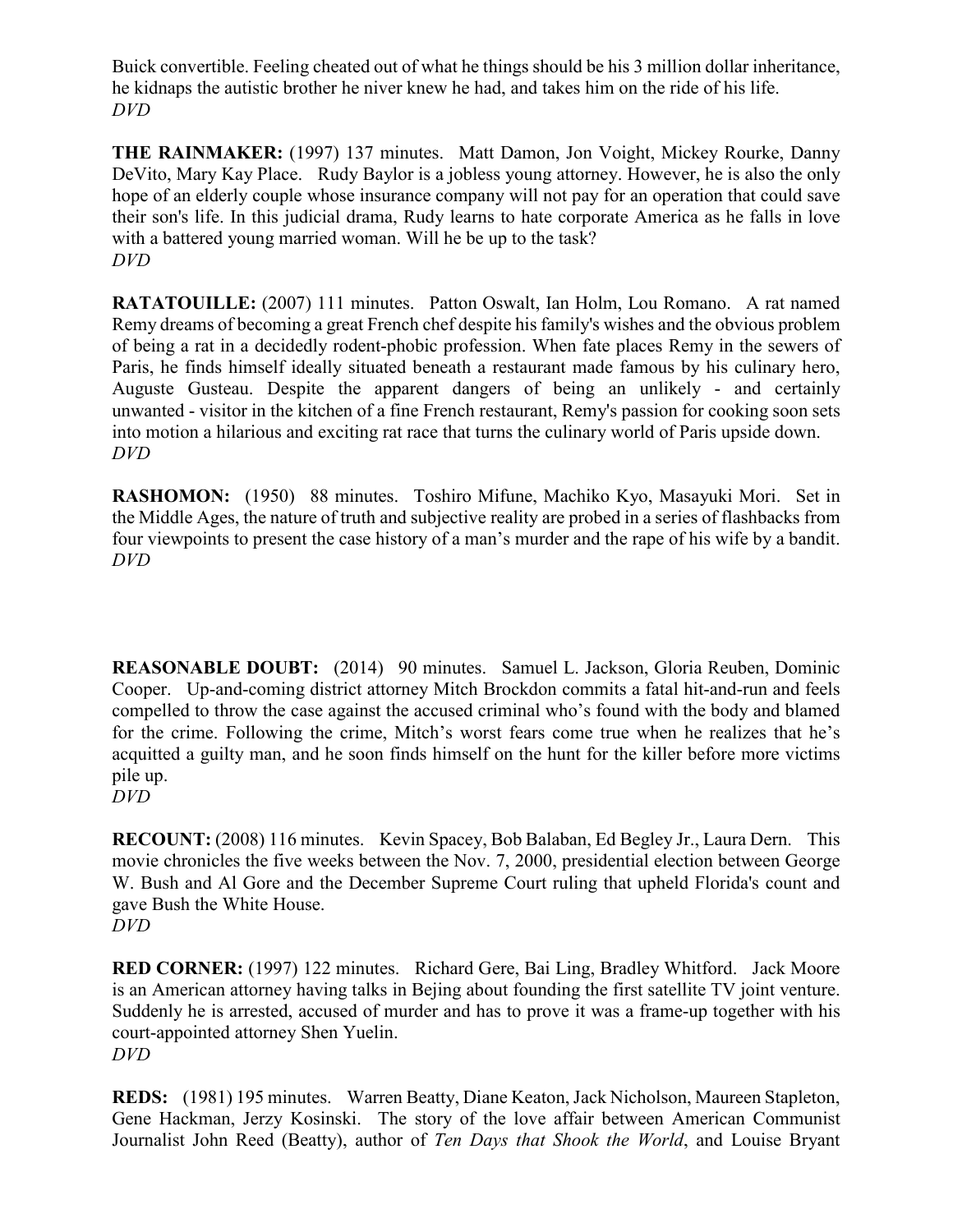Buick convertible. Feeling cheated out of what he things should be his 3 million dollar inheritance, he kidnaps the autistic brother he niver knew he had, and takes him on the ride of his life.
*DVD*

**THE RAINMAKER:** (1997) 137 minutes. Matt Damon, Jon Voight, Mickey Rourke, Danny DeVito, Mary Kay Place. Rudy Baylor is a jobless young attorney. However, he is also the only hope of an elderly couple whose insurance company will not pay for an operation that could save their son's life. In this judicial drama, Rudy learns to hate corporate America as he falls in love with a battered young married woman. Will he be up to the task?
*DVD*

**RATATOUILLE:** (2007) 111 minutes. Patton Oswalt, Ian Holm, Lou Romano. A rat named Remy dreams of becoming a great French chef despite his family's wishes and the obvious problem of being a rat in a decidedly rodent-phobic profession. When fate places Remy in the sewers of Paris, he finds himself ideally situated beneath a restaurant made famous by his culinary hero, Auguste Gusteau. Despite the apparent dangers of being an unlikely - and certainly unwanted - visitor in the kitchen of a fine French restaurant, Remy's passion for cooking soon sets into motion a hilarious and exciting rat race that turns the culinary world of Paris upside down.
*DVD*

**RASHOMON:** (1950) 88 minutes. Toshiro Mifune, Machiko Kyo, Masayuki Mori. Set in the Middle Ages, the nature of truth and subjective reality are probed in a series of flashbacks from four viewpoints to present the case history of a man's murder and the rape of his wife by a bandit.
*DVD*

**REASONABLE DOUBT:** (2014) 90 minutes. Samuel L. Jackson, Gloria Reuben, Dominic Cooper. Up-and-coming district attorney Mitch Brockdon commits a fatal hit-and-run and feels compelled to throw the case against the accused criminal who's found with the body and blamed for the crime. Following the crime, Mitch's worst fears come true when he realizes that he's acquitted a guilty man, and he soon finds himself on the hunt for the killer before more victims pile up.
*DVD*

**RECOUNT:** (2008) 116 minutes. Kevin Spacey, Bob Balaban, Ed Begley Jr., Laura Dern. This movie chronicles the five weeks between the Nov. 7, 2000, presidential election between George W. Bush and Al Gore and the December Supreme Court ruling that upheld Florida's count and gave Bush the White House.
*DVD*

**RED CORNER:** (1997) 122 minutes. Richard Gere, Bai Ling, Bradley Whitford. Jack Moore is an American attorney having talks in Bejing about founding the first satellite TV joint venture. Suddenly he is arrested, accused of murder and has to prove it was a frame-up together with his court-appointed attorney Shen Yuelin.
*DVD*

**REDS:** (1981) 195 minutes. Warren Beatty, Diane Keaton, Jack Nicholson, Maureen Stapleton, Gene Hackman, Jerzy Kosinski. The story of the love affair between American Communist Journalist John Reed (Beatty), author of *Ten Days that Shook the World*, and Louise Bryant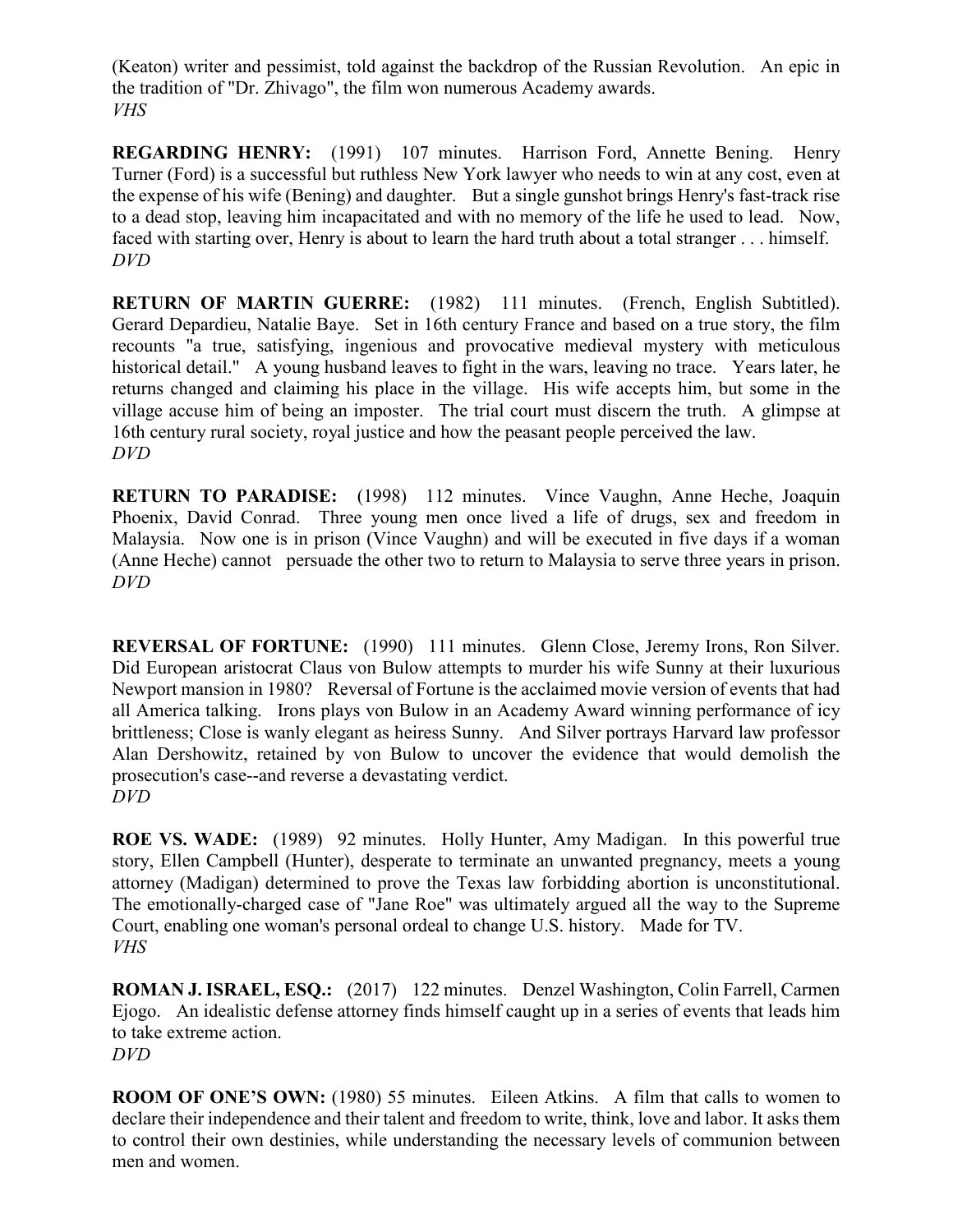(Keaton) writer and pessimist, told against the backdrop of the Russian Revolution. An epic in the tradition of "Dr. Zhivago", the film won numerous Academy awards.
*VHS*

**REGARDING HENRY:** (1991) 107 minutes. Harrison Ford, Annette Bening. Henry Turner (Ford) is a successful but ruthless New York lawyer who needs to win at any cost, even at the expense of his wife (Bening) and daughter. But a single gunshot brings Henry's fast-track rise to a dead stop, leaving him incapacitated and with no memory of the life he used to lead. Now, faced with starting over, Henry is about to learn the hard truth about a total stranger . . . himself.
*DVD*

**RETURN OF MARTIN GUERRE:** (1982) 111 minutes. (French, English Subtitled). Gerard Depardieu, Natalie Baye. Set in 16th century France and based on a true story, the film recounts "a true, satisfying, ingenious and provocative medieval mystery with meticulous historical detail." A young husband leaves to fight in the wars, leaving no trace. Years later, he returns changed and claiming his place in the village. His wife accepts him, but some in the village accuse him of being an imposter. The trial court must discern the truth. A glimpse at 16th century rural society, royal justice and how the peasant people perceived the law.
*DVD*

**RETURN TO PARADISE:** (1998) 112 minutes. Vince Vaughn, Anne Heche, Joaquin Phoenix, David Conrad. Three young men once lived a life of drugs, sex and freedom in Malaysia. Now one is in prison (Vince Vaughn) and will be executed in five days if a woman (Anne Heche) cannot persuade the other two to return to Malaysia to serve three years in prison.
*DVD*

**REVERSAL OF FORTUNE:** (1990) 111 minutes. Glenn Close, Jeremy Irons, Ron Silver. Did European aristocrat Claus von Bulow attempts to murder his wife Sunny at their luxurious Newport mansion in 1980? Reversal of Fortune is the acclaimed movie version of events that had all America talking. Irons plays von Bulow in an Academy Award winning performance of icy brittleness; Close is wanly elegant as heiress Sunny. And Silver portrays Harvard law professor Alan Dershowitz, retained by von Bulow to uncover the evidence that would demolish the prosecution's case--and reverse a devastating verdict.
*DVD*

**ROE VS. WADE:** (1989) 92 minutes. Holly Hunter, Amy Madigan. In this powerful true story, Ellen Campbell (Hunter), desperate to terminate an unwanted pregnancy, meets a young attorney (Madigan) determined to prove the Texas law forbidding abortion is unconstitutional. The emotionally-charged case of "Jane Roe" was ultimately argued all the way to the Supreme Court, enabling one woman's personal ordeal to change U.S. history. Made for TV.
*VHS*

**ROMAN J. ISRAEL, ESQ.:** (2017) 122 minutes. Denzel Washington, Colin Farrell, Carmen Ejogo. An idealistic defense attorney finds himself caught up in a series of events that leads him to take extreme action.
*DVD*

**ROOM OF ONE'S OWN:** (1980) 55 minutes. Eileen Atkins. A film that calls to women to declare their independence and their talent and freedom to write, think, love and labor. It asks them to control their own destinies, while understanding the necessary levels of communion between men and women.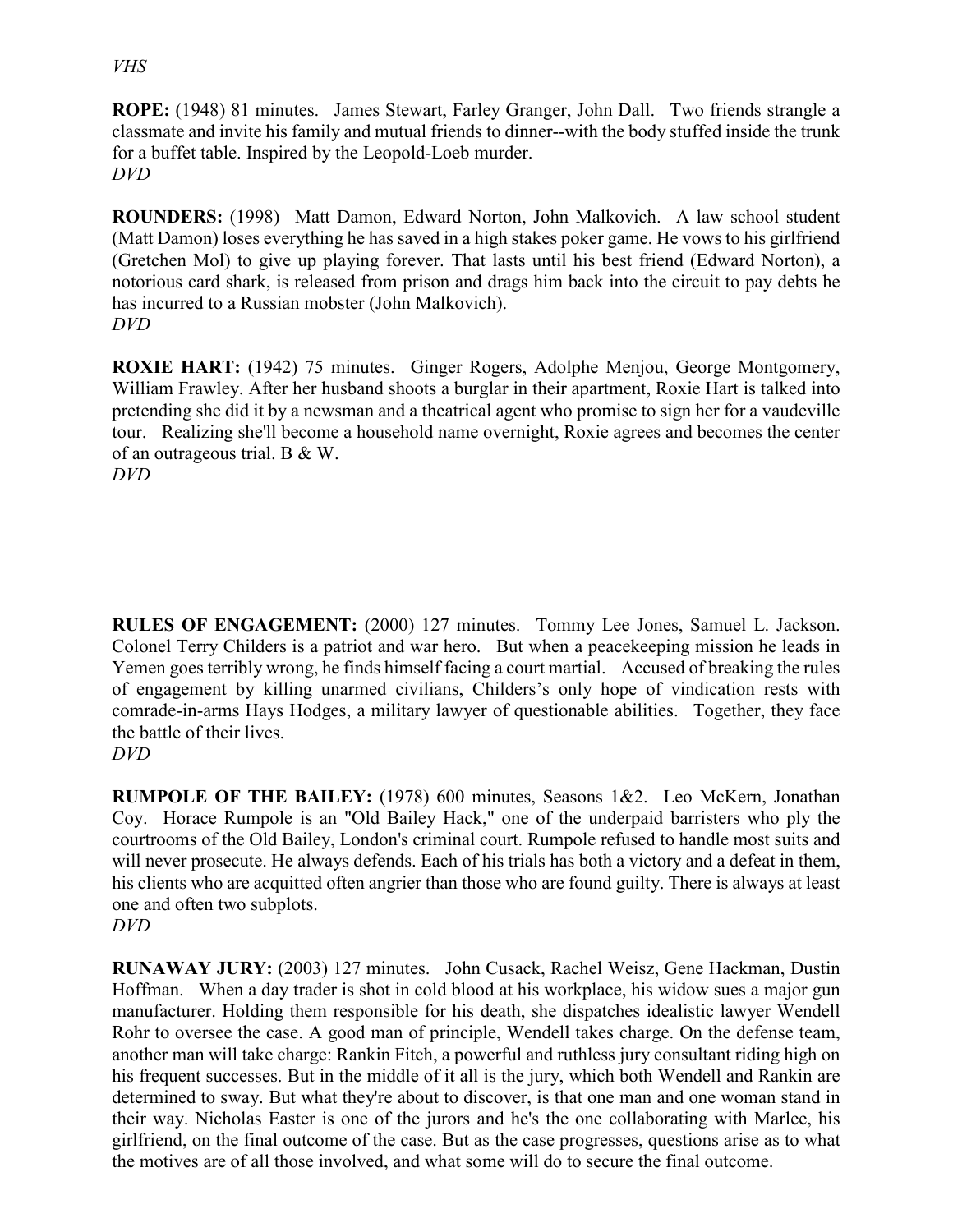*VHS*

**ROPE:** (1948) 81 minutes. James Stewart, Farley Granger, John Dall. Two friends strangle a classmate and invite his family and mutual friends to dinner--with the body stuffed inside the trunk for a buffet table. Inspired by the Leopold-Loeb murder.
*DVD*

**ROUNDERS:** (1998) Matt Damon, Edward Norton, John Malkovich. A law school student (Matt Damon) loses everything he has saved in a high stakes poker game. He vows to his girlfriend (Gretchen Mol) to give up playing forever. That lasts until his best friend (Edward Norton), a notorious card shark, is released from prison and drags him back into the circuit to pay debts he has incurred to a Russian mobster (John Malkovich).
*DVD*

**ROXIE HART:** (1942) 75 minutes. Ginger Rogers, Adolphe Menjou, George Montgomery, William Frawley. After her husband shoots a burglar in their apartment, Roxie Hart is talked into pretending she did it by a newsman and a theatrical agent who promise to sign her for a vaudeville tour. Realizing she'll become a household name overnight, Roxie agrees and becomes the center of an outrageous trial. B & W.
*DVD*

**RULES OF ENGAGEMENT:** (2000) 127 minutes. Tommy Lee Jones, Samuel L. Jackson. Colonel Terry Childers is a patriot and war hero. But when a peacekeeping mission he leads in Yemen goes terribly wrong, he finds himself facing a court martial. Accused of breaking the rules of engagement by killing unarmed civilians, Childers's only hope of vindication rests with comrade-in-arms Hays Hodges, a military lawyer of questionable abilities. Together, they face the battle of their lives.
*DVD*

**RUMPOLE OF THE BAILEY:** (1978) 600 minutes, Seasons 1&2. Leo McKern, Jonathan Coy. Horace Rumpole is an "Old Bailey Hack," one of the underpaid barristers who ply the courtrooms of the Old Bailey, London's criminal court. Rumpole refused to handle most suits and will never prosecute. He always defends. Each of his trials has both a victory and a defeat in them, his clients who are acquitted often angrier than those who are found guilty. There is always at least one and often two subplots.
*DVD*

**RUNAWAY JURY:** (2003) 127 minutes. John Cusack, Rachel Weisz, Gene Hackman, Dustin Hoffman. When a day trader is shot in cold blood at his workplace, his widow sues a major gun manufacturer. Holding them responsible for his death, she dispatches idealistic lawyer Wendell Rohr to oversee the case. A good man of principle, Wendell takes charge. On the defense team, another man will take charge: Rankin Fitch, a powerful and ruthless jury consultant riding high on his frequent successes. But in the middle of it all is the jury, which both Wendell and Rankin are determined to sway. But what they're about to discover, is that one man and one woman stand in their way. Nicholas Easter is one of the jurors and he's the one collaborating with Marlee, his girlfriend, on the final outcome of the case. But as the case progresses, questions arise as to what the motives are of all those involved, and what some will do to secure the final outcome.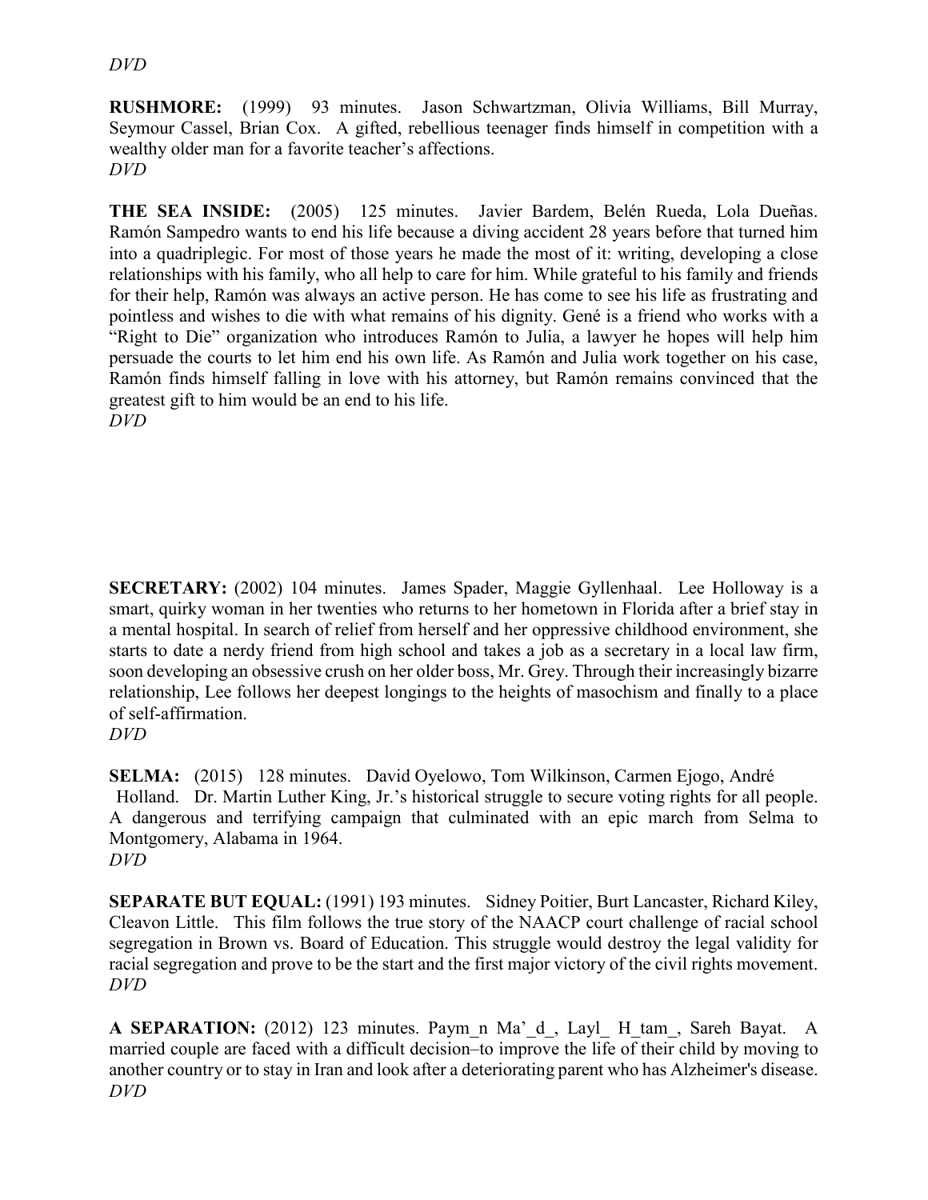*DVD*

**RUSHMORE:** (1999) 93 minutes. Jason Schwartzman, Olivia Williams, Bill Murray, Seymour Cassel, Brian Cox. A gifted, rebellious teenager finds himself in competition with a wealthy older man for a favorite teacher's affections.
*DVD*

**THE SEA INSIDE:** (2005) 125 minutes. Javier Bardem, Belén Rueda, Lola Dueñas. Ramón Sampedro wants to end his life because a diving accident 28 years before that turned him into a quadriplegic. For most of those years he made the most of it: writing, developing a close relationships with his family, who all help to care for him. While grateful to his family and friends for their help, Ramón was always an active person. He has come to see his life as frustrating and pointless and wishes to die with what remains of his dignity. Gené is a friend who works with a "Right to Die" organization who introduces Ramón to Julia, a lawyer he hopes will help him persuade the courts to let him end his own life. As Ramón and Julia work together on his case, Ramón finds himself falling in love with his attorney, but Ramón remains convinced that the greatest gift to him would be an end to his life.
*DVD*

**SECRETARY:** (2002) 104 minutes. James Spader, Maggie Gyllenhaal. Lee Holloway is a smart, quirky woman in her twenties who returns to her hometown in Florida after a brief stay in a mental hospital. In search of relief from herself and her oppressive childhood environment, she starts to date a nerdy friend from high school and takes a job as a secretary in a local law firm, soon developing an obsessive crush on her older boss, Mr. Grey. Through their increasingly bizarre relationship, Lee follows her deepest longings to the heights of masochism and finally to a place of self-affirmation.
*DVD*

**SELMA:** (2015) 128 minutes. David Oyelowo, Tom Wilkinson, Carmen Ejogo, André Holland. Dr. Martin Luther King, Jr.'s historical struggle to secure voting rights for all people. A dangerous and terrifying campaign that culminated with an epic march from Selma to Montgomery, Alabama in 1964.
*DVD*

**SEPARATE BUT EQUAL:** (1991) 193 minutes. Sidney Poitier, Burt Lancaster, Richard Kiley, Cleavon Little. This film follows the true story of the NAACP court challenge of racial school segregation in Brown vs. Board of Education. This struggle would destroy the legal validity for racial segregation and prove to be the start and the first major victory of the civil rights movement.
*DVD*

**A SEPARATION:** (2012) 123 minutes. Paym_n Ma'_d_, Layl_ H_tam_, Sareh Bayat. A married couple are faced with a difficult decision–to improve the life of their child by moving to another country or to stay in Iran and look after a deteriorating parent who has Alzheimer's disease.
*DVD*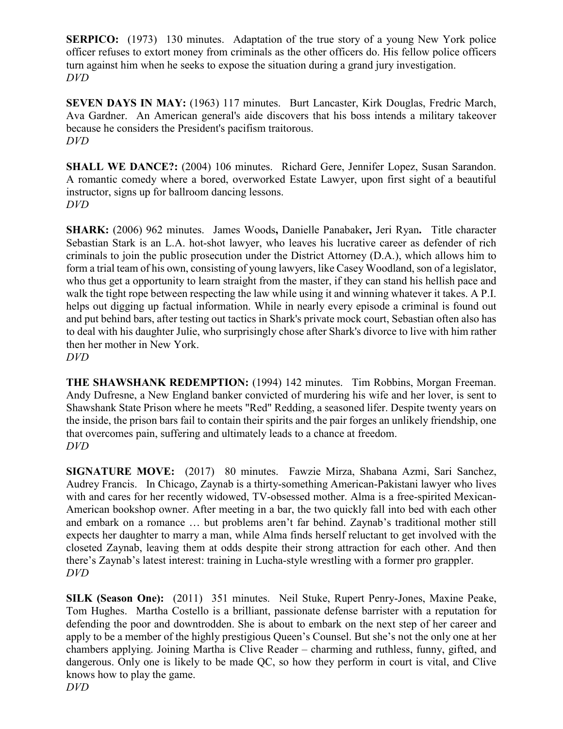**SERPICO:** (1973) 130 minutes. Adaptation of the true story of a young New York police officer refuses to extort money from criminals as the other officers do. His fellow police officers turn against him when he seeks to expose the situation during a grand jury investigation.
*DVD*

**SEVEN DAYS IN MAY:** (1963) 117 minutes. Burt Lancaster, Kirk Douglas, Fredric March, Ava Gardner. An American general's aide discovers that his boss intends a military takeover because he considers the President's pacifism traitorous.
*DVD*

**SHALL WE DANCE?:** (2004) 106 minutes. Richard Gere, Jennifer Lopez, Susan Sarandon. A romantic comedy where a bored, overworked Estate Lawyer, upon first sight of a beautiful instructor, signs up for ballroom dancing lessons.
*DVD*

**SHARK:** (2006) 962 minutes. James Woods**,** Danielle Panabaker**,** Jeri Ryan**.** Title character Sebastian Stark is an L.A. hot-shot lawyer, who leaves his lucrative career as defender of rich criminals to join the public prosecution under the District Attorney (D.A.), which allows him to form a trial team of his own, consisting of young lawyers, like Casey Woodland, son of a legislator, who thus get a opportunity to learn straight from the master, if they can stand his hellish pace and walk the tight rope between respecting the law while using it and winning whatever it takes. A P.I. helps out digging up factual information. While in nearly every episode a criminal is found out and put behind bars, after testing out tactics in Shark's private mock court, Sebastian often also has to deal with his daughter Julie, who surprisingly chose after Shark's divorce to live with him rather then her mother in New York.
*DVD*

**THE SHAWSHANK REDEMPTION:** (1994) 142 minutes. Tim Robbins, Morgan Freeman. Andy Dufresne, a New England banker convicted of murdering his wife and her lover, is sent to Shawshank State Prison where he meets "Red" Redding, a seasoned lifer. Despite twenty years on the inside, the prison bars fail to contain their spirits and the pair forges an unlikely friendship, one that overcomes pain, suffering and ultimately leads to a chance at freedom.
*DVD*

**SIGNATURE MOVE:** (2017) 80 minutes. Fawzie Mirza, Shabana Azmi, Sari Sanchez, Audrey Francis. In Chicago, Zaynab is a thirty-something American-Pakistani lawyer who lives with and cares for her recently widowed, TV-obsessed mother. Alma is a free-spirited Mexican-American bookshop owner. After meeting in a bar, the two quickly fall into bed with each other and embark on a romance … but problems aren't far behind. Zaynab's traditional mother still expects her daughter to marry a man, while Alma finds herself reluctant to get involved with the closeted Zaynab, leaving them at odds despite their strong attraction for each other. And then there's Zaynab's latest interest: training in Lucha-style wrestling with a former pro grappler.
*DVD*

**SILK (Season One):** (2011) 351 minutes. Neil Stuke, Rupert Penry-Jones, Maxine Peake, Tom Hughes. Martha Costello is a brilliant, passionate defense barrister with a reputation for defending the poor and downtrodden. She is about to embark on the next step of her career and apply to be a member of the highly prestigious Queen's Counsel. But she's not the only one at her chambers applying. Joining Martha is Clive Reader – charming and ruthless, funny, gifted, and dangerous. Only one is likely to be made QC, so how they perform in court is vital, and Clive knows how to play the game.
*DVD*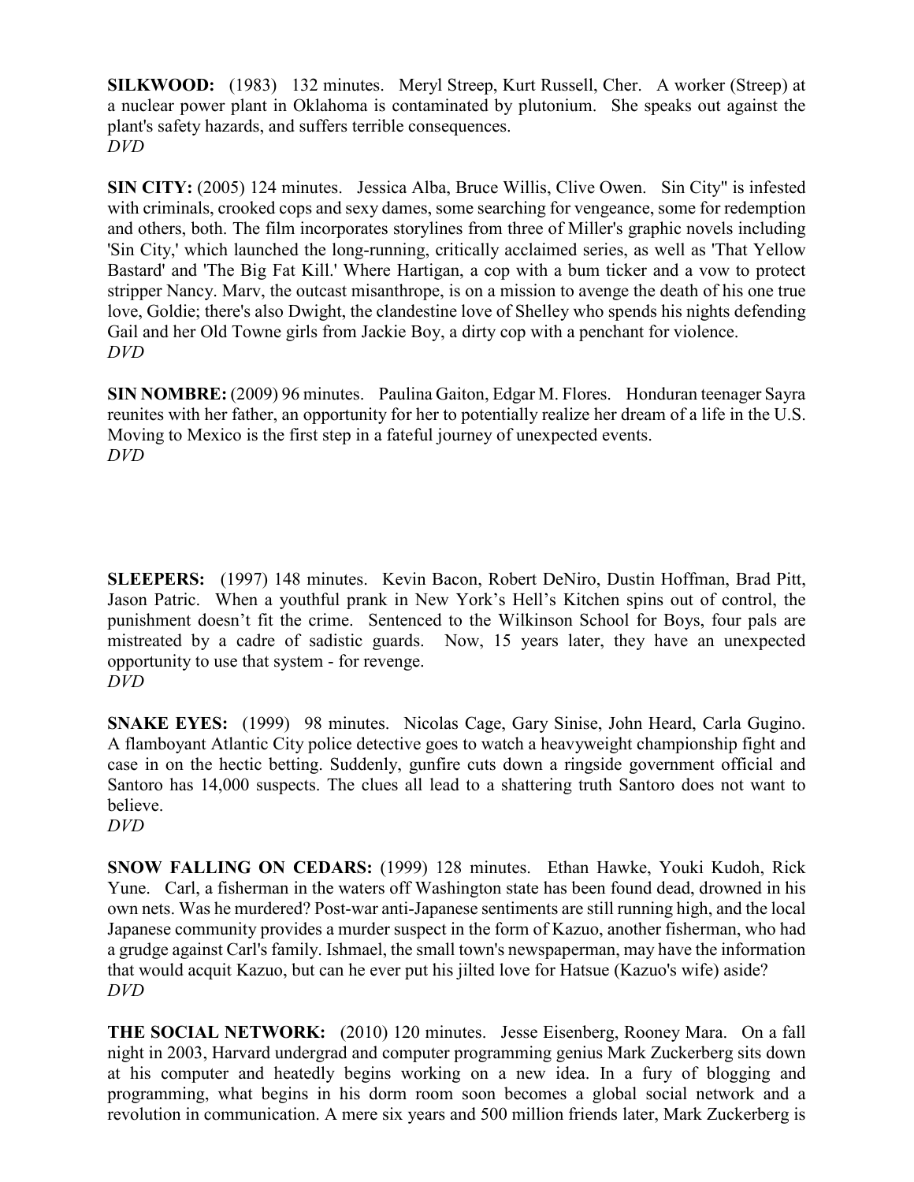**SILKWOOD:** (1983) 132 minutes. Meryl Streep, Kurt Russell, Cher. A worker (Streep) at a nuclear power plant in Oklahoma is contaminated by plutonium. She speaks out against the plant's safety hazards, and suffers terrible consequences.
*DVD*

**SIN CITY:** (2005) 124 minutes. Jessica Alba, Bruce Willis, Clive Owen. Sin City" is infested with criminals, crooked cops and sexy dames, some searching for vengeance, some for redemption and others, both. The film incorporates storylines from three of Miller's graphic novels including 'Sin City,' which launched the long-running, critically acclaimed series, as well as 'That Yellow Bastard' and 'The Big Fat Kill.' Where Hartigan, a cop with a bum ticker and a vow to protect stripper Nancy. Marv, the outcast misanthrope, is on a mission to avenge the death of his one true love, Goldie; there's also Dwight, the clandestine love of Shelley who spends his nights defending Gail and her Old Towne girls from Jackie Boy, a dirty cop with a penchant for violence.
*DVD*

**SIN NOMBRE:** (2009) 96 minutes. Paulina Gaiton, Edgar M. Flores. Honduran teenager Sayra reunites with her father, an opportunity for her to potentially realize her dream of a life in the U.S. Moving to Mexico is the first step in a fateful journey of unexpected events.
*DVD*

**SLEEPERS:** (1997) 148 minutes. Kevin Bacon, Robert DeNiro, Dustin Hoffman, Brad Pitt, Jason Patric. When a youthful prank in New York's Hell's Kitchen spins out of control, the punishment doesn't fit the crime. Sentenced to the Wilkinson School for Boys, four pals are mistreated by a cadre of sadistic guards. Now, 15 years later, they have an unexpected opportunity to use that system - for revenge.
*DVD*

**SNAKE EYES:** (1999) 98 minutes. Nicolas Cage, Gary Sinise, John Heard, Carla Gugino. A flamboyant Atlantic City police detective goes to watch a heavyweight championship fight and case in on the hectic betting. Suddenly, gunfire cuts down a ringside government official and Santoro has 14,000 suspects. The clues all lead to a shattering truth Santoro does not want to believe.
*DVD*

**SNOW FALLING ON CEDARS:** (1999) 128 minutes. Ethan Hawke, Youki Kudoh, Rick Yune. Carl, a fisherman in the waters off Washington state has been found dead, drowned in his own nets. Was he murdered? Post-war anti-Japanese sentiments are still running high, and the local Japanese community provides a murder suspect in the form of Kazuo, another fisherman, who had a grudge against Carl's family. Ishmael, the small town's newspaperman, may have the information that would acquit Kazuo, but can he ever put his jilted love for Hatsue (Kazuo's wife) aside?
*DVD*

**THE SOCIAL NETWORK:** (2010) 120 minutes. Jesse Eisenberg, Rooney Mara. On a fall night in 2003, Harvard undergrad and computer programming genius Mark Zuckerberg sits down at his computer and heatedly begins working on a new idea. In a fury of blogging and programming, what begins in his dorm room soon becomes a global social network and a revolution in communication. A mere six years and 500 million friends later, Mark Zuckerberg is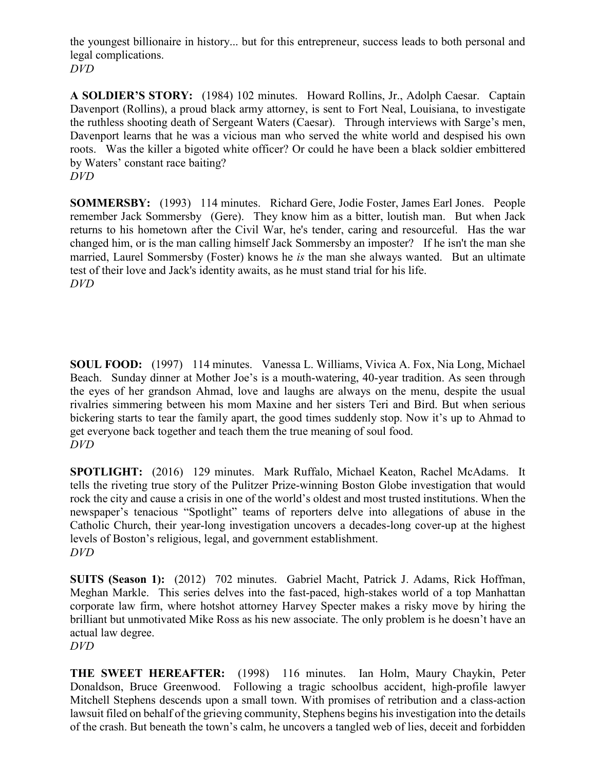the youngest billionaire in history... but for this entrepreneur, success leads to both personal and legal complications.
*DVD*

**A SOLDIER'S STORY:** (1984) 102 minutes. Howard Rollins, Jr., Adolph Caesar. Captain Davenport (Rollins), a proud black army attorney, is sent to Fort Neal, Louisiana, to investigate the ruthless shooting death of Sergeant Waters (Caesar). Through interviews with Sarge's men, Davenport learns that he was a vicious man who served the white world and despised his own roots. Was the killer a bigoted white officer? Or could he have been a black soldier embittered by Waters' constant race baiting?
*DVD*

**SOMMERSBY:** (1993) 114 minutes. Richard Gere, Jodie Foster, James Earl Jones. People remember Jack Sommersby (Gere). They know him as a bitter, loutish man. But when Jack returns to his hometown after the Civil War, he's tender, caring and resourceful. Has the war changed him, or is the man calling himself Jack Sommersby an imposter? If he isn't the man she married, Laurel Sommersby (Foster) knows he *is* the man she always wanted. But an ultimate test of their love and Jack's identity awaits, as he must stand trial for his life.
*DVD*

**SOUL FOOD:** (1997) 114 minutes. Vanessa L. Williams, Vivica A. Fox, Nia Long, Michael Beach. Sunday dinner at Mother Joe's is a mouth-watering, 40-year tradition. As seen through the eyes of her grandson Ahmad, love and laughs are always on the menu, despite the usual rivalries simmering between his mom Maxine and her sisters Teri and Bird. But when serious bickering starts to tear the family apart, the good times suddenly stop. Now it's up to Ahmad to get everyone back together and teach them the true meaning of soul food.
*DVD*

**SPOTLIGHT:** (2016) 129 minutes. Mark Ruffalo, Michael Keaton, Rachel McAdams. It tells the riveting true story of the Pulitzer Prize-winning Boston Globe investigation that would rock the city and cause a crisis in one of the world's oldest and most trusted institutions. When the newspaper's tenacious "Spotlight" teams of reporters delve into allegations of abuse in the Catholic Church, their year-long investigation uncovers a decades-long cover-up at the highest levels of Boston's religious, legal, and government establishment.
*DVD*

**SUITS (Season 1):** (2012) 702 minutes. Gabriel Macht, Patrick J. Adams, Rick Hoffman, Meghan Markle. This series delves into the fast-paced, high-stakes world of a top Manhattan corporate law firm, where hotshot attorney Harvey Specter makes a risky move by hiring the brilliant but unmotivated Mike Ross as his new associate. The only problem is he doesn't have an actual law degree.
*DVD*

**THE SWEET HEREAFTER:** (1998) 116 minutes. Ian Holm, Maury Chaykin, Peter Donaldson, Bruce Greenwood. Following a tragic schoolbus accident, high-profile lawyer Mitchell Stephens descends upon a small town. With promises of retribution and a class-action lawsuit filed on behalf of the grieving community, Stephens begins his investigation into the details of the crash. But beneath the town's calm, he uncovers a tangled web of lies, deceit and forbidden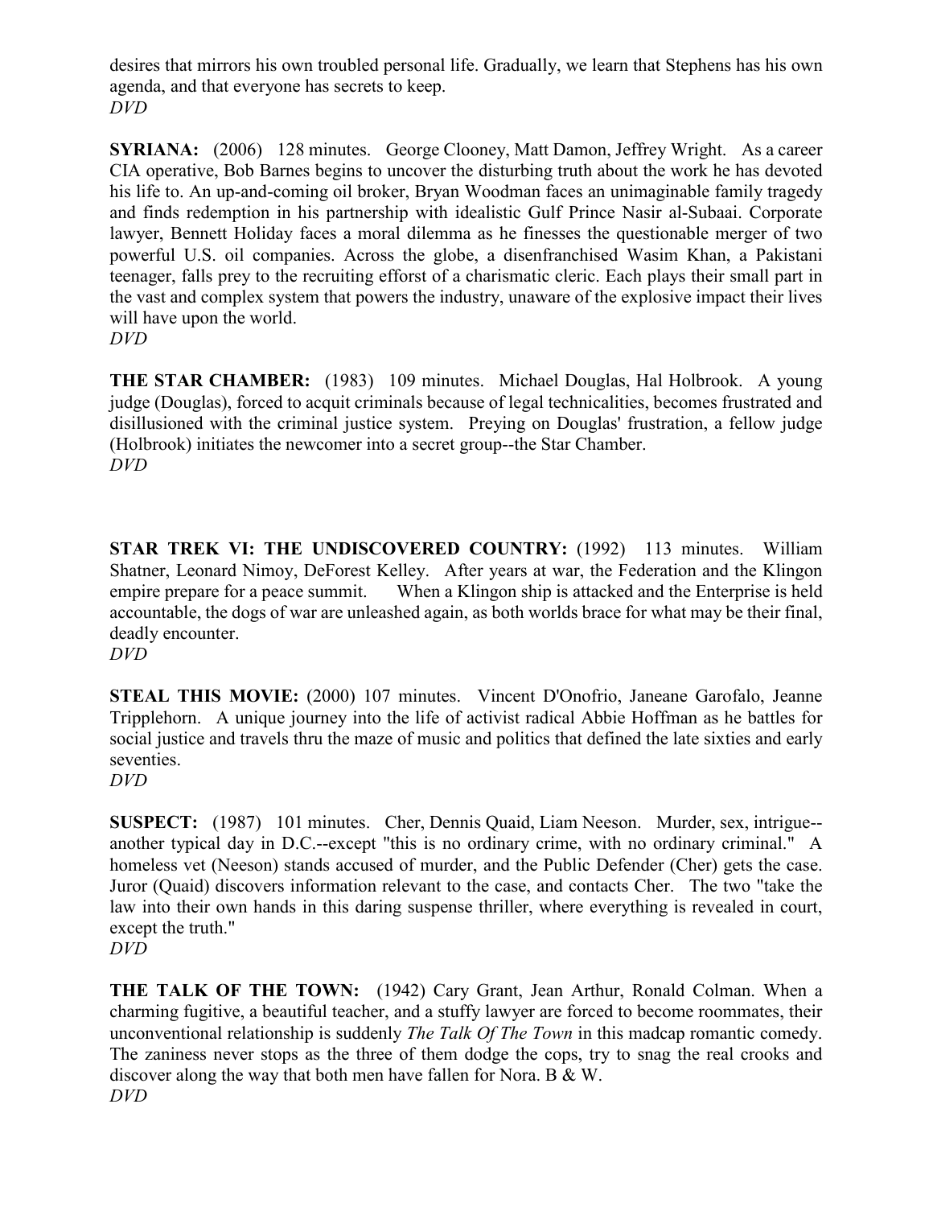desires that mirrors his own troubled personal life. Gradually, we learn that Stephens has his own agenda, and that everyone has secrets to keep.
*DVD*

**SYRIANA:** (2006) 128 minutes. George Clooney, Matt Damon, Jeffrey Wright. As a career CIA operative, Bob Barnes begins to uncover the disturbing truth about the work he has devoted his life to. An up-and-coming oil broker, Bryan Woodman faces an unimaginable family tragedy and finds redemption in his partnership with idealistic Gulf Prince Nasir al-Subaai. Corporate lawyer, Bennett Holiday faces a moral dilemma as he finesses the questionable merger of two powerful U.S. oil companies. Across the globe, a disenfranchised Wasim Khan, a Pakistani teenager, falls prey to the recruiting efforst of a charismatic cleric. Each plays their small part in the vast and complex system that powers the industry, unaware of the explosive impact their lives will have upon the world.
*DVD*

**THE STAR CHAMBER:** (1983) 109 minutes. Michael Douglas, Hal Holbrook. A young judge (Douglas), forced to acquit criminals because of legal technicalities, becomes frustrated and disillusioned with the criminal justice system. Preying on Douglas' frustration, a fellow judge (Holbrook) initiates the newcomer into a secret group--the Star Chamber.
*DVD*

**STAR TREK VI: THE UNDISCOVERED COUNTRY:** (1992) 113 minutes. William Shatner, Leonard Nimoy, DeForest Kelley. After years at war, the Federation and the Klingon empire prepare for a peace summit. When a Klingon ship is attacked and the Enterprise is held accountable, the dogs of war are unleashed again, as both worlds brace for what may be their final, deadly encounter.
*DVD*

**STEAL THIS MOVIE:** (2000) 107 minutes. Vincent D'Onofrio, Janeane Garofalo, Jeanne Tripplehorn. A unique journey into the life of activist radical Abbie Hoffman as he battles for social justice and travels thru the maze of music and politics that defined the late sixties and early seventies.
*DVD*

**SUSPECT:** (1987) 101 minutes. Cher, Dennis Quaid, Liam Neeson. Murder, sex, intrigue--another typical day in D.C.--except "this is no ordinary crime, with no ordinary criminal." A homeless vet (Neeson) stands accused of murder, and the Public Defender (Cher) gets the case. Juror (Quaid) discovers information relevant to the case, and contacts Cher. The two "take the law into their own hands in this daring suspense thriller, where everything is revealed in court, except the truth."
*DVD*

**THE TALK OF THE TOWN:** (1942) Cary Grant, Jean Arthur, Ronald Colman. When a charming fugitive, a beautiful teacher, and a stuffy lawyer are forced to become roommates, their unconventional relationship is suddenly *The Talk Of The Town* in this madcap romantic comedy. The zaniness never stops as the three of them dodge the cops, try to snag the real crooks and discover along the way that both men have fallen for Nora. B & W.
*DVD*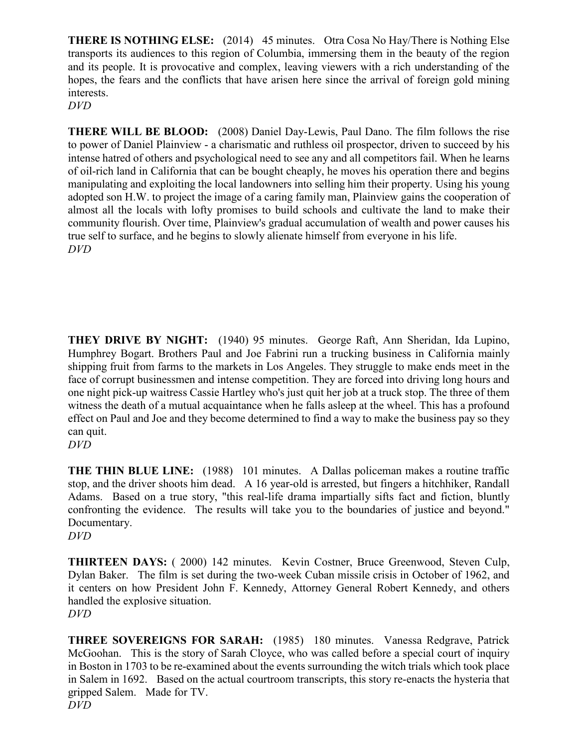**THERE IS NOTHING ELSE:** (2014) 45 minutes. Otra Cosa No Hay/There is Nothing Else transports its audiences to this region of Columbia, immersing them in the beauty of the region and its people. It is provocative and complex, leaving viewers with a rich understanding of the hopes, the fears and the conflicts that have arisen here since the arrival of foreign gold mining interests.
*DVD*

**THERE WILL BE BLOOD:** (2008) Daniel Day-Lewis, Paul Dano. The film follows the rise to power of Daniel Plainview - a charismatic and ruthless oil prospector, driven to succeed by his intense hatred of others and psychological need to see any and all competitors fail. When he learns of oil-rich land in California that can be bought cheaply, he moves his operation there and begins manipulating and exploiting the local landowners into selling him their property. Using his young adopted son H.W. to project the image of a caring family man, Plainview gains the cooperation of almost all the locals with lofty promises to build schools and cultivate the land to make their community flourish. Over time, Plainview's gradual accumulation of wealth and power causes his true self to surface, and he begins to slowly alienate himself from everyone in his life.
*DVD*

**THEY DRIVE BY NIGHT:** (1940) 95 minutes. George Raft, Ann Sheridan, Ida Lupino, Humphrey Bogart. Brothers Paul and Joe Fabrini run a trucking business in California mainly shipping fruit from farms to the markets in Los Angeles. They struggle to make ends meet in the face of corrupt businessmen and intense competition. They are forced into driving long hours and one night pick-up waitress Cassie Hartley who's just quit her job at a truck stop. The three of them witness the death of a mutual acquaintance when he falls asleep at the wheel. This has a profound effect on Paul and Joe and they become determined to find a way to make the business pay so they can quit.
*DVD*

**THE THIN BLUE LINE:** (1988) 101 minutes. A Dallas policeman makes a routine traffic stop, and the driver shoots him dead. A 16 year-old is arrested, but fingers a hitchhiker, Randall Adams. Based on a true story, "this real-life drama impartially sifts fact and fiction, bluntly confronting the evidence. The results will take you to the boundaries of justice and beyond." Documentary.
*DVD*

**THIRTEEN DAYS:** ( 2000) 142 minutes. Kevin Costner, Bruce Greenwood, Steven Culp, Dylan Baker. The film is set during the two-week Cuban missile crisis in October of 1962, and it centers on how President John F. Kennedy, Attorney General Robert Kennedy, and others handled the explosive situation.
*DVD*

**THREE SOVEREIGNS FOR SARAH:** (1985) 180 minutes. Vanessa Redgrave, Patrick McGoohan. This is the story of Sarah Cloyce, who was called before a special court of inquiry in Boston in 1703 to be re-examined about the events surrounding the witch trials which took place in Salem in 1692. Based on the actual courtroom transcripts, this story re-enacts the hysteria that gripped Salem. Made for TV.
*DVD*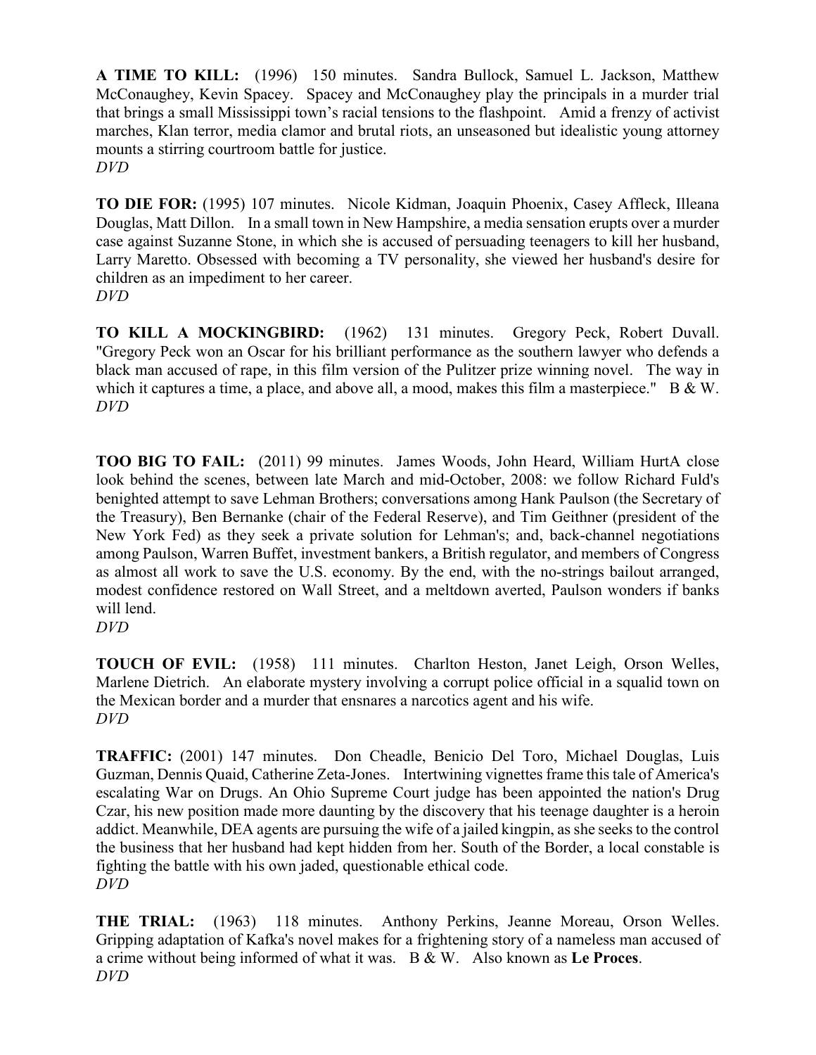**A TIME TO KILL:** (1996) 150 minutes. Sandra Bullock, Samuel L. Jackson, Matthew McConaughey, Kevin Spacey. Spacey and McConaughey play the principals in a murder trial that brings a small Mississippi town's racial tensions to the flashpoint. Amid a frenzy of activist marches, Klan terror, media clamor and brutal riots, an unseasoned but idealistic young attorney mounts a stirring courtroom battle for justice.
*DVD*

**TO DIE FOR:** (1995) 107 minutes. Nicole Kidman, Joaquin Phoenix, Casey Affleck, Illeana Douglas, Matt Dillon. In a small town in New Hampshire, a media sensation erupts over a murder case against Suzanne Stone, in which she is accused of persuading teenagers to kill her husband, Larry Maretto. Obsessed with becoming a TV personality, she viewed her husband's desire for children as an impediment to her career.
*DVD*

**TO KILL A MOCKINGBIRD:** (1962) 131 minutes. Gregory Peck, Robert Duvall. "Gregory Peck won an Oscar for his brilliant performance as the southern lawyer who defends a black man accused of rape, in this film version of the Pulitzer prize winning novel. The way in which it captures a time, a place, and above all, a mood, makes this film a masterpiece." B & W.
*DVD*

**TOO BIG TO FAIL:** (2011) 99 minutes. James Woods, John Heard, William HurtA close look behind the scenes, between late March and mid-October, 2008: we follow Richard Fuld's benighted attempt to save Lehman Brothers; conversations among Hank Paulson (the Secretary of the Treasury), Ben Bernanke (chair of the Federal Reserve), and Tim Geithner (president of the New York Fed) as they seek a private solution for Lehman's; and, back-channel negotiations among Paulson, Warren Buffet, investment bankers, a British regulator, and members of Congress as almost all work to save the U.S. economy. By the end, with the no-strings bailout arranged, modest confidence restored on Wall Street, and a meltdown averted, Paulson wonders if banks will lend.
*DVD*

**TOUCH OF EVIL:** (1958) 111 minutes. Charlton Heston, Janet Leigh, Orson Welles, Marlene Dietrich. An elaborate mystery involving a corrupt police official in a squalid town on the Mexican border and a murder that ensnares a narcotics agent and his wife.
*DVD*

**TRAFFIC:** (2001) 147 minutes. Don Cheadle, Benicio Del Toro, Michael Douglas, Luis Guzman, Dennis Quaid, Catherine Zeta-Jones. Intertwining vignettes frame this tale of America's escalating War on Drugs. An Ohio Supreme Court judge has been appointed the nation's Drug Czar, his new position made more daunting by the discovery that his teenage daughter is a heroin addict. Meanwhile, DEA agents are pursuing the wife of a jailed kingpin, as she seeks to the control the business that her husband had kept hidden from her. South of the Border, a local constable is fighting the battle with his own jaded, questionable ethical code.
*DVD*

**THE TRIAL:** (1963) 118 minutes. Anthony Perkins, Jeanne Moreau, Orson Welles. Gripping adaptation of Kafka's novel makes for a frightening story of a nameless man accused of a crime without being informed of what it was. B & W. Also known as **Le Proces**.
*DVD*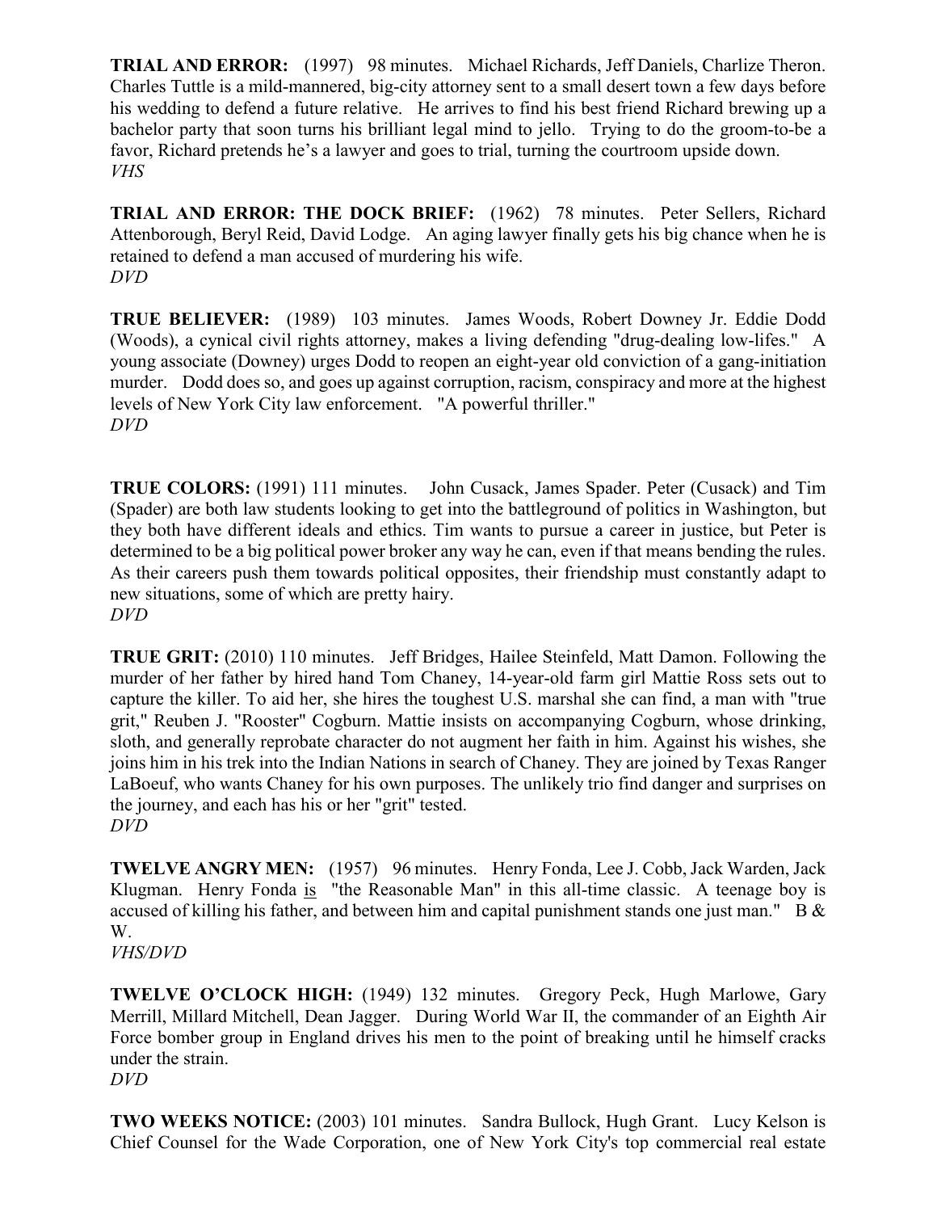**TRIAL AND ERROR:** (1997) 98 minutes. Michael Richards, Jeff Daniels, Charlize Theron. Charles Tuttle is a mild-mannered, big-city attorney sent to a small desert town a few days before his wedding to defend a future relative. He arrives to find his best friend Richard brewing up a bachelor party that soon turns his brilliant legal mind to jello. Trying to do the groom-to-be a favor, Richard pretends he's a lawyer and goes to trial, turning the courtroom upside down.
*VHS*

**TRIAL AND ERROR: THE DOCK BRIEF:** (1962) 78 minutes. Peter Sellers, Richard Attenborough, Beryl Reid, David Lodge. An aging lawyer finally gets his big chance when he is retained to defend a man accused of murdering his wife.
*DVD*

**TRUE BELIEVER:** (1989) 103 minutes. James Woods, Robert Downey Jr. Eddie Dodd (Woods), a cynical civil rights attorney, makes a living defending "drug-dealing low-lifes." A young associate (Downey) urges Dodd to reopen an eight-year old conviction of a gang-initiation murder. Dodd does so, and goes up against corruption, racism, conspiracy and more at the highest levels of New York City law enforcement. "A powerful thriller."
*DVD*

**TRUE COLORS:** (1991) 111 minutes. John Cusack, James Spader. Peter (Cusack) and Tim (Spader) are both law students looking to get into the battleground of politics in Washington, but they both have different ideals and ethics. Tim wants to pursue a career in justice, but Peter is determined to be a big political power broker any way he can, even if that means bending the rules. As their careers push them towards political opposites, their friendship must constantly adapt to new situations, some of which are pretty hairy.
*DVD*

**TRUE GRIT:** (2010) 110 minutes. Jeff Bridges, Hailee Steinfeld, Matt Damon. Following the murder of her father by hired hand Tom Chaney, 14-year-old farm girl Mattie Ross sets out to capture the killer. To aid her, she hires the toughest U.S. marshal she can find, a man with "true grit," Reuben J. "Rooster" Cogburn. Mattie insists on accompanying Cogburn, whose drinking, sloth, and generally reprobate character do not augment her faith in him. Against his wishes, she joins him in his trek into the Indian Nations in search of Chaney. They are joined by Texas Ranger LaBoeuf, who wants Chaney for his own purposes. The unlikely trio find danger and surprises on the journey, and each has his or her "grit" tested.
*DVD*

**TWELVE ANGRY MEN:** (1957) 96 minutes. Henry Fonda, Lee J. Cobb, Jack Warden, Jack Klugman. Henry Fonda is "the Reasonable Man" in this all-time classic. A teenage boy is accused of killing his father, and between him and capital punishment stands one just man." B & W.
*VHS/DVD*

**TWELVE O'CLOCK HIGH:** (1949) 132 minutes. Gregory Peck, Hugh Marlowe, Gary Merrill, Millard Mitchell, Dean Jagger. During World War II, the commander of an Eighth Air Force bomber group in England drives his men to the point of breaking until he himself cracks under the strain.
*DVD*

**TWO WEEKS NOTICE:** (2003) 101 minutes. Sandra Bullock, Hugh Grant. Lucy Kelson is Chief Counsel for the Wade Corporation, one of New York City's top commercial real estate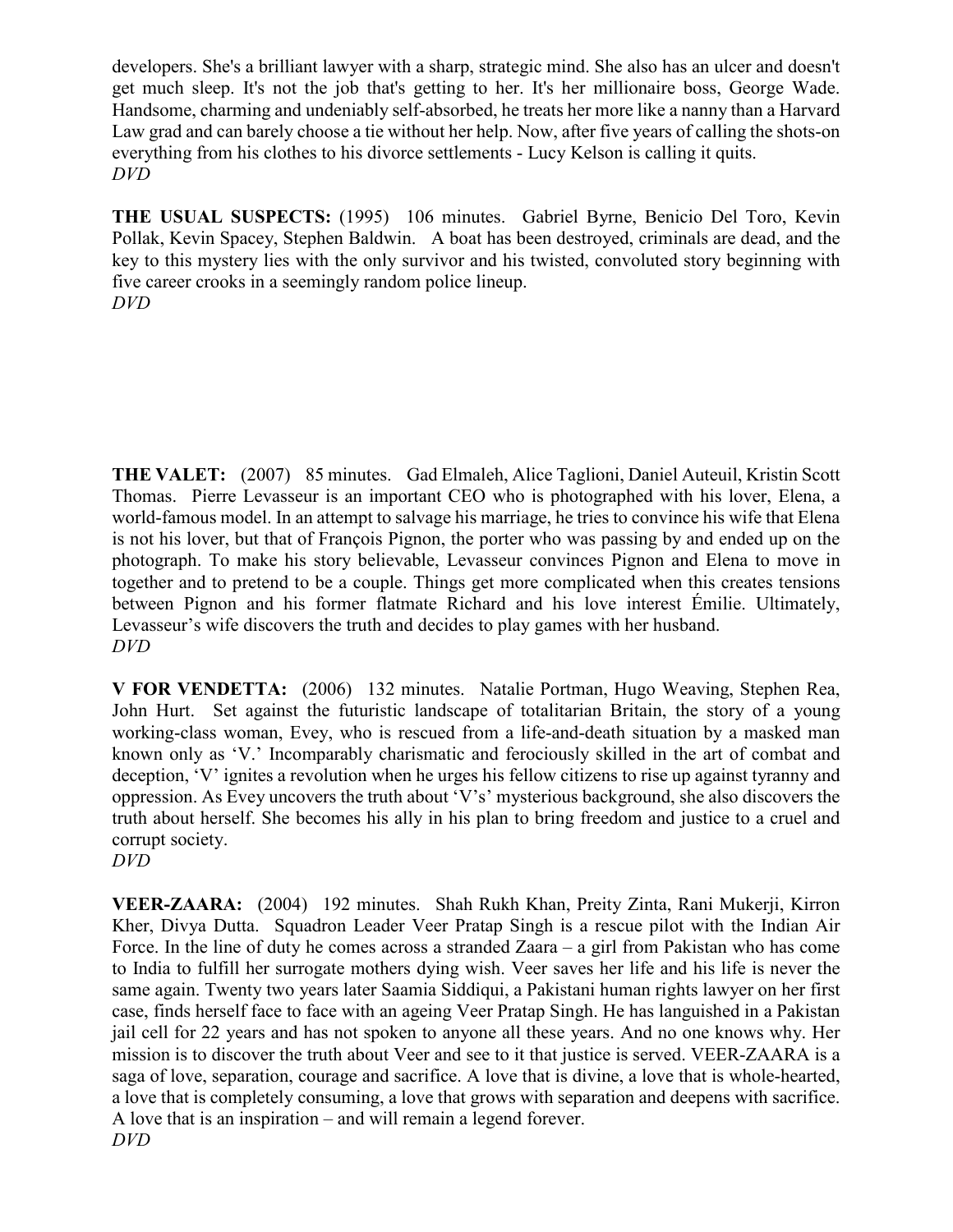developers. She's a brilliant lawyer with a sharp, strategic mind. She also has an ulcer and doesn't get much sleep. It's not the job that's getting to her. It's her millionaire boss, George Wade. Handsome, charming and undeniably self-absorbed, he treats her more like a nanny than a Harvard Law grad and can barely choose a tie without her help. Now, after five years of calling the shots-on everything from his clothes to his divorce settlements - Lucy Kelson is calling it quits.
*DVD*

**THE USUAL SUSPECTS:** (1995) 106 minutes. Gabriel Byrne, Benicio Del Toro, Kevin Pollak, Kevin Spacey, Stephen Baldwin. A boat has been destroyed, criminals are dead, and the key to this mystery lies with the only survivor and his twisted, convoluted story beginning with five career crooks in a seemingly random police lineup.
*DVD*

**THE VALET:** (2007) 85 minutes. Gad Elmaleh, Alice Taglioni, Daniel Auteuil, Kristin Scott Thomas. Pierre Levasseur is an important CEO who is photographed with his lover, Elena, a world-famous model. In an attempt to salvage his marriage, he tries to convince his wife that Elena is not his lover, but that of François Pignon, the porter who was passing by and ended up on the photograph. To make his story believable, Levasseur convinces Pignon and Elena to move in together and to pretend to be a couple. Things get more complicated when this creates tensions between Pignon and his former flatmate Richard and his love interest Émilie. Ultimately, Levasseur's wife discovers the truth and decides to play games with her husband.
*DVD*

**V FOR VENDETTA:** (2006) 132 minutes. Natalie Portman, Hugo Weaving, Stephen Rea, John Hurt. Set against the futuristic landscape of totalitarian Britain, the story of a young working-class woman, Evey, who is rescued from a life-and-death situation by a masked man known only as 'V.' Incomparably charismatic and ferociously skilled in the art of combat and deception, 'V' ignites a revolution when he urges his fellow citizens to rise up against tyranny and oppression. As Evey uncovers the truth about 'V's' mysterious background, she also discovers the truth about herself. She becomes his ally in his plan to bring freedom and justice to a cruel and corrupt society.
*DVD*

**VEER-ZAARA:** (2004) 192 minutes. Shah Rukh Khan, Preity Zinta, Rani Mukerji, Kirron Kher, Divya Dutta. Squadron Leader Veer Pratap Singh is a rescue pilot with the Indian Air Force. In the line of duty he comes across a stranded Zaara – a girl from Pakistan who has come to India to fulfill her surrogate mothers dying wish. Veer saves her life and his life is never the same again. Twenty two years later Saamia Siddiqui, a Pakistani human rights lawyer on her first case, finds herself face to face with an ageing Veer Pratap Singh. He has languished in a Pakistan jail cell for 22 years and has not spoken to anyone all these years. And no one knows why. Her mission is to discover the truth about Veer and see to it that justice is served. VEER-ZAARA is a saga of love, separation, courage and sacrifice. A love that is divine, a love that is whole-hearted, a love that is completely consuming, a love that grows with separation and deepens with sacrifice. A love that is an inspiration – and will remain a legend forever.
*DVD*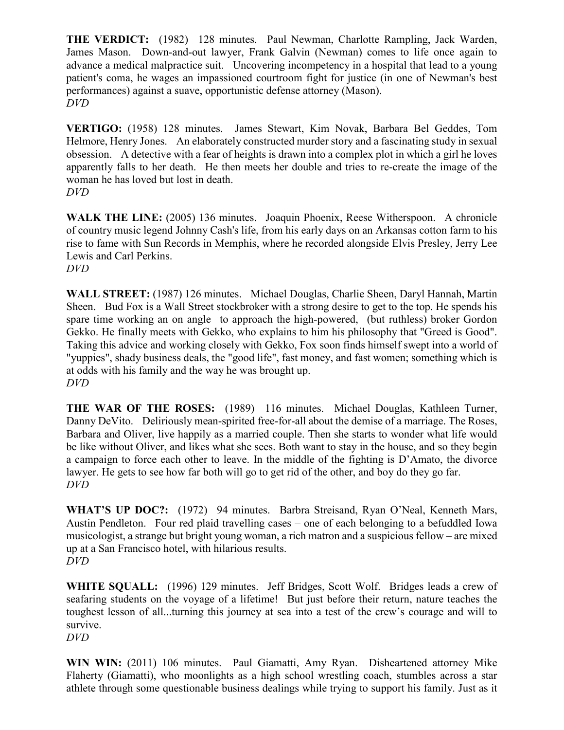**THE VERDICT:** (1982) 128 minutes. Paul Newman, Charlotte Rampling, Jack Warden, James Mason. Down-and-out lawyer, Frank Galvin (Newman) comes to life once again to advance a medical malpractice suit. Uncovering incompetency in a hospital that lead to a young patient's coma, he wages an impassioned courtroom fight for justice (in one of Newman's best performances) against a suave, opportunistic defense attorney (Mason).
*DVD*

**VERTIGO:** (1958) 128 minutes. James Stewart, Kim Novak, Barbara Bel Geddes, Tom Helmore, Henry Jones. An elaborately constructed murder story and a fascinating study in sexual obsession. A detective with a fear of heights is drawn into a complex plot in which a girl he loves apparently falls to her death. He then meets her double and tries to re-create the image of the woman he has loved but lost in death.
*DVD*

**WALK THE LINE:** (2005) 136 minutes. Joaquin Phoenix, Reese Witherspoon. A chronicle of country music legend Johnny Cash's life, from his early days on an Arkansas cotton farm to his rise to fame with Sun Records in Memphis, where he recorded alongside Elvis Presley, Jerry Lee Lewis and Carl Perkins.
*DVD*

**WALL STREET:** (1987) 126 minutes. Michael Douglas, Charlie Sheen, Daryl Hannah, Martin Sheen. Bud Fox is a Wall Street stockbroker with a strong desire to get to the top. He spends his spare time working an on angle to approach the high-powered, (but ruthless) broker Gordon Gekko. He finally meets with Gekko, who explains to him his philosophy that "Greed is Good". Taking this advice and working closely with Gekko, Fox soon finds himself swept into a world of "yuppies", shady business deals, the "good life", fast money, and fast women; something which is at odds with his family and the way he was brought up.
*DVD*

**THE WAR OF THE ROSES:** (1989) 116 minutes. Michael Douglas, Kathleen Turner, Danny DeVito. Deliriously mean-spirited free-for-all about the demise of a marriage. The Roses, Barbara and Oliver, live happily as a married couple. Then she starts to wonder what life would be like without Oliver, and likes what she sees. Both want to stay in the house, and so they begin a campaign to force each other to leave. In the middle of the fighting is D'Amato, the divorce lawyer. He gets to see how far both will go to get rid of the other, and boy do they go far.
*DVD*

**WHAT'S UP DOC?:** (1972) 94 minutes. Barbra Streisand, Ryan O'Neal, Kenneth Mars, Austin Pendleton. Four red plaid travelling cases – one of each belonging to a befuddled Iowa musicologist, a strange but bright young woman, a rich matron and a suspicious fellow – are mixed up at a San Francisco hotel, with hilarious results.
*DVD*

**WHITE SQUALL:** (1996) 129 minutes. Jeff Bridges, Scott Wolf. Bridges leads a crew of seafaring students on the voyage of a lifetime! But just before their return, nature teaches the toughest lesson of all...turning this journey at sea into a test of the crew's courage and will to survive.
*DVD*

**WIN WIN:** (2011) 106 minutes. Paul Giamatti, Amy Ryan. Disheartened attorney Mike Flaherty (Giamatti), who moonlights as a high school wrestling coach, stumbles across a star athlete through some questionable business dealings while trying to support his family. Just as it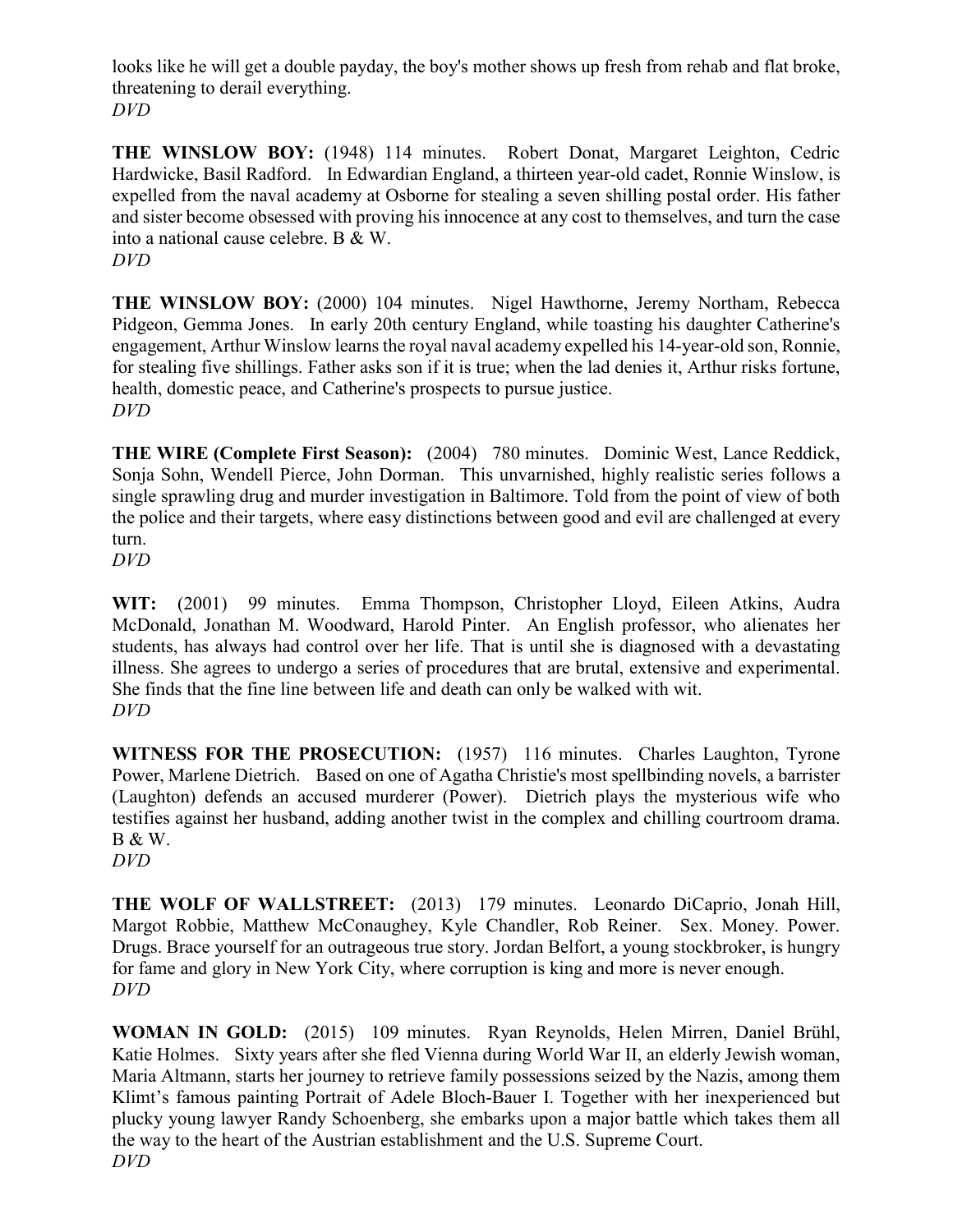looks like he will get a double payday, the boy's mother shows up fresh from rehab and flat broke, threatening to derail everything.
*DVD*

**THE WINSLOW BOY:** (1948) 114 minutes. Robert Donat, Margaret Leighton, Cedric Hardwicke, Basil Radford. In Edwardian England, a thirteen year-old cadet, Ronnie Winslow, is expelled from the naval academy at Osborne for stealing a seven shilling postal order. His father and sister become obsessed with proving his innocence at any cost to themselves, and turn the case into a national cause celebre. B & W.
*DVD*

**THE WINSLOW BOY:** (2000) 104 minutes. Nigel Hawthorne, Jeremy Northam, Rebecca Pidgeon, Gemma Jones. In early 20th century England, while toasting his daughter Catherine's engagement, Arthur Winslow learns the royal naval academy expelled his 14-year-old son, Ronnie, for stealing five shillings. Father asks son if it is true; when the lad denies it, Arthur risks fortune, health, domestic peace, and Catherine's prospects to pursue justice.
*DVD*

**THE WIRE (Complete First Season):** (2004) 780 minutes. Dominic West, Lance Reddick, Sonja Sohn, Wendell Pierce, John Dorman. This unvarnished, highly realistic series follows a single sprawling drug and murder investigation in Baltimore. Told from the point of view of both the police and their targets, where easy distinctions between good and evil are challenged at every turn.
*DVD*

**WIT:** (2001) 99 minutes. Emma Thompson, Christopher Lloyd, Eileen Atkins, Audra McDonald, Jonathan M. Woodward, Harold Pinter. An English professor, who alienates her students, has always had control over her life. That is until she is diagnosed with a devastating illness. She agrees to undergo a series of procedures that are brutal, extensive and experimental. She finds that the fine line between life and death can only be walked with wit.
*DVD*

**WITNESS FOR THE PROSECUTION:** (1957) 116 minutes. Charles Laughton, Tyrone Power, Marlene Dietrich. Based on one of Agatha Christie's most spellbinding novels, a barrister (Laughton) defends an accused murderer (Power). Dietrich plays the mysterious wife who testifies against her husband, adding another twist in the complex and chilling courtroom drama. B & W.
*DVD*

**THE WOLF OF WALLSTREET:** (2013) 179 minutes. Leonardo DiCaprio, Jonah Hill, Margot Robbie, Matthew McConaughey, Kyle Chandler, Rob Reiner. Sex. Money. Power. Drugs. Brace yourself for an outrageous true story. Jordan Belfort, a young stockbroker, is hungry for fame and glory in New York City, where corruption is king and more is never enough.
*DVD*

**WOMAN IN GOLD:** (2015) 109 minutes. Ryan Reynolds, Helen Mirren, Daniel Brühl, Katie Holmes. Sixty years after she fled Vienna during World War II, an elderly Jewish woman, Maria Altmann, starts her journey to retrieve family possessions seized by the Nazis, among them Klimt's famous painting Portrait of Adele Bloch-Bauer I. Together with her inexperienced but plucky young lawyer Randy Schoenberg, she embarks upon a major battle which takes them all the way to the heart of the Austrian establishment and the U.S. Supreme Court.
*DVD*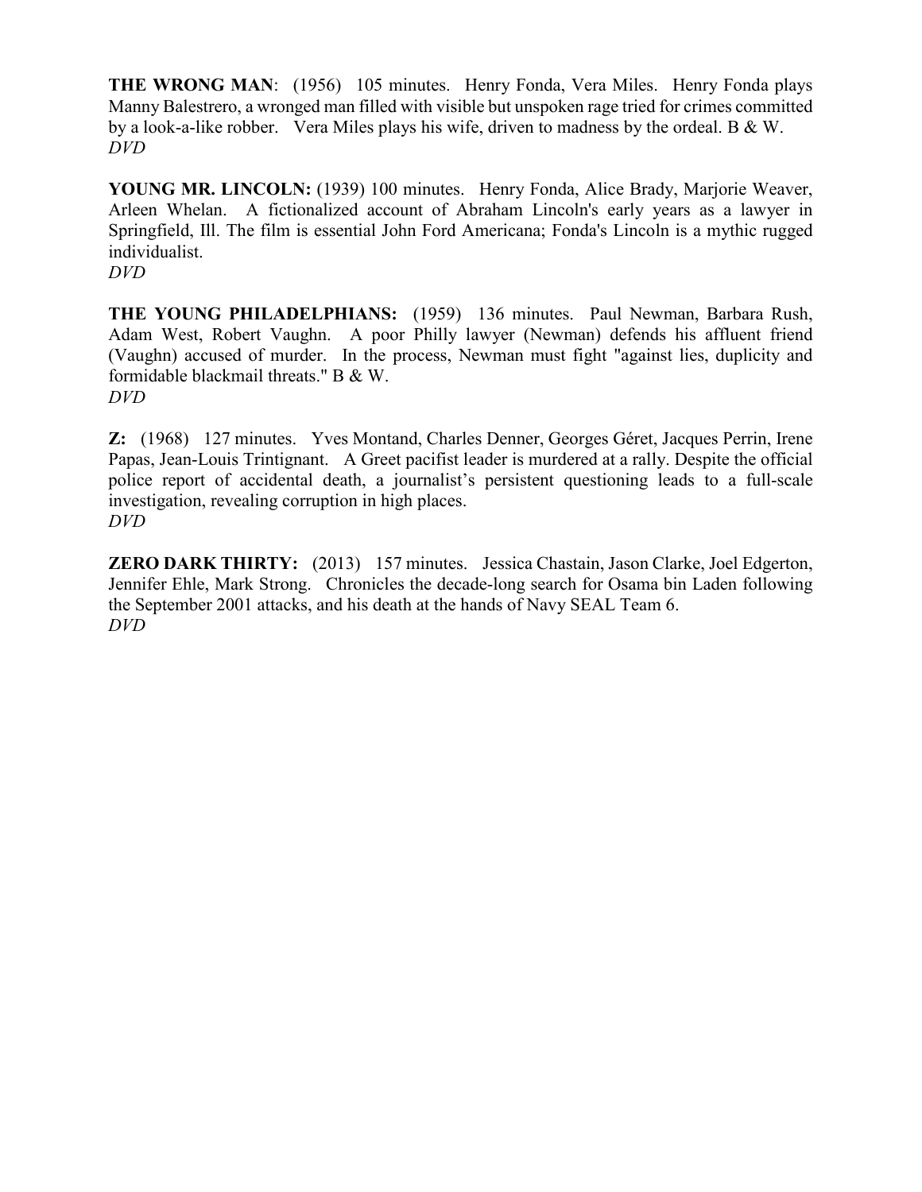**THE WRONG MAN**: (1956) 105 minutes. Henry Fonda, Vera Miles. Henry Fonda plays Manny Balestrero, a wronged man filled with visible but unspoken rage tried for crimes committed by a look-a-like robber. Vera Miles plays his wife, driven to madness by the ordeal. B & W.
*DVD*

**YOUNG MR. LINCOLN:** (1939) 100 minutes. Henry Fonda, Alice Brady, Marjorie Weaver, Arleen Whelan. A fictionalized account of Abraham Lincoln's early years as a lawyer in Springfield, Ill. The film is essential John Ford Americana; Fonda's Lincoln is a mythic rugged individualist.
*DVD*

**THE YOUNG PHILADELPHIANS:** (1959) 136 minutes. Paul Newman, Barbara Rush, Adam West, Robert Vaughn. A poor Philly lawyer (Newman) defends his affluent friend (Vaughn) accused of murder. In the process, Newman must fight "against lies, duplicity and formidable blackmail threats." B & W.
*DVD*

**Z:** (1968) 127 minutes. Yves Montand, Charles Denner, Georges Géret, Jacques Perrin, Irene Papas, Jean-Louis Trintignant. A Greet pacifist leader is murdered at a rally. Despite the official police report of accidental death, a journalist's persistent questioning leads to a full-scale investigation, revealing corruption in high places.
*DVD*

**ZERO DARK THIRTY:** (2013) 157 minutes. Jessica Chastain, Jason Clarke, Joel Edgerton, Jennifer Ehle, Mark Strong. Chronicles the decade-long search for Osama bin Laden following the September 2001 attacks, and his death at the hands of Navy SEAL Team 6.
*DVD*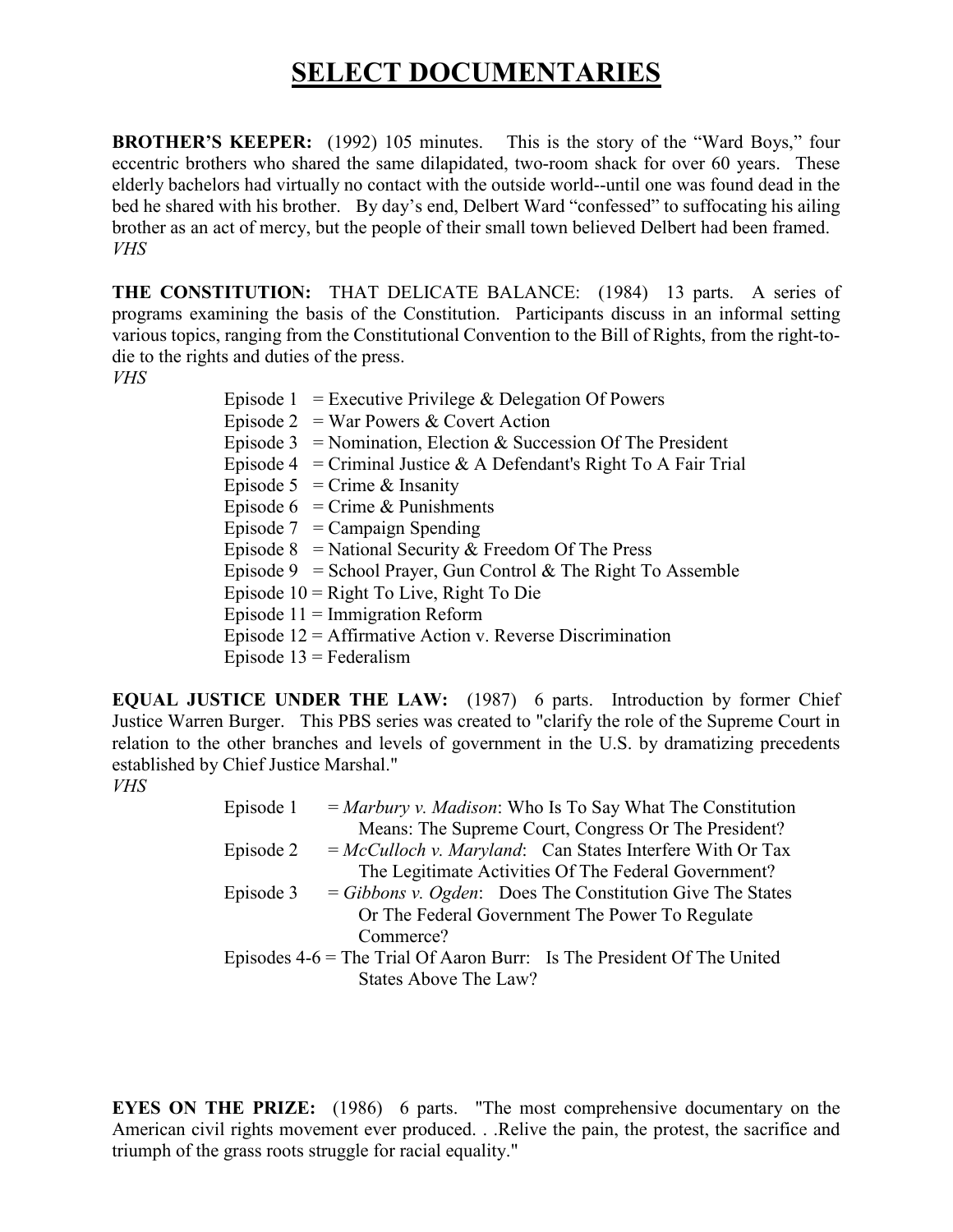# SELECT DOCUMENTARIES

**BROTHER'S KEEPER:** (1992) 105 minutes. This is the story of the "Ward Boys," four eccentric brothers who shared the same dilapidated, two-room shack for over 60 years. These elderly bachelors had virtually no contact with the outside world--until one was found dead in the bed he shared with his brother. By day's end, Delbert Ward "confessed" to suffocating his ailing brother as an act of mercy, but the people of their small town believed Delbert had been framed.
*VHS*

**THE CONSTITUTION:** THAT DELICATE BALANCE: (1984) 13 parts. A series of programs examining the basis of the Constitution. Participants discuss in an informal setting various topics, ranging from the Constitutional Convention to the Bill of Rights, from the right-to-die to the rights and duties of the press.
*VHS*

- Episode 1 = Executive Privilege & Delegation Of Powers
- Episode 2 = War Powers & Covert Action
- Episode 3 = Nomination, Election & Succession Of The President
- Episode 4 = Criminal Justice & A Defendant's Right To A Fair Trial
- Episode 5 = Crime & Insanity
- Episode 6 = Crime & Punishments
- Episode 7 = Campaign Spending
- Episode 8 = National Security & Freedom Of The Press
- Episode 9 = School Prayer, Gun Control & The Right To Assemble
- Episode 10 = Right To Live, Right To Die
- Episode 11 = Immigration Reform
- Episode 12 = Affirmative Action v. Reverse Discrimination
- Episode 13 = Federalism

**EQUAL JUSTICE UNDER THE LAW:** (1987) 6 parts. Introduction by former Chief Justice Warren Burger. This PBS series was created to "clarify the role of the Supreme Court in relation to the other branches and levels of government in the U.S. by dramatizing precedents established by Chief Justice Marshal."
*VHS*

- Episode 1 = *Marbury v. Madison*: Who Is To Say What The Constitution Means: The Supreme Court, Congress Or The President?
- Episode 2 = *McCulloch v. Maryland*: Can States Interfere With Or Tax The Legitimate Activities Of The Federal Government?
- Episode 3 = *Gibbons v. Ogden*: Does The Constitution Give The States Or The Federal Government The Power To Regulate Commerce?
- Episodes 4-6 = The Trial Of Aaron Burr: Is The President Of The United States Above The Law?

**EYES ON THE PRIZE:** (1986) 6 parts. "The most comprehensive documentary on the American civil rights movement ever produced. . .Relive the pain, the protest, the sacrifice and triumph of the grass roots struggle for racial equality."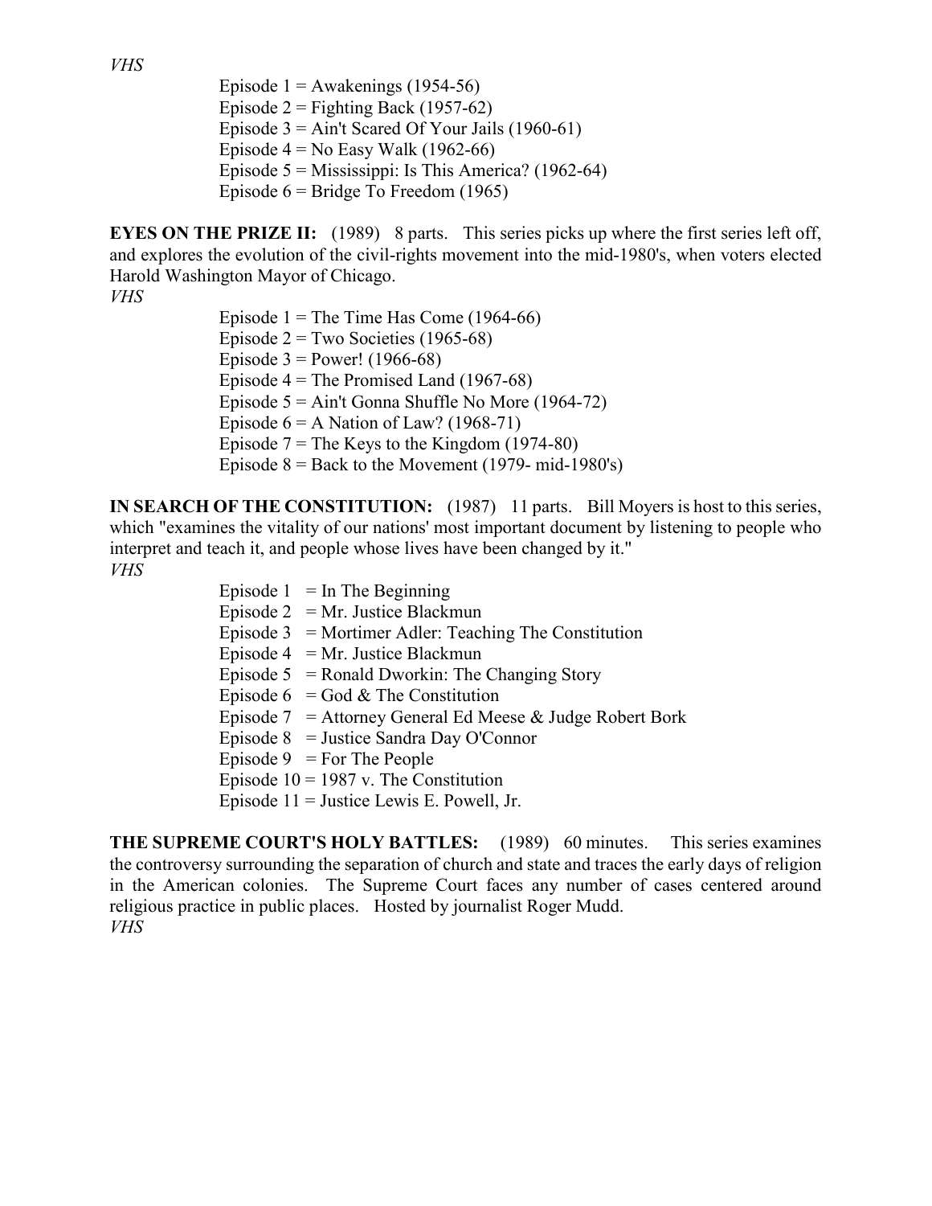*VHS*

Episode 1 = Awakenings (1954-56)
Episode 2 = Fighting Back (1957-62)
Episode 3 = Ain't Scared Of Your Jails (1960-61)
Episode 4 = No Easy Walk (1962-66)
Episode 5 = Mississippi: Is This America? (1962-64)
Episode 6 = Bridge To Freedom (1965)

**EYES ON THE PRIZE II:** (1989) 8 parts. This series picks up where the first series left off, and explores the evolution of the civil-rights movement into the mid-1980's, when voters elected Harold Washington Mayor of Chicago.
*VHS*

Episode 1 = The Time Has Come (1964-66)
Episode 2 = Two Societies (1965-68)
Episode 3 = Power! (1966-68)
Episode 4 = The Promised Land (1967-68)
Episode 5 = Ain't Gonna Shuffle No More (1964-72)
Episode 6 = A Nation of Law? (1968-71)
Episode 7 = The Keys to the Kingdom (1974-80)
Episode 8 = Back to the Movement (1979- mid-1980's)

**IN SEARCH OF THE CONSTITUTION:** (1987) 11 parts. Bill Moyers is host to this series, which "examines the vitality of our nations' most important document by listening to people who interpret and teach it, and people whose lives have been changed by it."
*VHS*

Episode 1 = In The Beginning
Episode 2 = Mr. Justice Blackmun
Episode 3 = Mortimer Adler: Teaching The Constitution
Episode 4 = Mr. Justice Blackmun
Episode 5 = Ronald Dworkin: The Changing Story
Episode 6 = God & The Constitution
Episode 7 = Attorney General Ed Meese & Judge Robert Bork
Episode 8 = Justice Sandra Day O'Connor
Episode 9 = For The People
Episode 10 = 1987 v. The Constitution
Episode 11 = Justice Lewis E. Powell, Jr.

**THE SUPREME COURT'S HOLY BATTLES:** (1989) 60 minutes. This series examines the controversy surrounding the separation of church and state and traces the early days of religion in the American colonies. The Supreme Court faces any number of cases centered around religious practice in public places. Hosted by journalist Roger Mudd.
*VHS*